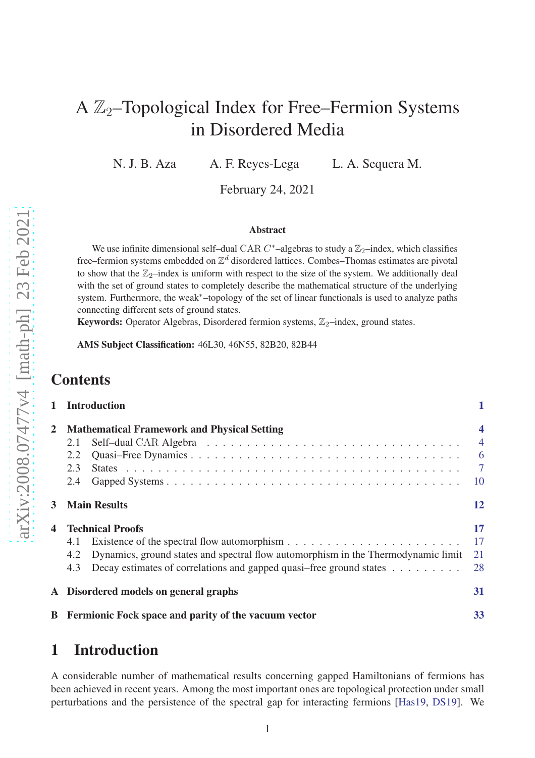# A $\mathbb{Z}_2$–Topological Index for Free–Fermion Systems in Disordered Media

N. J. B. Aza A. F. Reyes-Lega L. A. Sequera M.

February 24, 2021

### Abstract

We use infinite dimensional self–dual CAR $C^*$–algebras to study a $\mathbb{Z}_2$–index, which classifies free–fermion systems embedded on $\mathbb{Z}^d$ disordered lattices. Combes–Thomas estimates are pivotal to show that the $\mathbb{Z}_2$–index is uniform with respect to the size of the system. We additionally deal with the set of ground states to completely describe the mathematical structure of the underlying system. Furthermore, the weak$^*$–topology of the set of linear functionals is used to analyze paths connecting different sets of ground states.

**Keywords:** Operator Algebras, Disordered fermion systems, $\mathbb{Z}_2$–index, ground states.

**AMS Subject Classification:** 46L30, 46N55, 82B20, 82B44

## Contents

- 1 Introduction — 1
- 2 Mathematical Framework and Physical Setting — 4
  - 2.1 Self–dual CAR Algebra — 4
  - 2.2 Quasi–Free Dynamics — 6
  - 2.3 States — 7
  - 2.4 Gapped Systems — 10
- 3 Main Results — 12
- 4 Technical Proofs — 17
  - 4.1 Existence of the spectral flow automorphism — 17
  - 4.2 Dynamics, ground states and spectral flow automorphism in the Thermodynamic limit — 21
  - 4.3 Decay estimates of correlations and gapped quasi–free ground states — 28
- A Disordered models on general graphs — 31
- B Fermionic Fock space and parity of the vacuum vector — 33

## 1 Introduction

A considerable number of mathematical results concerning gapped Hamiltonians of fermions has been achieved in recent years. Among the most important ones are topological protection under small perturbations and the persistence of the spectral gap for interacting fermions [Has19, DS19]. We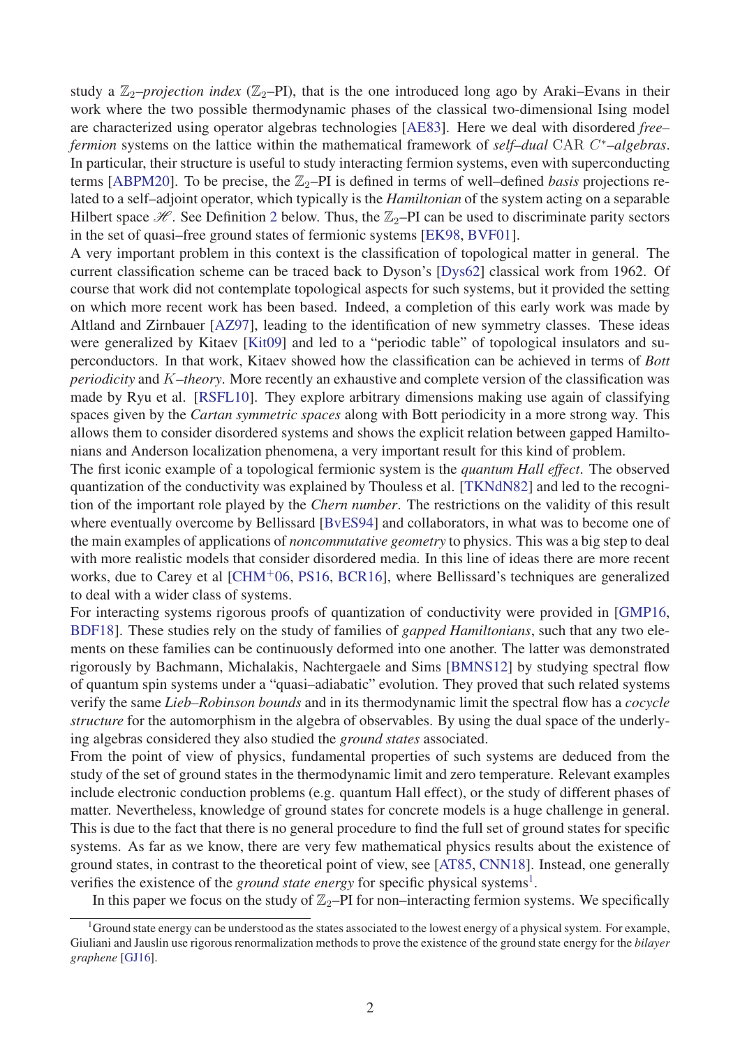study a $\mathbb{Z}_2$*–projection index* ($\mathbb{Z}_2$–PI), that is the one introduced long ago by Araki–Evans in their work where the two possible thermodynamic phases of the classical two-dimensional Ising model are characterized using operator algebras technologies [AE83]. Here we deal with disordered *free–fermion* systems on the lattice within the mathematical framework of *self–dual* CAR $C^*$*–algebras*. In particular, their structure is useful to study interacting fermion systems, even with superconducting terms [ABPM20]. To be precise, the $\mathbb{Z}_2$–PI is defined in terms of well–defined *basis* projections related to a self–adjoint operator, which typically is the *Hamiltonian* of the system acting on a separable Hilbert space $\mathscr{H}$. See Definition 2 below. Thus, the $\mathbb{Z}_2$–PI can be used to discriminate parity sectors in the set of quasi–free ground states of fermionic systems [EK98, BVF01].

A very important problem in this context is the classification of topological matter in general. The current classification scheme can be traced back to Dyson's [Dys62] classical work from 1962. Of course that work did not contemplate topological aspects for such systems, but it provided the setting on which more recent work has been based. Indeed, a completion of this early work was made by Altland and Zirnbauer [AZ97], leading to the identification of new symmetry classes. These ideas were generalized by Kitaev [Kit09] and led to a "periodic table" of topological insulators and superconductors. In that work, Kitaev showed how the classification can be achieved in terms of *Bott periodicity* and $K$*–theory*. More recently an exhaustive and complete version of the classification was made by Ryu et al. [RSFL10]. They explore arbitrary dimensions making use again of classifying spaces given by the *Cartan symmetric spaces* along with Bott periodicity in a more strong way. This allows them to consider disordered systems and shows the explicit relation between gapped Hamiltonians and Anderson localization phenomena, a very important result for this kind of problem.

The first iconic example of a topological fermionic system is the *quantum Hall effect*. The observed quantization of the conductivity was explained by Thouless et al. [TKNdN82] and led to the recognition of the important role played by the *Chern number*. The restrictions on the validity of this result where eventually overcome by Bellissard [BvES94] and collaborators, in what was to become one of the main examples of applications of *noncommutative geometry* to physics. This was a big step to deal with more realistic models that consider disordered media. In this line of ideas there are more recent works, due to Carey et al [CHM+06, PS16, BCR16], where Bellissard's techniques are generalized to deal with a wider class of systems.

For interacting systems rigorous proofs of quantization of conductivity were provided in [GMP16, BDF18]. These studies rely on the study of families of *gapped Hamiltonians*, such that any two elements on these families can be continuously deformed into one another. The latter was demonstrated rigorously by Bachmann, Michalakis, Nachtergaele and Sims [BMNS12] by studying spectral flow of quantum spin systems under a "quasi–adiabatic" evolution. They proved that such related systems verify the same *Lieb–Robinson bounds* and in its thermodynamic limit the spectral flow has a *cocycle structure* for the automorphism in the algebra of observables. By using the dual space of the underlying algebras considered they also studied the *ground states* associated.

From the point of view of physics, fundamental properties of such systems are deduced from the study of the set of ground states in the thermodynamic limit and zero temperature. Relevant examples include electronic conduction problems (e.g. quantum Hall effect), or the study of different phases of matter. Nevertheless, knowledge of ground states for concrete models is a huge challenge in general. This is due to the fact that there is no general procedure to find the full set of ground states for specific systems. As far as we know, there are very few mathematical physics results about the existence of ground states, in contrast to the theoretical point of view, see [AT85, CNN18]. Instead, one generally verifies the existence of the *ground state energy* for specific physical systems[1].

In this paper we focus on the study of $\mathbb{Z}_2$–PI for non–interacting fermion systems. We specifically

[1] Ground state energy can be understood as the states associated to the lowest energy of a physical system. For example, Giuliani and Jauslin use rigorous renormalization methods to prove the existence of the ground state energy for the *bilayer graphene* [GJ16].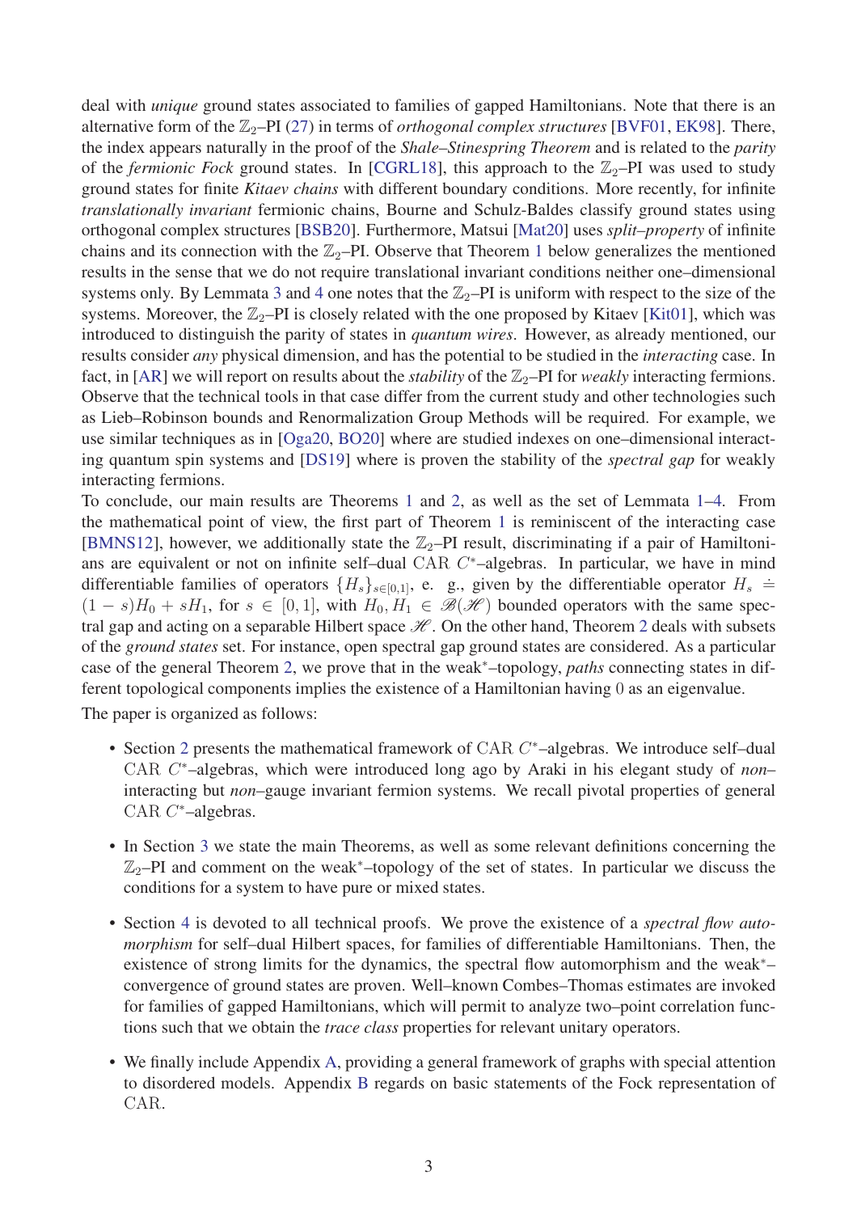deal with *unique* ground states associated to families of gapped Hamiltonians. Note that there is an alternative form of the $\mathbb{Z}_2$–PI (27) in terms of *orthogonal complex structures* [BVF01, EK98]. There, the index appears naturally in the proof of the *Shale–Stinespring Theorem* and is related to the *parity* of the *fermionic Fock* ground states. In [CGRL18], this approach to the $\mathbb{Z}_2$–PI was used to study ground states for finite *Kitaev chains* with different boundary conditions. More recently, for infinite *translationally invariant* fermionic chains, Bourne and Schulz-Baldes classify ground states using orthogonal complex structures [BSB20]. Furthermore, Matsui [Mat20] uses *split–property* of infinite chains and its connection with the $\mathbb{Z}_2$–PI. Observe that Theorem 1 below generalizes the mentioned results in the sense that we do not require translational invariant conditions neither one–dimensional systems only. By Lemmata 3 and 4 one notes that the $\mathbb{Z}_2$–PI is uniform with respect to the size of the systems. Moreover, the $\mathbb{Z}_2$–PI is closely related with the one proposed by Kitaev [Kit01], which was introduced to distinguish the parity of states in *quantum wires*. However, as already mentioned, our results consider *any* physical dimension, and has the potential to be studied in the *interacting* case. In fact, in [AR] we will report on results about the *stability* of the $\mathbb{Z}_2$–PI for *weakly* interacting fermions. Observe that the technical tools in that case differ from the current study and other technologies such as Lieb–Robinson bounds and Renormalization Group Methods will be required. For example, we use similar techniques as in [Oga20, BO20] where are studied indexes on one–dimensional interacting quantum spin systems and [DS19] where is proven the stability of the *spectral gap* for weakly interacting fermions.

To conclude, our main results are Theorems 1 and 2, as well as the set of Lemmata 1–4. From the mathematical point of view, the first part of Theorem 1 is reminiscent of the interacting case [BMNS12], however, we additionally state the $\mathbb{Z}_2$–PI result, discriminating if a pair of Hamiltonians are equivalent or not on infinite self–dual $\mathrm{CAR}$ $C^*$–algebras. In particular, we have in mind differentiable families of operators $\{H_s\}_{s\in[0,1]}$, e. g., given by the differentiable operator $H_s \doteq (1-s)H_0 + sH_1$, for $s \in [0,1]$, with $H_0, H_1 \in \mathscr{B}(\mathscr{H})$ bounded operators with the same spectral gap and acting on a separable Hilbert space $\mathscr{H}$. On the other hand, Theorem 2 deals with subsets of the *ground states* set. For instance, open spectral gap ground states are considered. As a particular case of the general Theorem 2, we prove that in the weak$^*$–topology, *paths* connecting states in different topological components implies the existence of a Hamiltonian having $0$ as an eigenvalue.

The paper is organized as follows:

- Section 2 presents the mathematical framework of $\mathrm{CAR}$ $C^*$–algebras. We introduce self–dual $\mathrm{CAR}$ $C^*$–algebras, which were introduced long ago by Araki in his elegant study of *non*–interacting but *non*–gauge invariant fermion systems. We recall pivotal properties of general $\mathrm{CAR}$ $C^*$–algebras.

- In Section 3 we state the main Theorems, as well as some relevant definitions concerning the $\mathbb{Z}_2$–PI and comment on the weak$^*$–topology of the set of states. In particular we discuss the conditions for a system to have pure or mixed states.

- Section 4 is devoted to all technical proofs. We prove the existence of a *spectral flow automorphism* for self–dual Hilbert spaces, for families of differentiable Hamiltonians. Then, the existence of strong limits for the dynamics, the spectral flow automorphism and the weak$^*$–convergence of ground states are proven. Well–known Combes–Thomas estimates are invoked for families of gapped Hamiltonians, which will permit to analyze two–point correlation functions such that we obtain the *trace class* properties for relevant unitary operators.

- We finally include Appendix A, providing a general framework of graphs with special attention to disordered models. Appendix B regards on basic statements of the Fock representation of $\mathrm{CAR}$.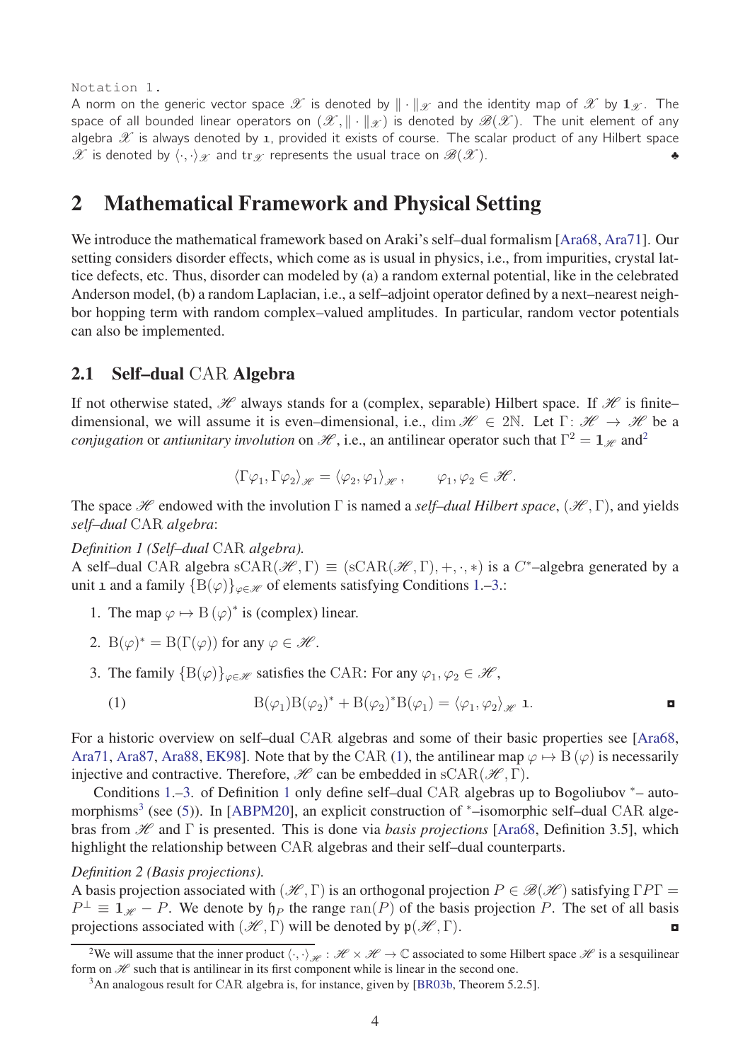Notation 1.

A norm on the generic vector space $\mathscr{X}$ is denoted by $\|\cdot\|_{\mathscr{X}}$ and the identity map of $\mathscr{X}$ by $\mathbf{1}_{\mathscr{X}}$. The space of all bounded linear operators on $(\mathscr{X}, \|\cdot\|_{\mathscr{X}})$ is denoted by $\mathscr{B}(\mathscr{X})$. The unit element of any algebra $\mathscr{X}$ is always denoted by $\mathfrak{1}$, provided it exists of course. The scalar product of any Hilbert space $\mathscr{X}$ is denoted by $\langle \cdot, \cdot \rangle_{\mathscr{X}}$ and $\mathrm{tr}_{\mathscr{X}}$ represents the usual trace on $\mathscr{B}(\mathscr{X})$. ♣

# 2 Mathematical Framework and Physical Setting

We introduce the mathematical framework based on Araki's self–dual formalism [Ara68, Ara71]. Our setting considers disorder effects, which come as is usual in physics, i.e., from impurities, crystal lattice defects, etc. Thus, disorder can modeled by (a) a random external potential, like in the celebrated Anderson model, (b) a random Laplacian, i.e., a self–adjoint operator defined by a next–nearest neighbor hopping term with random complex–valued amplitudes. In particular, random vector potentials can also be implemented.

## 2.1 Self–dual CAR Algebra

If not otherwise stated, $\mathscr{H}$ always stands for a (complex, separable) Hilbert space. If $\mathscr{H}$ is finite–dimensional, we will assume it is even–dimensional, i.e., $\dim \mathscr{H} \in 2\mathbb{N}$. Let $\Gamma\colon \mathscr{H} \to \mathscr{H}$ be a *conjugation* or *antiunitary involution* on $\mathscr{H}$, i.e., an antilinear operator such that $\Gamma^2 = \mathbf{1}_{\mathscr{H}}$ and[2]

$$\langle \Gamma\varphi_1, \Gamma\varphi_2 \rangle_{\mathscr{H}} = \langle \varphi_2, \varphi_1 \rangle_{\mathscr{H}}, \qquad \varphi_1, \varphi_2 \in \mathscr{H}.$$

The space $\mathscr{H}$ endowed with the involution $\Gamma$ is named a *self–dual Hilbert space*, $(\mathscr{H}, \Gamma)$, and yields *self–dual* CAR *algebra*:

*Definition 1 (Self–dual* CAR *algebra).*
A self–dual CAR algebra $\mathrm{sCAR}(\mathscr{H}, \Gamma) \equiv (\mathrm{sCAR}(\mathscr{H}, \Gamma), +, \cdot, *)$ is a $C^*$–algebra generated by a unit $\mathfrak{1}$ and a family $\{\mathrm{B}(\varphi)\}_{\varphi \in \mathscr{H}}$ of elements satisfying Conditions 1.–3.:

1. The map $\varphi \mapsto \mathrm{B}(\varphi)^*$ is (complex) linear.
2. $\mathrm{B}(\varphi)^* = \mathrm{B}(\Gamma(\varphi))$ for any $\varphi \in \mathscr{H}$.
3. The family $\{\mathrm{B}(\varphi)\}_{\varphi \in \mathscr{H}}$ satisfies the CAR: For any $\varphi_1, \varphi_2 \in \mathscr{H}$,

$$\mathrm{B}(\varphi_1)\mathrm{B}(\varphi_2)^* + \mathrm{B}(\varphi_2)^*\mathrm{B}(\varphi_1) = \langle \varphi_1, \varphi_2 \rangle_{\mathscr{H}} \, \mathfrak{1}. \tag{1}$$

◘

For a historic overview on self–dual CAR algebras and some of their basic properties see [Ara68, Ara71, Ara87, Ara88, EK98]. Note that by the CAR (1), the antilinear map $\varphi \mapsto \mathrm{B}(\varphi)$ is necessarily injective and contractive. Therefore, $\mathscr{H}$ can be embedded in $\mathrm{sCAR}(\mathscr{H}, \Gamma)$.

Conditions 1.–3. of Definition 1 only define self–dual CAR algebras up to Bogoliubov $^*$– automorphisms[3] (see (5)). In [ABPM20], an explicit construction of $^*$–isomorphic self–dual CAR algebras from $\mathscr{H}$ and $\Gamma$ is presented. This is done via *basis projections* [Ara68, Definition 3.5], which highlight the relationship between CAR algebras and their self–dual counterparts.

*Definition 2 (Basis projections).*
A basis projection associated with $(\mathscr{H}, \Gamma)$ is an orthogonal projection $P \in \mathscr{B}(\mathscr{H})$ satisfying $\Gamma P \Gamma = P^\perp \equiv \mathbf{1}_{\mathscr{H}} - P$. We denote by $\mathfrak{h}_P$ the range $\mathrm{ran}(P)$ of the basis projection $P$. The set of all basis projections associated with $(\mathscr{H}, \Gamma)$ will be denoted by $\mathfrak{p}(\mathscr{H}, \Gamma)$. ◘

[2] We will assume that the inner product $\langle \cdot, \cdot \rangle_{\mathscr{H}} : \mathscr{H} \times \mathscr{H} \to \mathbb{C}$ associated to some Hilbert space $\mathscr{H}$ is a sesquilinear form on $\mathscr{H}$ such that is antilinear in its first component while is linear in the second one.

[3] An analogous result for CAR algebra is, for instance, given by [BR03b, Theorem 5.2.5].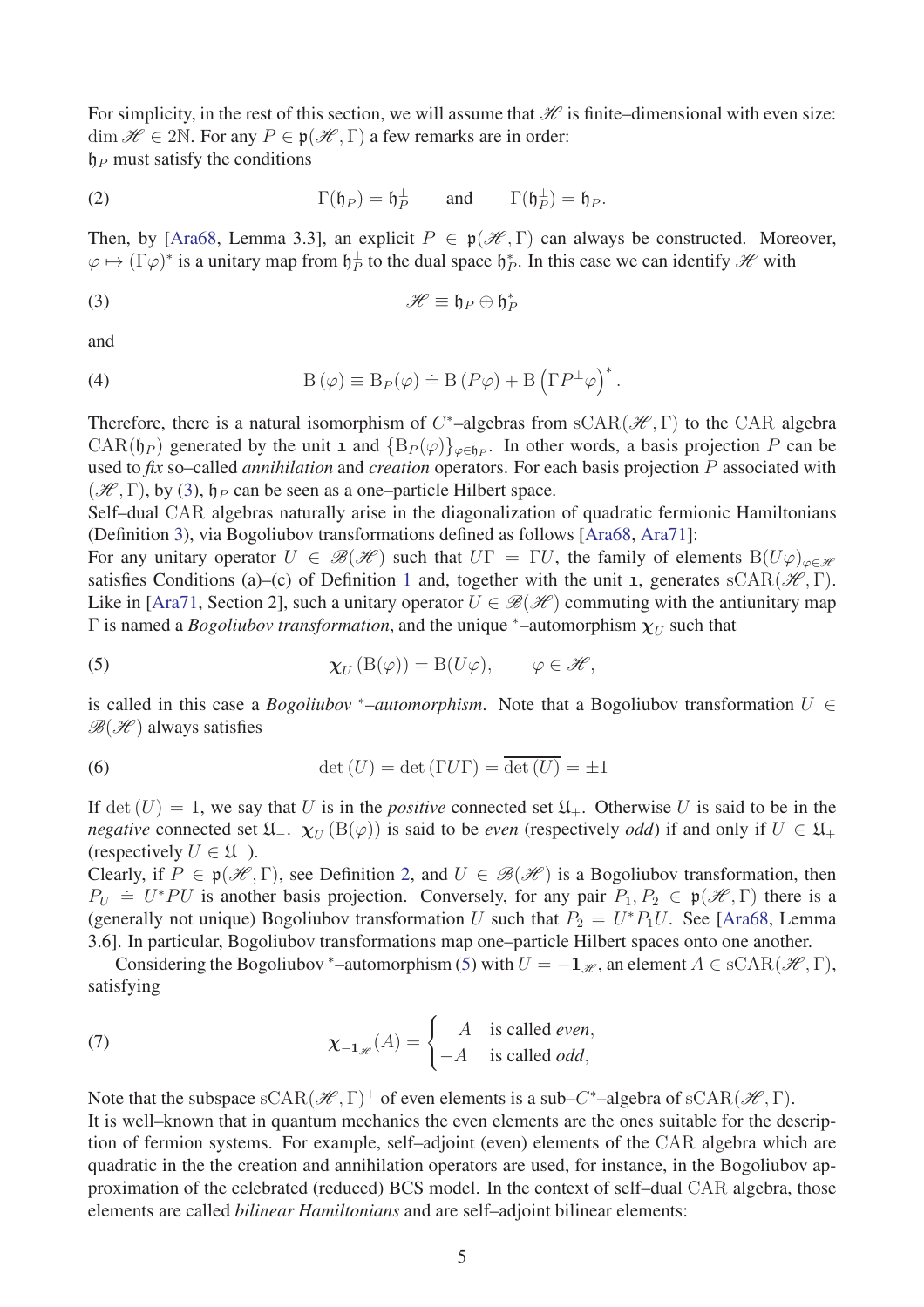For simplicity, in the rest of this section, we will assume that $\mathscr{H}$ is finite–dimensional with even size: $\dim \mathscr{H} \in 2\mathbb{N}$. For any $P \in \mathfrak{p}(\mathscr{H}, \Gamma)$ a few remarks are in order:
$\mathfrak{h}_P$ must satisfy the conditions

$$\Gamma(\mathfrak{h}_P) = \mathfrak{h}_P^{\perp} \qquad \text{and} \qquad \Gamma(\mathfrak{h}_P^{\perp}) = \mathfrak{h}_P. \tag{2}$$

Then, by [Ara68, Lemma 3.3], an explicit $P \in \mathfrak{p}(\mathscr{H}, \Gamma)$ can always be constructed. Moreover, $\varphi \mapsto (\Gamma\varphi)^*$ is a unitary map from $\mathfrak{h}_P^{\perp}$ to the dual space $\mathfrak{h}_P^*$. In this case we can identify $\mathscr{H}$ with

$$\mathscr{H} \equiv \mathfrak{h}_P \oplus \mathfrak{h}_P^* \tag{3}$$

and

$$\mathrm{B}(\varphi) \equiv \mathrm{B}_P(\varphi) \doteq \mathrm{B}(P\varphi) + \mathrm{B}\left(\Gamma P^{\perp}\varphi\right)^*. \tag{4}$$

Therefore, there is a natural isomorphism of $C^*$–algebras from $\mathrm{sCAR}(\mathscr{H}, \Gamma)$ to the CAR algebra $\mathrm{CAR}(\mathfrak{h}_P)$ generated by the unit $\mathfrak{1}$ and $\{\mathrm{B}_P(\varphi)\}_{\varphi \in \mathfrak{h}_P}$. In other words, a basis projection $P$ can be used to *fix* so–called *annihilation* and *creation* operators. For each basis projection $P$ associated with $(\mathscr{H}, \Gamma)$, by (3), $\mathfrak{h}_P$ can be seen as a one–particle Hilbert space.
Self–dual CAR algebras naturally arise in the diagonalization of quadratic fermionic Hamiltonians (Definition 3), via Bogoliubov transformations defined as follows [Ara68, Ara71]:
For any unitary operator $U \in \mathscr{B}(\mathscr{H})$ such that $U\Gamma = \Gamma U$, the family of elements $\mathrm{B}(U\varphi)_{\varphi \in \mathscr{H}}$ satisfies Conditions (a)–(c) of Definition 1 and, together with the unit $\mathfrak{1}$, generates $\mathrm{sCAR}(\mathscr{H}, \Gamma)$. Like in [Ara71, Section 2], such a unitary operator $U \in \mathscr{B}(\mathscr{H})$ commuting with the antiunitary map $\Gamma$ is named a *Bogoliubov transformation*, and the unique $^*$–automorphism $\boldsymbol{\chi}_U$ such that

$$\boldsymbol{\chi}_U\left(\mathrm{B}(\varphi)\right) = \mathrm{B}(U\varphi), \qquad \varphi \in \mathscr{H}, \tag{5}$$

is called in this case a *Bogoliubov $^*$–automorphism*. Note that a Bogoliubov transformation $U \in \mathscr{B}(\mathscr{H})$ always satisfies

$$\det(U) = \det(\Gamma U \Gamma) = \overline{\det(U)} = \pm 1 \tag{6}$$

If $\det(U) = 1$, we say that $U$ is in the *positive* connected set $\mathfrak{U}_+$. Otherwise $U$ is said to be in the *negative* connected set $\mathfrak{U}_-$. $\boldsymbol{\chi}_U(\mathrm{B}(\varphi))$ is said to be *even* (respectively *odd*) if and only if $U \in \mathfrak{U}_+$ (respectively $U \in \mathfrak{U}_-$).
Clearly, if $P \in \mathfrak{p}(\mathscr{H}, \Gamma)$, see Definition 2, and $U \in \mathscr{B}(\mathscr{H})$ is a Bogoliubov transformation, then $P_U \doteq U^*PU$ is another basis projection. Conversely, for any pair $P_1, P_2 \in \mathfrak{p}(\mathscr{H}, \Gamma)$ there is a (generally not unique) Bogoliubov transformation $U$ such that $P_2 = U^*P_1U$. See [Ara68, Lemma 3.6]. In particular, Bogoliubov transformations map one–particle Hilbert spaces onto one another.

Considering the Bogoliubov $^*$–automorphism (5) with $U = -\mathbf{1}_{\mathscr{H}}$, an element $A \in \mathrm{sCAR}(\mathscr{H}, \Gamma)$, satisfying

$$\boldsymbol{\chi}_{-\mathbf{1}_{\mathscr{H}}}(A) = \begin{cases} A & \text{is called } \textit{even}, \\ -A & \text{is called } \textit{odd}, \end{cases} \tag{7}$$

Note that the subspace $\mathrm{sCAR}(\mathscr{H}, \Gamma)^+$ of even elements is a sub–$C^*$–algebra of $\mathrm{sCAR}(\mathscr{H}, \Gamma)$.
It is well–known that in quantum mechanics the even elements are the ones suitable for the description of fermion systems. For example, self–adjoint (even) elements of the CAR algebra which are quadratic in the the creation and annihilation operators are used, for instance, in the Bogoliubov approximation of the celebrated (reduced) BCS model. In the context of self–dual CAR algebra, those elements are called *bilinear Hamiltonians* and are self–adjoint bilinear elements: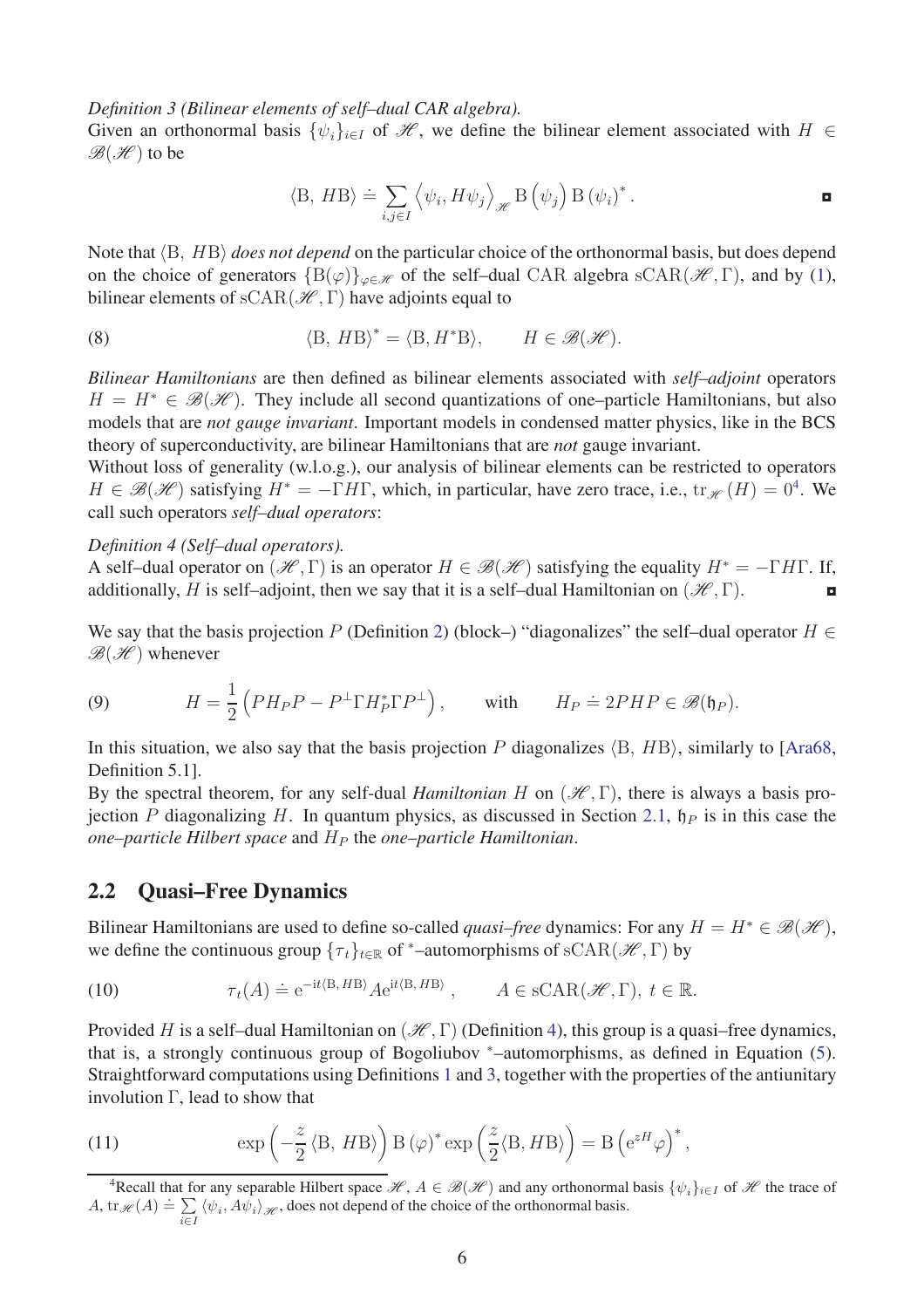*Definition 3 (Bilinear elements of self–dual CAR algebra).*
Given an orthonormal basis $\{\psi_i\}_{i\in I}$ of $\mathscr{H}$, we define the bilinear element associated with $H \in \mathscr{B}(\mathscr{H})$ to be

$$\langle \mathrm{B},\, H\mathrm{B}\rangle \doteq \sum_{i,j\in I} \left\langle \psi_i, H\psi_j \right\rangle_{\mathscr{H}} \mathrm{B}\left(\psi_j\right) \mathrm{B}\left(\psi_i\right)^* .$$

Note that $\langle \mathrm{B},\, H\mathrm{B}\rangle$ *does not depend* on the particular choice of the orthonormal basis, but does depend on the choice of generators $\{\mathrm{B}(\varphi)\}_{\varphi\in\mathscr{H}}$ of the self–dual CAR algebra $\mathrm{sCAR}(\mathscr{H},\Gamma)$, and by (1), bilinear elements of $\mathrm{sCAR}(\mathscr{H},\Gamma)$ have adjoints equal to

$$\langle \mathrm{B},\, H\mathrm{B}\rangle^* = \langle \mathrm{B}, H^*\mathrm{B}\rangle, \qquad H \in \mathscr{B}(\mathscr{H}). \tag{8}$$

*Bilinear Hamiltonians* are then defined as bilinear elements associated with *self–adjoint* operators $H = H^* \in \mathscr{B}(\mathscr{H})$. They include all second quantizations of one–particle Hamiltonians, but also models that are *not gauge invariant*. Important models in condensed matter physics, like in the BCS theory of superconductivity, are bilinear Hamiltonians that are *not* gauge invariant.
Without loss of generality (w.l.o.g.), our analysis of bilinear elements can be restricted to operators $H \in \mathscr{B}(\mathscr{H})$ satisfying $H^* = -\Gamma H \Gamma$, which, in particular, have zero trace, i.e., $\mathrm{tr}_{\mathscr{H}}(H) = 0$[4]. We call such operators *self–dual operators*:

*Definition 4 (Self–dual operators).*
A self–dual operator on $(\mathscr{H},\Gamma)$ is an operator $H \in \mathscr{B}(\mathscr{H})$ satisfying the equality $H^* = -\Gamma H\Gamma$. If, additionally, $H$ is self–adjoint, then we say that it is a self–dual Hamiltonian on $(\mathscr{H},\Gamma)$.

We say that the basis projection $P$ (Definition 2) (block–) "diagonalizes" the self–dual operator $H \in \mathscr{B}(\mathscr{H})$ whenever

$$H = \frac{1}{2}\left(PH_P P - P^{\perp}\Gamma H_P^* \Gamma P^{\perp}\right), \qquad \text{with} \qquad H_P \doteq 2PHP \in \mathscr{B}(\mathfrak{h}_P). \tag{9}$$

In this situation, we also say that the basis projection $P$ diagonalizes $\langle \mathrm{B},\, H\mathrm{B}\rangle$, similarly to [Ara68, Definition 5.1].
By the spectral theorem, for any self-dual *Hamiltonian* $H$ on $(\mathscr{H},\Gamma)$, there is always a basis projection $P$ diagonalizing $H$. In quantum physics, as discussed in Section 2.1, $\mathfrak{h}_P$ is in this case the *one–particle Hilbert space* and $H_P$ the *one–particle Hamiltonian*.

## 2.2 Quasi–Free Dynamics

Bilinear Hamiltonians are used to define so-called *quasi–free* dynamics: For any $H = H^* \in \mathscr{B}(\mathscr{H})$, we define the continuous group $\{\tau_t\}_{t\in\mathbb{R}}$ of $^*$–automorphisms of $\mathrm{sCAR}(\mathscr{H},\Gamma)$ by

$$\tau_t(A) \doteq \mathrm{e}^{-\mathrm{i}t\langle \mathrm{B},\, H\mathrm{B}\rangle} A \mathrm{e}^{\mathrm{i}t\langle \mathrm{B},\, H\mathrm{B}\rangle}, \qquad A \in \mathrm{sCAR}(\mathscr{H},\Gamma),\ t\in\mathbb{R}. \tag{10}$$

Provided $H$ is a self–dual Hamiltonian on $(\mathscr{H},\Gamma)$ (Definition 4), this group is a quasi–free dynamics, that is, a strongly continuous group of Bogoliubov $^*$–automorphisms, as defined in Equation (5). Straightforward computations using Definitions 1 and 3, together with the properties of the antiunitary involution $\Gamma$, lead to show that

$$\exp\left(-\frac{z}{2}\langle \mathrm{B},\, H\mathrm{B}\rangle\right) \mathrm{B}\left(\varphi\right)^* \exp\left(\frac{z}{2}\langle \mathrm{B}, H\mathrm{B}\rangle\right) = \mathrm{B}\left(\mathrm{e}^{zH}\varphi\right)^*, \tag{11}$$

[4] Recall that for any separable Hilbert space $\mathscr{H}$, $A \in \mathscr{B}(\mathscr{H})$ and any orthonormal basis $\{\psi_i\}_{i\in I}$ of $\mathscr{H}$ the trace of $A$, $\mathrm{tr}_{\mathscr{H}}(A) \doteq \sum_{i\in I} \langle \psi_i, A\psi_i\rangle_{\mathscr{H}}$, does not depend of the choice of the orthonormal basis.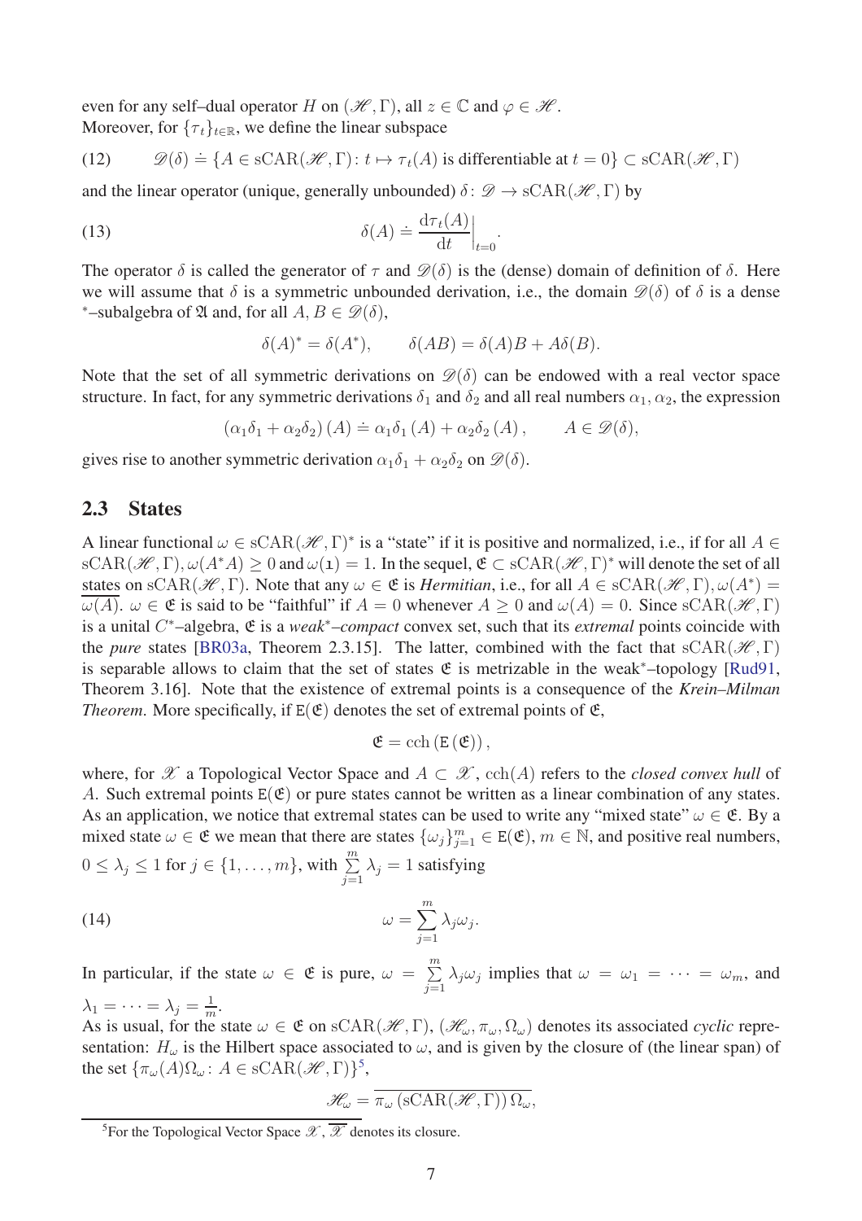even for any self–dual operator $H$ on $(\mathscr{H},\Gamma)$, all $z\in\mathbb{C}$ and $\varphi\in\mathscr{H}$.
Moreover, for $\{\tau_t\}_{t\in\mathbb{R}}$, we define the linear subspace

$$\mathscr{D}(\delta)\doteq\{A\in\mathrm{sCAR}(\mathscr{H},\Gamma)\colon t\mapsto\tau_t(A)\text{ is differentiable at }t=0\}\subset\mathrm{sCAR}(\mathscr{H},\Gamma)\tag{12}$$

and the linear operator (unique, generally unbounded) $\delta\colon\mathscr{D}\to\mathrm{sCAR}(\mathscr{H},\Gamma)$ by

$$\delta(A)\doteq\left.\frac{\mathrm{d}\tau_t(A)}{\mathrm{d}t}\right|_{t=0}.\tag{13}$$

The operator $\delta$ is called the generator of $\tau$ and $\mathscr{D}(\delta)$ is the (dense) domain of definition of $\delta$. Here we will assume that $\delta$ is a symmetric unbounded derivation, i.e., the domain $\mathscr{D}(\delta)$ of $\delta$ is a dense $^*$–subalgebra of $\mathfrak{A}$ and, for all $A,B\in\mathscr{D}(\delta)$,

$$\delta(A)^*=\delta(A^*),\qquad\delta(AB)=\delta(A)B+A\delta(B).$$

Note that the set of all symmetric derivations on $\mathscr{D}(\delta)$ can be endowed with a real vector space structure. In fact, for any symmetric derivations $\delta_1$ and $\delta_2$ and all real numbers $\alpha_1,\alpha_2$, the expression

$$\left(\alpha_1\delta_1+\alpha_2\delta_2\right)(A)\doteq\alpha_1\delta_1(A)+\alpha_2\delta_2(A),\qquad A\in\mathscr{D}(\delta),$$

gives rise to another symmetric derivation $\alpha_1\delta_1+\alpha_2\delta_2$ on $\mathscr{D}(\delta)$.

## 2.3 States

A linear functional $\omega\in\mathrm{sCAR}(\mathscr{H},\Gamma)^*$ is a "state" if it is positive and normalized, i.e., if for all $A\in\mathrm{sCAR}(\mathscr{H},\Gamma)$, $\omega(A^*A)\geq 0$ and $\omega(\mathbb{1})=1$. In the sequel, $\mathfrak{E}\subset\mathrm{sCAR}(\mathscr{H},\Gamma)^*$ will denote the set of all states on $\mathrm{sCAR}(\mathscr{H},\Gamma)$. Note that any $\omega\in\mathfrak{E}$ is *Hermitian*, i.e., for all $A\in\mathrm{sCAR}(\mathscr{H},\Gamma)$, $\omega(A^*)=\overline{\omega(A)}$. $\omega\in\mathfrak{E}$ is said to be "faithful" if $A=0$ whenever $A\geq 0$ and $\omega(A)=0$. Since $\mathrm{sCAR}(\mathscr{H},\Gamma)$ is a unital $C^*$–algebra, $\mathfrak{E}$ is a *weak$^*$–compact* convex set, such that its *extremal* points coincide with the *pure* states [BR03a, Theorem 2.3.15]. The latter, combined with the fact that $\mathrm{sCAR}(\mathscr{H},\Gamma)$ is separable allows to claim that the set of states $\mathfrak{E}$ is metrizable in the weak$^*$–topology [Rud91, Theorem 3.16]. Note that the existence of extremal points is a consequence of the *Krein–Milman Theorem*. More specifically, if $\mathtt{E}(\mathfrak{E})$ denotes the set of extremal points of $\mathfrak{E}$,

$$\mathfrak{E}=\mathrm{cch}\left(\mathtt{E}\left(\mathfrak{E}\right)\right),$$

where, for $\mathscr{X}$ a Topological Vector Space and $A\subset\mathscr{X}$, $\mathrm{cch}(A)$ refers to the *closed convex hull* of $A$. Such extremal points $\mathtt{E}(\mathfrak{E})$ or pure states cannot be written as a linear combination of any states. As an application, we notice that extremal states can be used to write any "mixed state" $\omega\in\mathfrak{E}$. By a mixed state $\omega\in\mathfrak{E}$ we mean that there are states $\{\omega_j\}_{j=1}^m\in\mathtt{E}(\mathfrak{E})$, $m\in\mathbb{N}$, and positive real numbers, $0\leq\lambda_j\leq 1$ for $j\in\{1,\ldots,m\}$, with $\sum\limits_{j=1}^m\lambda_j=1$ satisfying

$$\omega=\sum_{j=1}^m\lambda_j\omega_j.\tag{14}$$

In particular, if the state $\omega\in\mathfrak{E}$ is pure, $\omega=\sum\limits_{j=1}^m\lambda_j\omega_j$ implies that $\omega=\omega_1=\cdots=\omega_m$, and $\lambda_1=\cdots=\lambda_j=\frac{1}{m}$.
As is usual, for the state $\omega\in\mathfrak{E}$ on $\mathrm{sCAR}(\mathscr{H},\Gamma)$, $(\mathscr{H}_\omega,\pi_\omega,\Omega_\omega)$ denotes its associated *cyclic* representation: $H_\omega$ is the Hilbert space associated to $\omega$, and is given by the closure of (the linear span) of the set $\{\pi_\omega(A)\Omega_\omega\colon A\in\mathrm{sCAR}(\mathscr{H},\Gamma)\}$[5],

$$\mathscr{H}_\omega=\overline{\pi_\omega\left(\mathrm{sCAR}(\mathscr{H},\Gamma)\right)\Omega_\omega},$$

[5] For the Topological Vector Space $\mathscr{X}$, $\overline{\mathscr{X}}$ denotes its closure.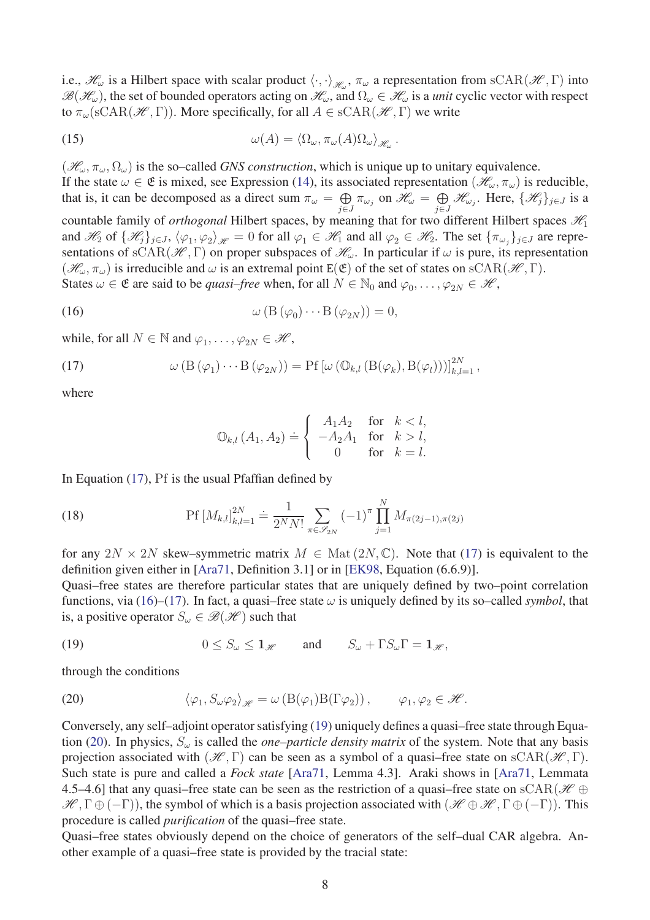i.e., $\mathscr{H}_\omega$ is a Hilbert space with scalar product $\langle \cdot,\cdot \rangle_{\mathscr{H}_\omega}$, $\pi_\omega$ a representation from $\mathrm{sCAR}(\mathscr{H},\Gamma)$ into $\mathscr{B}(\mathscr{H}_\omega)$, the set of bounded operators acting on $\mathscr{H}_\omega$, and $\Omega_\omega \in \mathscr{H}_\omega$ is a *unit* cyclic vector with respect to $\pi_\omega(\mathrm{sCAR}(\mathscr{H},\Gamma))$. More specifically, for all $A \in \mathrm{sCAR}(\mathscr{H},\Gamma)$ we write

$$\omega(A) = \langle \Omega_\omega, \pi_\omega(A)\Omega_\omega \rangle_{\mathscr{H}_\omega} . \tag{15}$$

$(\mathscr{H}_\omega, \pi_\omega, \Omega_\omega)$ is the so–called *GNS construction*, which is unique up to unitary equivalence.
If the state $\omega \in \mathfrak{E}$ is mixed, see Expression (14), its associated representation $(\mathscr{H}_\omega, \pi_\omega)$ is reducible, that is, it can be decomposed as a direct sum $\pi_\omega = \bigoplus_{j\in J} \pi_{\omega_j}$ on $\mathscr{H}_\omega = \bigoplus_{j\in J} \mathscr{H}_{\omega_j}$. Here, $\{\mathscr{H}_j\}_{j\in J}$ is a countable family of *orthogonal* Hilbert spaces, by meaning that for two different Hilbert spaces $\mathscr{H}_1$ and $\mathscr{H}_2$ of $\{\mathscr{H}_j\}_{j\in J}$, $\langle \varphi_1, \varphi_2\rangle_{\mathscr{H}} = 0$ for all $\varphi_1 \in \mathscr{H}_1$ and all $\varphi_2 \in \mathscr{H}_2$. The set $\{\pi_{\omega_j}\}_{j\in J}$ are representations of $\mathrm{sCAR}(\mathscr{H},\Gamma)$ on proper subspaces of $\mathscr{H}_\omega$. In particular if $\omega$ is pure, its representation $(\mathscr{H}_\omega, \pi_\omega)$ is irreducible and $\omega$ is an extremal point $\mathtt{E}(\mathfrak{E})$ of the set of states on $\mathrm{sCAR}(\mathscr{H},\Gamma)$.
States $\omega \in \mathfrak{E}$ are said to be *quasi–free* when, for all $N \in \mathbb{N}_0$ and $\varphi_0, \ldots, \varphi_{2N} \in \mathscr{H}$,

$$\omega\left(\mathrm{B}\left(\varphi_0\right)\cdots \mathrm{B}\left(\varphi_{2N}\right)\right) = 0, \tag{16}$$

while, for all $N \in \mathbb{N}$ and $\varphi_1, \ldots, \varphi_{2N} \in \mathscr{H}$,

$$\omega\left(\mathrm{B}\left(\varphi_1\right)\cdots \mathrm{B}\left(\varphi_{2N}\right)\right) = \mathrm{Pf}\left[\omega\left(\mathbb{O}_{k,l}\left(\mathrm{B}(\varphi_k), \mathrm{B}(\varphi_l)\right)\right)\right]_{k,l=1}^{2N}, \tag{17}$$

where

$$\mathbb{O}_{k,l}\left(A_1, A_2\right) \doteq \begin{cases} A_1A_2 & \text{for} \quad k<l, \\ -A_2A_1 & \text{for} \quad k>l, \\ 0 & \text{for} \quad k=l. \end{cases}$$

In Equation (17), $\mathrm{Pf}$ is the usual Pfaffian defined by

$$\mathrm{Pf}\left[M_{k,l}\right]_{k,l=1}^{2N} \doteq \frac{1}{2^N N!} \sum_{\pi \in \mathscr{S}_{2N}} (-1)^\pi \prod_{j=1}^{N} M_{\pi(2j-1),\pi(2j)} \tag{18}$$

for any $2N \times 2N$ skew–symmetric matrix $M \in \mathrm{Mat}\,(2N, \mathbb{C})$. Note that (17) is equivalent to the definition given either in [Ara71, Definition 3.1] or in [EK98, Equation (6.6.9)].
Quasi–free states are therefore particular states that are uniquely defined by two–point correlation functions, via (16)–(17). In fact, a quasi–free state $\omega$ is uniquely defined by its so–called *symbol*, that is, a positive operator $S_\omega \in \mathscr{B}(\mathscr{H})$ such that

$$0 \le S_\omega \le \mathbf{1}_{\mathscr{H}} \qquad \text{and} \qquad S_\omega + \Gamma S_\omega \Gamma = \mathbf{1}_{\mathscr{H}}, \tag{19}$$

through the conditions

$$\langle \varphi_1, S_\omega \varphi_2 \rangle_{\mathscr{H}} = \omega\left(\mathrm{B}(\varphi_1)\mathrm{B}(\Gamma\varphi_2)\right), \qquad \varphi_1, \varphi_2 \in \mathscr{H}. \tag{20}$$

Conversely, any self–adjoint operator satisfying (19) uniquely defines a quasi–free state through Equation (20). In physics, $S_\omega$ is called the *one–particle density matrix* of the system. Note that any basis projection associated with $(\mathscr{H},\Gamma)$ can be seen as a symbol of a quasi–free state on $\mathrm{sCAR}(\mathscr{H},\Gamma)$. Such state is pure and called a *Fock state* [Ara71, Lemma 4.3]. Araki shows in [Ara71, Lemmata 4.5–4.6] that any quasi–free state can be seen as the restriction of a quasi–free state on $\mathrm{sCAR}(\mathscr{H} \oplus \mathscr{H}, \Gamma \oplus (-\Gamma))$, the symbol of which is a basis projection associated with $(\mathscr{H} \oplus \mathscr{H}, \Gamma \oplus (-\Gamma))$. This procedure is called *purification* of the quasi–free state.
Quasi–free states obviously depend on the choice of generators of the self–dual CAR algebra. Another example of a quasi–free state is provided by the tracial state: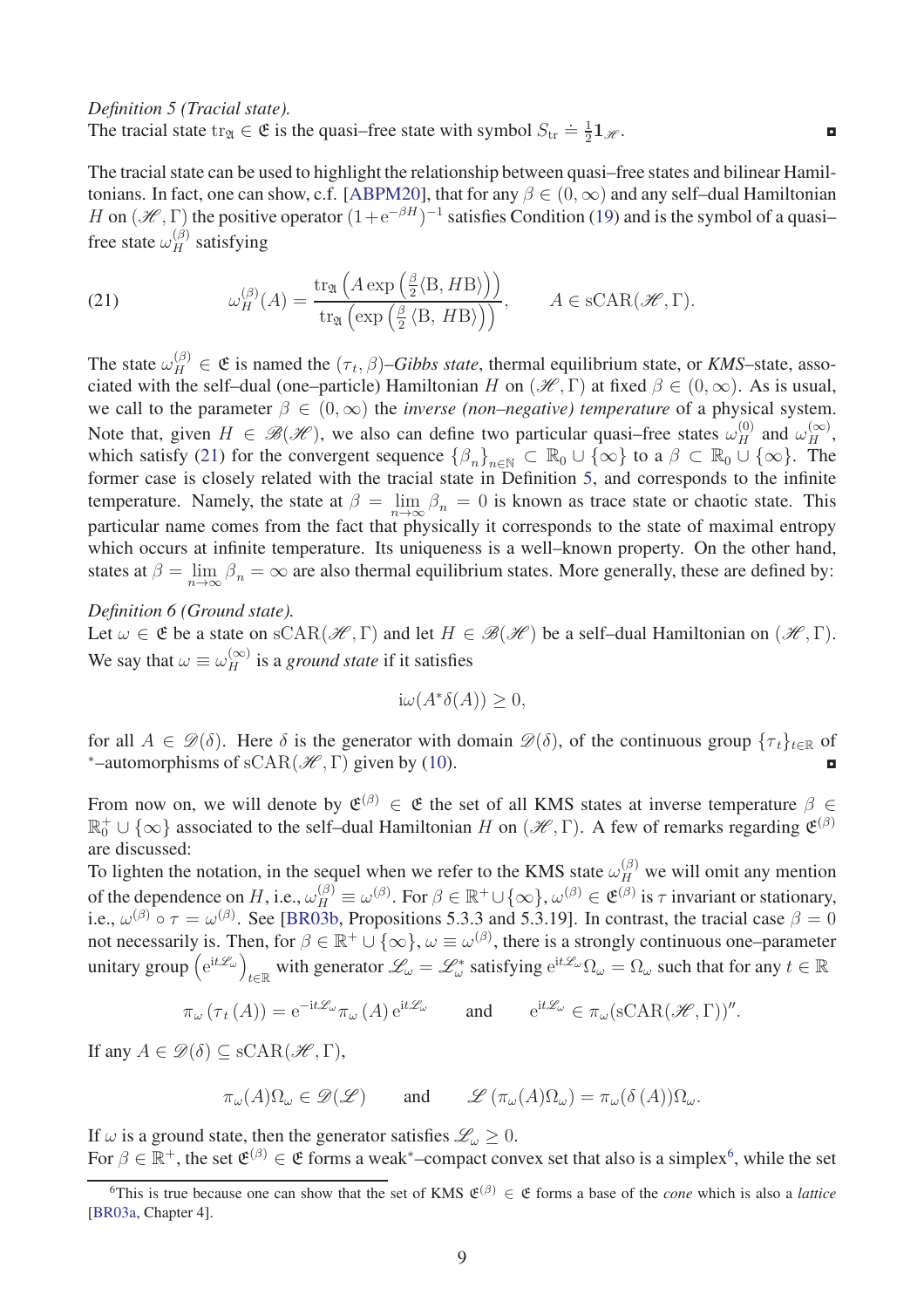*Definition 5 (Tracial state).*
The tracial state $\mathrm{tr}_{\mathfrak{A}} \in \mathfrak{E}$ is the quasi–free state with symbol $S_{\mathrm{tr}} \doteq \frac{1}{2}\mathbf{1}_{\mathscr{H}}$. ◘

The tracial state can be used to highlight the relationship between quasi–free states and bilinear Hamiltonians. In fact, one can show, c.f. [ABPM20], that for any $\beta \in (0,\infty)$ and any self–dual Hamiltonian $H$ on $(\mathscr{H},\Gamma)$ the positive operator $(1+\mathrm{e}^{-\beta H})^{-1}$ satisfies Condition (19) and is the symbol of a quasi–free state $\omega_H^{(\beta)}$ satisfying

$$
\omega_H^{(\beta)}(A) = \frac{\mathrm{tr}_{\mathfrak{A}}\left(A \exp\left(\frac{\beta}{2}\langle \mathrm{B}, H\mathrm{B}\rangle\right)\right)}{\mathrm{tr}_{\mathfrak{A}}\left(\exp\left(\frac{\beta}{2}\langle \mathrm{B}, H\mathrm{B}\rangle\right)\right)}, \qquad A \in \mathrm{sCAR}(\mathscr{H},\Gamma). \tag{21}
$$

The state $\omega_H^{(\beta)} \in \mathfrak{E}$ is named the $(\tau_t,\beta)$*–Gibbs state*, thermal equilibrium state, or *KMS*–state, associated with the self–dual (one–particle) Hamiltonian $H$ on $(\mathscr{H},\Gamma)$ at fixed $\beta \in (0,\infty)$. As is usual, we call to the parameter $\beta \in (0,\infty)$ the *inverse (non–negative) temperature* of a physical system. Note that, given $H \in \mathscr{B}(\mathscr{H})$, we also can define two particular quasi–free states $\omega_H^{(0)}$ and $\omega_H^{(\infty)}$, which satisfy (21) for the convergent sequence $\{\beta_n\}_{n\in\mathbb{N}} \subset \mathbb{R}_0 \cup \{\infty\}$ to a $\beta \subset \mathbb{R}_0 \cup \{\infty\}$. The former case is closely related with the tracial state in Definition 5, and corresponds to the infinite temperature. Namely, the state at $\beta = \lim_{n\to\infty} \beta_n = 0$ is known as trace state or chaotic state. This particular name comes from the fact that physically it corresponds to the state of maximal entropy which occurs at infinite temperature. Its uniqueness is a well–known property. On the other hand, states at $\beta = \lim_{n\to\infty} \beta_n = \infty$ are also thermal equilibrium states. More generally, these are defined by:

*Definition 6 (Ground state).*
Let $\omega \in \mathfrak{E}$ be a state on $\mathrm{sCAR}(\mathscr{H},\Gamma)$ and let $H \in \mathscr{B}(\mathscr{H})$ be a self–dual Hamiltonian on $(\mathscr{H},\Gamma)$. We say that $\omega \equiv \omega_H^{(\infty)}$ is a *ground state* if it satisfies

$$
\mathrm{i}\omega(A^*\delta(A)) \geq 0,
$$

for all $A \in \mathscr{D}(\delta)$. Here $\delta$ is the generator with domain $\mathscr{D}(\delta)$, of the continuous group $\{\tau_t\}_{t\in\mathbb{R}}$ of $^*$–automorphisms of $\mathrm{sCAR}(\mathscr{H},\Gamma)$ given by (10). ◘

From now on, we will denote by $\mathfrak{E}^{(\beta)} \in \mathfrak{E}$ the set of all KMS states at inverse temperature $\beta \in \mathbb{R}_0^+ \cup \{\infty\}$ associated to the self–dual Hamiltonian $H$ on $(\mathscr{H},\Gamma)$. A few of remarks regarding $\mathfrak{E}^{(\beta)}$ are discussed:
To lighten the notation, in the sequel when we refer to the KMS state $\omega_H^{(\beta)}$ we will omit any mention of the dependence on $H$, i.e., $\omega_H^{(\beta)} \equiv \omega^{(\beta)}$. For $\beta \in \mathbb{R}^+ \cup \{\infty\}$, $\omega^{(\beta)} \in \mathfrak{E}^{(\beta)}$ is $\tau$ invariant or stationary, i.e., $\omega^{(\beta)} \circ \tau = \omega^{(\beta)}$. See [BR03b, Propositions 5.3.3 and 5.3.19]. In contrast, the tracial case $\beta = 0$ not necessarily is. Then, for $\beta \in \mathbb{R}^+ \cup \{\infty\}$, $\omega \equiv \omega^{(\beta)}$, there is a strongly continuous one–parameter unitary group $\left(\mathrm{e}^{\mathrm{i}t\mathscr{L}_\omega}\right)_{t\in\mathbb{R}}$ with generator $\mathscr{L}_\omega = \mathscr{L}_\omega^*$ satisfying $\mathrm{e}^{\mathrm{i}t\mathscr{L}_\omega}\Omega_\omega = \Omega_\omega$ such that for any $t \in \mathbb{R}$

$$
\pi_\omega\left(\tau_t\left(A\right)\right) = \mathrm{e}^{-\mathrm{i}t\mathscr{L}_\omega}\pi_\omega\left(A\right)\mathrm{e}^{\mathrm{i}t\mathscr{L}_\omega} \qquad \text{and} \qquad \mathrm{e}^{\mathrm{i}t\mathscr{L}_\omega} \in \pi_\omega(\mathrm{sCAR}(\mathscr{H},\Gamma))''.
$$

If any $A \in \mathscr{D}(\delta) \subseteq \mathrm{sCAR}(\mathscr{H},\Gamma)$,

$$
\pi_\omega(A)\Omega_\omega \in \mathscr{D}(\mathscr{L}) \qquad \text{and} \qquad \mathscr{L}\left(\pi_\omega(A)\Omega_\omega\right) = \pi_\omega(\delta\left(A\right))\Omega_\omega.
$$

If $\omega$ is a ground state, then the generator satisfies $\mathscr{L}_\omega \geq 0$.
For $\beta \in \mathbb{R}^+$, the set $\mathfrak{E}^{(\beta)} \in \mathfrak{E}$ forms a weak$^*$–compact convex set that also is a simplex[6], while the set

[6] This is true because one can show that the set of KMS $\mathfrak{E}^{(\beta)} \in \mathfrak{E}$ forms a base of the *cone* which is also a *lattice* [BR03a, Chapter 4].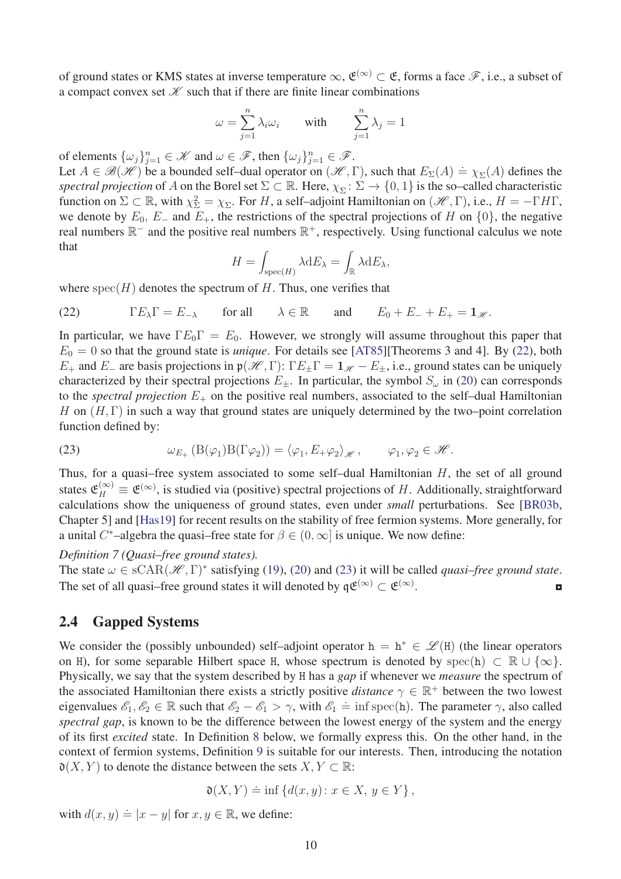of ground states or KMS states at inverse temperature $\infty$, $\mathfrak{E}^{(\infty)} \subset \mathfrak{E}$, forms a face $\mathscr{F}$, i.e., a subset of a compact convex set $\mathscr{K}$ such that if there are finite linear combinations

$$\omega = \sum_{j=1}^{n} \lambda_i \omega_i \qquad \text{with} \qquad \sum_{j=1}^{n} \lambda_j = 1$$

of elements $\{\omega_j\}_{j=1}^n \in \mathscr{K}$ and $\omega \in \mathscr{F}$, then $\{\omega_j\}_{j=1}^n \in \mathscr{F}$.

Let $A \in \mathscr{B}(\mathscr{H})$ be a bounded self–dual operator on $(\mathscr{H}, \Gamma)$, such that $E_\Sigma(A) \doteq \chi_\Sigma(A)$ defines the *spectral projection* of $A$ on the Borel set $\Sigma \subset \mathbb{R}$. Here, $\chi_\Sigma \colon \Sigma \to \{0,1\}$ is the so–called characteristic function on $\Sigma \subset \mathbb{R}$, with $\chi_\Sigma^2 = \chi_\Sigma$. For $H$, a self–adjoint Hamiltonian on $(\mathscr{H}, \Gamma)$, i.e., $H = -\Gamma H \Gamma$, we denote by $E_0$, $E_-$ and $E_+$, the restrictions of the spectral projections of $H$ on $\{0\}$, the negative real numbers $\mathbb{R}^-$ and the positive real numbers $\mathbb{R}^+$, respectively. Using functional calculus we note that

$$H = \int_{\mathrm{spec}(H)} \lambda \mathrm{d}E_\lambda = \int_{\mathbb{R}} \lambda \mathrm{d}E_\lambda,$$

where $\mathrm{spec}(H)$ denotes the spectrum of $H$. Thus, one verifies that

$$\Gamma E_\lambda \Gamma = E_{-\lambda} \qquad \text{for all} \qquad \lambda \in \mathbb{R} \qquad \text{and} \qquad E_0 + E_- + E_+ = \mathbf{1}_{\mathscr{H}}. \tag{22}$$

In particular, we have $\Gamma E_0 \Gamma = E_0$. However, we strongly will assume throughout this paper that $E_0 = 0$ so that the ground state is *unique*. For details see [AT85][Theorems 3 and 4]. By (22), both $E_+$ and $E_-$ are basis projections in $\mathfrak{p}(\mathscr{H}, \Gamma)$: $\Gamma E_\pm \Gamma = \mathbf{1}_{\mathscr{H}} - E_\pm$, i.e., ground states can be uniquely characterized by their spectral projections $E_\pm$. In particular, the symbol $S_\omega$ in (20) can corresponds to the *spectral projection* $E_+$ on the positive real numbers, associated to the self–dual Hamiltonian $H$ on $(H, \Gamma)$ in such a way that ground states are uniquely determined by the two–point correlation function defined by:

$$\omega_{E_+}\left(\mathrm{B}(\varphi_1)\mathrm{B}(\Gamma\varphi_2)\right) = \langle \varphi_1, E_+ \varphi_2 \rangle_{\mathscr{H}}, \qquad \varphi_1, \varphi_2 \in \mathscr{H}. \tag{23}$$

Thus, for a quasi–free system associated to some self–dual Hamiltonian $H$, the set of all ground states $\mathfrak{E}_H^{(\infty)} \equiv \mathfrak{E}^{(\infty)}$, is studied via (positive) spectral projections of $H$. Additionally, straightforward calculations show the uniqueness of ground states, even under *small* perturbations. See [BR03b, Chapter 5] and [Has19] for recent results on the stability of free fermion systems. More generally, for a unital $C^*$–algebra the quasi–free state for $\beta \in (0, \infty]$ is unique. We now define:

*Definition 7 (Quasi–free ground states).*
The state $\omega \in \mathrm{sCAR}(\mathscr{H}, \Gamma)^*$ satisfying (19), (20) and (23) it will be called *quasi–free ground state*. The set of all quasi–free ground states it will denoted by $\mathfrak{q}\mathfrak{E}^{(\infty)} \subset \mathfrak{E}^{(\infty)}$. ◘

## 2.4 Gapped Systems

We consider the (possibly unbounded) self–adjoint operator $\mathtt{h} = \mathtt{h}^* \in \mathscr{L}(\mathtt{H})$ (the linear operators on $\mathtt{H}$), for some separable Hilbert space $\mathtt{H}$, whose spectrum is denoted by $\mathrm{spec}(\mathtt{h}) \subset \mathbb{R} \cup \{\infty\}$. Physically, we say that the system described by $\mathtt{H}$ has a *gap* if whenever we *measure* the spectrum of the associated Hamiltonian there exists a strictly positive *distance* $\gamma \in \mathbb{R}^+$ between the two lowest eigenvalues $\mathscr{E}_1, \mathscr{E}_2 \in \mathbb{R}$ such that $\mathscr{E}_2 - \mathscr{E}_1 > \gamma$, with $\mathscr{E}_1 \doteq \inf \mathrm{spec}(\mathtt{h})$. The parameter $\gamma$, also called *spectral gap*, is known to be the difference between the lowest energy of the system and the energy of its first *excited* state. In Definition 8 below, we formally express this. On the other hand, in the context of fermion systems, Definition 9 is suitable for our interests. Then, introducing the notation $\mathfrak{d}(X, Y)$ to denote the distance between the sets $X, Y \subset \mathbb{R}$:

$$\mathfrak{d}(X, Y) \doteq \inf \{d(x, y) \colon x \in X, \, y \in Y\},$$

with $d(x, y) \doteq |x - y|$ for $x, y \in \mathbb{R}$, we define: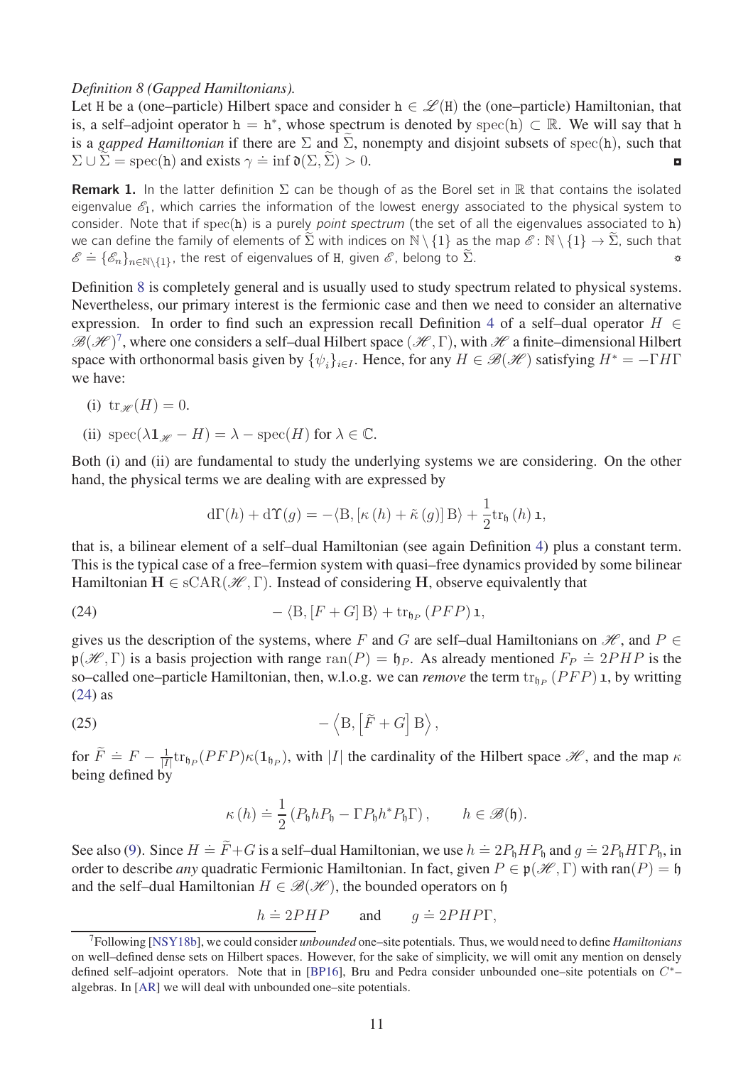*Definition 8 (Gapped Hamiltonians).*
Let $\mathtt{H}$ be a (one–particle) Hilbert space and consider $\mathtt{h} \in \mathscr{L}(\mathtt{H})$ the (one–particle) Hamiltonian, that is, a self–adjoint operator $\mathtt{h} = \mathtt{h}^*$, whose spectrum is denoted by $\mathrm{spec}(\mathtt{h}) \subset \mathbb{R}$. We will say that $\mathtt{h}$ is a *gapped Hamiltonian* if there are $\Sigma$ and $\widetilde{\Sigma}$, nonempty and disjoint subsets of $\mathrm{spec}(\mathtt{h})$, such that $\Sigma \cup \widetilde{\Sigma} = \mathrm{spec}(\mathtt{h})$ and exists $\gamma \doteq \inf \mathfrak{d}(\Sigma, \widetilde{\Sigma}) > 0$. ◘

**Remark 1.** In the latter definition $\Sigma$ can be though of as the Borel set in $\mathbb{R}$ that contains the isolated eigenvalue $\mathscr{E}_1$, which carries the information of the lowest energy associated to the physical system to consider. Note that if $\mathrm{spec}(\mathtt{h})$ is a purely *point spectrum* (the set of all the eigenvalues associated to $\mathtt{h}$) we can define the family of elements of $\widetilde{\Sigma}$ with indices on $\mathbb{N}\setminus\{1\}$ as the map $\mathscr{E} \colon \mathbb{N}\setminus\{1\} \to \widetilde{\Sigma}$, such that $\mathscr{E} \doteq \{\mathscr{E}_n\}_{n\in\mathbb{N}\setminus\{1\}}$, the rest of eigenvalues of $\mathtt{H}$, given $\mathscr{E}$, belong to $\widetilde{\Sigma}$. ☼

Definition 8 is completely general and is usually used to study spectrum related to physical systems. Nevertheless, our primary interest is the fermionic case and then we need to consider an alternative expression. In order to find such an expression recall Definition 4 of a self–dual operator $H \in \mathscr{B}(\mathscr{H})$[7], where one considers a self–dual Hilbert space $(\mathscr{H}, \Gamma)$, with $\mathscr{H}$ a finite–dimensional Hilbert space with orthonormal basis given by $\{\psi_i\}_{i\in I}$. Hence, for any $H \in \mathscr{B}(\mathscr{H})$ satisfying $H^* = -\Gamma H \Gamma$ we have:

(i) $\mathrm{tr}_{\mathscr{H}}(H) = 0$.

(ii) $\mathrm{spec}(\lambda \mathbf{1}_{\mathscr{H}} - H) = \lambda - \mathrm{spec}(H)$ for $\lambda \in \mathbb{C}$.

Both (i) and (ii) are fundamental to study the underlying systems we are considering. On the other hand, the physical terms we are dealing with are expressed by

$$\mathrm{d}\Gamma(h) + \mathrm{d}\Upsilon(g) = -\langle \mathrm{B}, [\kappa(h) + \tilde{\kappa}(g)]\,\mathrm{B}\rangle + \frac{1}{2}\mathrm{tr}_{\mathfrak{h}}(h)\,\mathbb{1},$$

that is, a bilinear element of a self–dual Hamiltonian (see again Definition 4) plus a constant term. This is the typical case of a free–fermion system with quasi–free dynamics provided by some bilinear Hamiltonian $\mathbf{H} \in \mathrm{sCAR}(\mathscr{H}, \Gamma)$. Instead of considering $\mathbf{H}$, observe equivalently that

$$-\langle \mathrm{B}, [F + G]\,\mathrm{B}\rangle + \mathrm{tr}_{\mathfrak{h}_P}(PFP)\,\mathbb{1}, \tag{24}$$

gives us the description of the systems, where $F$ and $G$ are self–dual Hamiltonians on $\mathscr{H}$, and $P \in \mathfrak{p}(\mathscr{H}, \Gamma)$ is a basis projection with range $\mathrm{ran}(P) = \mathfrak{h}_P$. As already mentioned $F_P \doteq 2PHP$ is the so–called one–particle Hamiltonian, then, w.l.o.g. we can *remove* the term $\mathrm{tr}_{\mathfrak{h}_P}(PFP)\,\mathbb{1}$, by writting (24) as

$$-\left\langle \mathrm{B}, \left[\widetilde{F} + G\right]\mathrm{B}\right\rangle, \tag{25}$$

for $\widetilde{F} \doteq F - \frac{1}{|I|}\mathrm{tr}_{\mathfrak{h}_P}(PFP)\kappa(\mathbf{1}_{\mathfrak{h}_P})$, with $|I|$ the cardinality of the Hilbert space $\mathscr{H}$, and the map $\kappa$ being defined by

$$\kappa(h) \doteq \frac{1}{2}\left(P_{\mathfrak{h}} h P_{\mathfrak{h}} - \Gamma P_{\mathfrak{h}} h^* P_{\mathfrak{h}} \Gamma\right), \qquad h \in \mathscr{B}(\mathfrak{h}).$$

See also (9). Since $H \doteq \widetilde{F} + G$ is a self–dual Hamiltonian, we use $h \doteq 2P_{\mathfrak{h}} H P_{\mathfrak{h}}$ and $g \doteq 2P_{\mathfrak{h}} H \Gamma P_{\mathfrak{h}}$, in order to describe *any* quadratic Fermionic Hamiltonian. In fact, given $P \in \mathfrak{p}(\mathscr{H}, \Gamma)$ with $\mathrm{ran}(P) = \mathfrak{h}$ and the self–dual Hamiltonian $H \in \mathscr{B}(\mathscr{H})$, the bounded operators on $\mathfrak{h}$

$$h \doteq 2PHP \qquad \text{and} \qquad g \doteq 2PHP\Gamma,$$

---

[7] Following [NSY18b], we could consider *unbounded* one–site potentials. Thus, we would need to define *Hamiltonians* on well–defined dense sets on Hilbert spaces. However, for the sake of simplicity, we will omit any mention on densely defined self–adjoint operators. Note that in [BP16], Bru and Pedra consider unbounded one–site potentials on $C^*$–algebras. In [AR] we will deal with unbounded one–site potentials.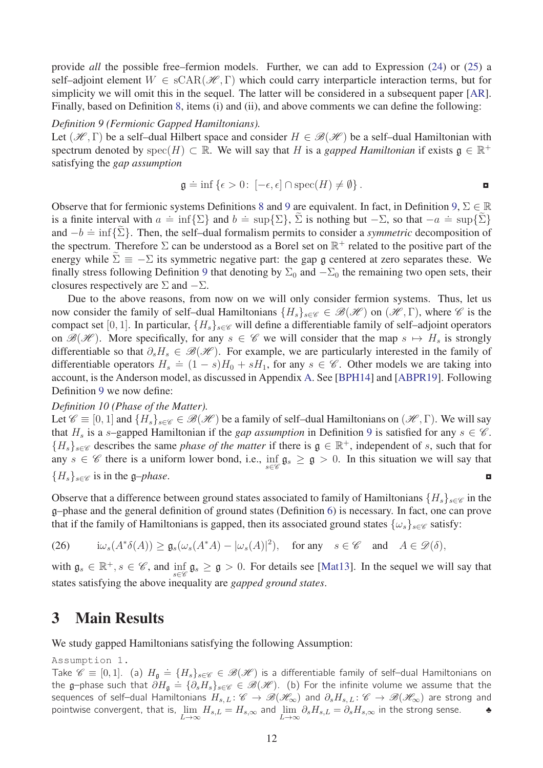provide *all* the possible free–fermion models. Further, we can add to Expression (24) or (25) a self–adjoint element $W \in \mathrm{sCAR}(\mathscr{H},\Gamma)$ which could carry interparticle interaction terms, but for simplicity we will omit this in the sequel. The latter will be considered in a subsequent paper [AR]. Finally, based on Definition 8, items (i) and (ii), and above comments we can define the following:

*Definition 9 (Fermionic Gapped Hamiltonians).*
Let $(\mathscr{H},\Gamma)$ be a self–dual Hilbert space and consider $H \in \mathscr{B}(\mathscr{H})$ be a self–dual Hamiltonian with spectrum denoted by $\mathrm{spec}(H) \subset \mathbb{R}$. We will say that $H$ is a *gapped Hamiltonian* if exists $\mathfrak{g} \in \mathbb{R}^+$ satisfying the *gap assumption*

$$\mathfrak{g} \doteq \inf \{\epsilon > 0 \colon [-\epsilon,\epsilon] \cap \mathrm{spec}(H) \neq \emptyset\}. \qquad ◘$$

Observe that for fermionic systems Definitions 8 and 9 are equivalent. In fact, in Definition 9, $\Sigma \in \mathbb{R}$ is a finite interval with $a \doteq \inf\{\Sigma\}$ and $b \doteq \sup\{\Sigma\}$, $\widetilde{\Sigma}$ is nothing but $-\Sigma$, so that $-a \doteq \sup\{\widetilde{\Sigma}\}$ and $-b \doteq \inf\{\widetilde{\Sigma}\}$. Then, the self–dual formalism permits to consider a *symmetric* decomposition of the spectrum. Therefore $\Sigma$ can be understood as a Borel set on $\mathbb{R}^+$ related to the positive part of the energy while $\widetilde{\Sigma} \equiv -\Sigma$ its symmetric negative part: the gap $\mathfrak{g}$ centered at zero separates these. We finally stress following Definition 9 that denoting by $\Sigma_0$ and $-\Sigma_0$ the remaining two open sets, their closures respectively are $\Sigma$ and $-\Sigma$.

Due to the above reasons, from now on we will only consider fermion systems. Thus, let us now consider the family of self–dual Hamiltonians $\{H_s\}_{s\in\mathscr{C}} \in \mathscr{B}(\mathscr{H})$ on $(\mathscr{H},\Gamma)$, where $\mathscr{C}$ is the compact set $[0,1]$. In particular, $\{H_s\}_{s\in\mathscr{C}}$ will define a differentiable family of self–adjoint operators on $\mathscr{B}(\mathscr{H})$. More specifically, for any $s \in \mathscr{C}$ we will consider that the map $s \mapsto H_s$ is strongly differentiable so that $\partial_s H_s \in \mathscr{B}(\mathscr{H})$. For example, we are particularly interested in the family of differentiable operators $H_s \doteq (1-s)H_0 + sH_1$, for any $s \in \mathscr{C}$. Other models we are taking into account, is the Anderson model, as discussed in Appendix A. See [BPH14] and [ABPR19]. Following Definition 9 we now define:

*Definition 10 (Phase of the Matter).*
Let $\mathscr{C} \equiv [0,1]$ and $\{H_s\}_{s\in\mathscr{C}} \in \mathscr{B}(\mathscr{H})$ be a family of self–dual Hamiltonians on $(\mathscr{H},\Gamma)$. We will say that $H_s$ is a $s$–gapped Hamiltonian if the *gap assumption* in Definition 9 is satisfied for any $s \in \mathscr{C}$. $\{H_s\}_{s\in\mathscr{C}}$ describes the same *phase of the matter* if there is $\mathfrak{g} \in \mathbb{R}^+$, independent of $s$, such that for any $s \in \mathscr{C}$ there is a uniform lower bond, i.e., $\inf_{s\in\mathscr{C}} \mathfrak{g}_s \geq \mathfrak{g} > 0$. In this situation we will say that $\{H_s\}_{s\in\mathscr{C}}$ is in the $\mathfrak{g}$*–phase*. ◘

Observe that a difference between ground states associated to family of Hamiltonians $\{H_s\}_{s\in\mathscr{C}}$ in the $\mathfrak{g}$–phase and the general definition of ground states (Definition 6) is necessary. In fact, one can prove that if the family of Hamiltonians is gapped, then its associated ground states $\{\omega_s\}_{s\in\mathscr{C}}$ satisfy:

$$\mathrm{i}\omega_s(A^*\delta(A)) \geq \mathfrak{g}_s(\omega_s(A^*A) - |\omega_s(A)|^2), \quad \text{for any} \quad s \in \mathscr{C} \quad \text{and} \quad A \in \mathscr{D}(\delta), \tag{26}$$

with $\mathfrak{g}_s \in \mathbb{R}^+, s \in \mathscr{C}$, and $\inf_{s\in\mathscr{C}} \mathfrak{g}_s \geq \mathfrak{g} > 0$. For details see [Mat13]. In the sequel we will say that states satisfying the above inequality are *gapped ground states*.

# 3 Main Results

We study gapped Hamiltonians satisfying the following Assumption:

Assumption 1.
Take $\mathscr{C} \equiv [0,1]$. (a) $H_{\mathfrak{g}} \doteq \{H_s\}_{s\in\mathscr{C}} \in \mathscr{B}(\mathscr{H})$ is a differentiable family of self–dual Hamiltonians on the $\mathfrak{g}$–phase such that $\partial H_{\mathfrak{g}} \doteq \{\partial_s H_s\}_{s\in\mathscr{C}} \in \mathscr{B}(\mathscr{H})$. (b) For the infinite volume we assume that the sequences of self–dual Hamiltonians $H_{s,L} \colon \mathscr{C} \to \mathscr{B}(\mathscr{H}_\infty)$ and $\partial_s H_{s,L} \colon \mathscr{C} \to \mathscr{B}(\mathscr{H}_\infty)$ are strong and pointwise convergent, that is, $\lim_{L\to\infty} H_{s,L} = H_{s,\infty}$ and $\lim_{L\to\infty} \partial_s H_{s,L} = \partial_s H_{s,\infty}$ in the strong sense. ♣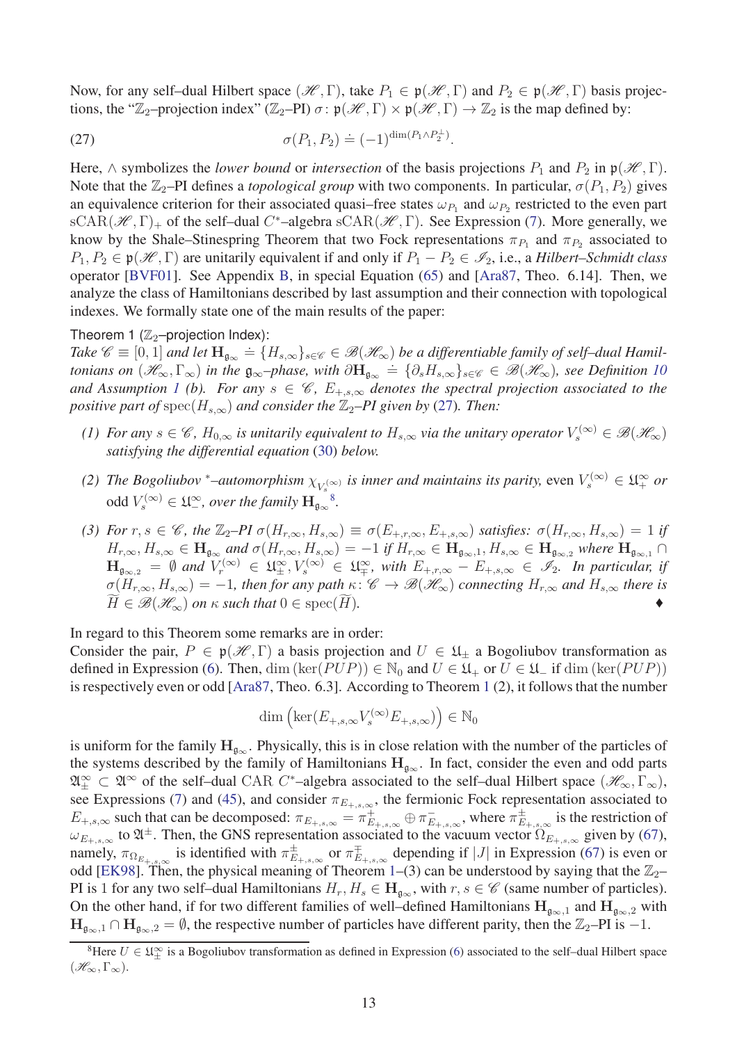Now, for any self–dual Hilbert space $(\mathscr{H}, \Gamma)$, take $P_1 \in \mathfrak{p}(\mathscr{H}, \Gamma)$ and $P_2 \in \mathfrak{p}(\mathscr{H}, \Gamma)$ basis projections, the "$\mathbb{Z}_2$–projection index" ($\mathbb{Z}_2$–PI) $\sigma\colon \mathfrak{p}(\mathscr{H}, \Gamma) \times \mathfrak{p}(\mathscr{H}, \Gamma) \to \mathbb{Z}_2$ is the map defined by:

$$\sigma(P_1, P_2) \doteq (-1)^{\dim(P_1 \wedge P_2^{\perp})}. \tag{27}$$

Here, $\wedge$ symbolizes the *lower bound* or *intersection* of the basis projections $P_1$ and $P_2$ in $\mathfrak{p}(\mathscr{H}, \Gamma)$. Note that the $\mathbb{Z}_2$–PI defines a *topological group* with two components. In particular, $\sigma(P_1, P_2)$ gives an equivalence criterion for their associated quasi–free states $\omega_{P_1}$ and $\omega_{P_2}$ restricted to the even part $\mathrm{sCAR}(\mathscr{H}, \Gamma)_+$ of the self–dual $C^*$–algebra $\mathrm{sCAR}(\mathscr{H}, \Gamma)$. See Expression (7). More generally, we know by the Shale–Stinespring Theorem that two Fock representations $\pi_{P_1}$ and $\pi_{P_2}$ associated to $P_1, P_2 \in \mathfrak{p}(\mathscr{H}, \Gamma)$ are unitarily equivalent if and only if $P_1 - P_2 \in \mathscr{I}_2$, i.e., a *Hilbert–Schmidt class* operator [BVF01]. See Appendix B, in special Equation (65) and [Ara87, Theo. 6.14]. Then, we analyze the class of Hamiltonians described by last assumption and their connection with topological indexes. We formally state one of the main results of the paper:

**Theorem 1** ($\mathbb{Z}_2$–projection Index):
*Take $\mathscr{C} \equiv [0, 1]$ and let $\mathbf{H}_{\mathfrak{g}_\infty} \doteq \{H_{s,\infty}\}_{s \in \mathscr{C}} \in \mathscr{B}(\mathscr{H}_\infty)$ be a differentiable family of self–dual Hamiltonians on $(\mathscr{H}_\infty, \Gamma_\infty)$ in the $\mathfrak{g}_\infty$–phase, with $\partial \mathbf{H}_{\mathfrak{g}_\infty} \doteq \{\partial_s H_{s,\infty}\}_{s \in \mathscr{C}} \in \mathscr{B}(\mathscr{H}_\infty)$, see Definition 10 and Assumption 1 (b). For any $s \in \mathscr{C}$, $E_{+,s,\infty}$ denotes the spectral projection associated to the positive part of $\mathrm{spec}(H_{s,\infty})$ and consider the $\mathbb{Z}_2$–PI given by (27). Then:*

*(1) For any $s \in \mathscr{C}$, $H_{0,\infty}$ is unitarily equivalent to $H_{s,\infty}$ via the unitary operator $V_s^{(\infty)} \in \mathscr{B}(\mathscr{H}_\infty)$ satisfying the differential equation (30) below.*

*(2) The Bogoliubov $^*$–automorphism $\chi_{V_s^{(\infty)}}$ is inner and maintains its parity,* even *$V_s^{(\infty)} \in \mathfrak{U}_+^\infty$ or* odd *$V_s^{(\infty)} \in \mathfrak{U}_-^\infty$, over the family $\mathbf{H}_{\mathfrak{g}_\infty}$*[8]*.*

*(3) For $r, s \in \mathscr{C}$, the $\mathbb{Z}_2$–PI $\sigma(H_{r,\infty}, H_{s,\infty}) \equiv \sigma(E_{+,r,\infty}, E_{+,s,\infty})$ satisfies: $\sigma(H_{r,\infty}, H_{s,\infty}) = 1$ if $H_{r,\infty}, H_{s,\infty} \in \mathbf{H}_{\mathfrak{g}_\infty}$ and $\sigma(H_{r,\infty}, H_{s,\infty}) = -1$ if $H_{r,\infty} \in \mathbf{H}_{\mathfrak{g}_\infty,1}, H_{s,\infty} \in \mathbf{H}_{\mathfrak{g}_\infty,2}$ where $\mathbf{H}_{\mathfrak{g}_\infty,1} \cap \mathbf{H}_{\mathfrak{g}_\infty,2} = \emptyset$ and $V_r^{(\infty)} \in \mathfrak{U}_\pm^\infty, V_s^{(\infty)} \in \mathfrak{U}_\mp^\infty$, with $E_{+,r,\infty} - E_{+,s,\infty} \in \mathscr{I}_2$. In particular, if $\sigma(H_{r,\infty}, H_{s,\infty}) = -1$, then for any path $\kappa\colon \mathscr{C} \to \mathscr{B}(\mathscr{H}_\infty)$ connecting $H_{r,\infty}$ and $H_{s,\infty}$ there is $\widetilde{H} \in \mathscr{B}(\mathscr{H}_\infty)$ on $\kappa$ such that $0 \in \mathrm{spec}(\widetilde{H})$.* ♦

In regard to this Theorem some remarks are in order:
Consider the pair, $P \in \mathfrak{p}(\mathscr{H}, \Gamma)$ a basis projection and $U \in \mathfrak{U}_\pm$ a Bogoliubov transformation as defined in Expression (6). Then, $\dim(\ker(PUP)) \in \mathbb{N}_0$ and $U \in \mathfrak{U}_+$ or $U \in \mathfrak{U}_-$ if $\dim(\ker(PUP))$ is respectively even or odd [Ara87, Theo. 6.3]. According to Theorem 1 (2), it follows that the number

$$\dim\left(\ker(E_{+,s,\infty} V_s^{(\infty)} E_{+,s,\infty})\right) \in \mathbb{N}_0$$

is uniform for the family $\mathbf{H}_{\mathfrak{g}_\infty}$. Physically, this is in close relation with the number of the particles of the systems described by the family of Hamiltonians $\mathbf{H}_{\mathfrak{g}_\infty}$. In fact, consider the even and odd parts $\mathfrak{A}_\pm^\infty \subset \mathfrak{A}^\infty$ of the self–dual CAR $C^*$–algebra associated to the self–dual Hilbert space $(\mathscr{H}_\infty, \Gamma_\infty)$, see Expressions (7) and (45), and consider $\pi_{E_{+,s,\infty}}$, the fermionic Fock representation associated to $E_{+,s,\infty}$ such that can be decomposed: $\pi_{E_{+,s,\infty}} = \pi^+_{E_{+,s,\infty}} \oplus \pi^-_{E_{+,s,\infty}}$, where $\pi^\pm_{E_{+,s,\infty}}$ is the restriction of $\omega_{E_{+,s,\infty}}$ to $\mathfrak{A}^\pm$. Then, the GNS representation associated to the vacuum vector $\Omega_{E_{+,s,\infty}}$ given by (67), namely, $\pi_{\Omega_{E_{+,s,\infty}}}$ is identified with $\pi^\pm_{E_{+,s,\infty}}$ or $\pi^\mp_{E_{+,s,\infty}}$ depending if $|J|$ in Expression (67) is even or odd [EK98]. Then, the physical meaning of Theorem 1–(3) can be understood by saying that the $\mathbb{Z}_2$–PI is 1 for any two self–dual Hamiltonians $H_r, H_s \in \mathbf{H}_{\mathfrak{g}_\infty}$, with $r, s \in \mathscr{C}$ (same number of particles). On the other hand, if for two different families of well–defined Hamiltonians $\mathbf{H}_{\mathfrak{g}_\infty,1}$ and $\mathbf{H}_{\mathfrak{g}_\infty,2}$ with $\mathbf{H}_{\mathfrak{g}_\infty,1} \cap \mathbf{H}_{\mathfrak{g}_\infty,2} = \emptyset$, the respective number of particles have different parity, then the $\mathbb{Z}_2$–PI is $-1$.

[8] Here $U \in \mathfrak{U}_\pm^\infty$ is a Bogoliubov transformation as defined in Expression (6) associated to the self–dual Hilbert space $(\mathscr{H}_\infty, \Gamma_\infty)$.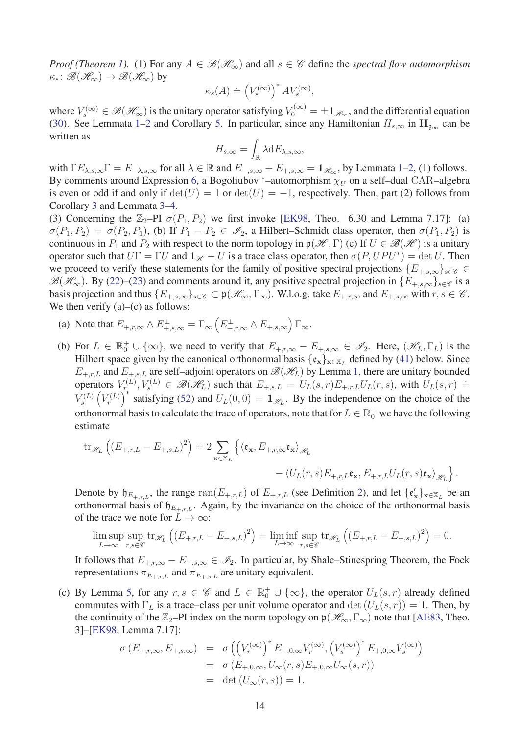*Proof (Theorem 1).* (1) For any $A \in \mathscr{B}(\mathscr{H}_\infty)$ and all $s \in \mathscr{C}$ define the *spectral flow automorphism* $\kappa_s \colon \mathscr{B}(\mathscr{H}_\infty) \to \mathscr{B}(\mathscr{H}_\infty)$ by

$$\kappa_s(A) \doteq \left(V_s^{(\infty)}\right)^* A V_s^{(\infty)},$$

where $V_s^{(\infty)} \in \mathscr{B}(\mathscr{H}_\infty)$ is the unitary operator satisfying $V_0^{(\infty)} = \pm \mathbf{1}_{\mathscr{H}_\infty}$, and the differential equation (30). See Lemmata 1–2 and Corollary 5. In particular, since any Hamiltonian $H_{s,\infty}$ in $\mathbf{H}_{\mathfrak{g}_\infty}$ can be written as

$$H_{s,\infty} = \int_{\mathbb{R}} \lambda \mathrm{d}E_{\lambda,s,\infty},$$

with $\Gamma E_{\lambda,s,\infty}\Gamma = E_{-\lambda,s,\infty}$ for all $\lambda \in \mathbb{R}$ and $E_{-,s,\infty} + E_{+,s,\infty} = \mathbf{1}_{\mathscr{H}_\infty}$, by Lemmata 1–2, (1) follows. By comments around Expression 6, a Bogoliubov $^*$–automorphism $\chi_U$ on a self–dual CAR–algebra is even or odd if and only if $\det(U) = 1$ or $\det(U) = -1$, respectively. Then, part (2) follows from Corollary 3 and Lemmata 3–4.

(3) Concerning the $\mathbb{Z}_2$–PI $\sigma(P_1, P_2)$ we first invoke [EK98, Theo. 6.30 and Lemma 7.17]: (a) $\sigma(P_1, P_2) = \sigma(P_2, P_1)$, (b) If $P_1 - P_2 \in \mathscr{I}_2$, a Hilbert–Schmidt class operator, then $\sigma(P_1, P_2)$ is continuous in $P_1$ and $P_2$ with respect to the norm topology in $\mathfrak{p}(\mathscr{H}, \Gamma)$ (c) If $U \in \mathscr{B}(\mathscr{H})$ is a unitary operator such that $U\Gamma = \Gamma U$ and $\mathbf{1}_{\mathscr{H}} - U$ is a trace class operator, then $\sigma(P, UPU^*) = \det U$. Then we proceed to verify these statements for the family of positive spectral projections $\{E_{+,s,\infty}\}_{s\in\mathscr{C}} \in \mathscr{B}(\mathscr{H}_\infty)$. By (22)–(23) and comments around it, any positive spectral projection in $\{E_{+,s,\infty}\}_{s\in\mathscr{C}}$ is a basis projection and thus $\{E_{+,s,\infty}\}_{s\in\mathscr{C}} \subset \mathfrak{p}(\mathscr{H}_\infty, \Gamma_\infty)$. W.l.o.g. take $E_{+,r,\infty}$ and $E_{+,s,\infty}$ with $r, s \in \mathscr{C}$. We then verify (a)–(c) as follows:

(a) Note that $E_{+,r,\infty} \wedge E_{+,s,\infty}^\perp = \Gamma_\infty \left(E_{+,r,\infty}^\perp \wedge E_{+,s,\infty}\right)\Gamma_\infty$.

(b) For $L \in \mathbb{R}_0^+ \cup \{\infty\}$, we need to verify that $E_{+,r,\infty} - E_{+,s,\infty} \in \mathscr{I}_2$. Here, $(\mathscr{H}_L, \Gamma_L)$ is the Hilbert space given by the canonical orthonormal basis $\{\mathfrak{e}_{\mathbf{x}}\}_{\mathbf{x}\in\mathbb{X}_L}$ defined by (41) below. Since $E_{+,r,L}$ and $E_{+,s,L}$ are self–adjoint operators on $\mathscr{B}(\mathscr{H}_L)$ by Lemma 1, there are unitary bounded operators $V_r^{(L)}, V_s^{(L)} \in \mathscr{B}(\mathscr{H}_L)$ such that $E_{+,s,L} = U_L(s,r)E_{+,r,L}U_L(r,s)$, with $U_L(s,r) \doteq V_s^{(L)}\left(V_r^{(L)}\right)^*$ satisfying (52) and $U_L(0,0) = \mathbf{1}_{\mathscr{H}_L}$. By the independence on the choice of the orthonormal basis to calculate the trace of operators, note that for $L \in \mathbb{R}_0^+$ we have the following estimate

$$\begin{aligned}\mathrm{tr}_{\mathscr{H}_L}\left((E_{+,r,L} - E_{+,s,L})^2\right) = 2\sum_{\mathbf{x}\in\mathbb{X}_L} \Big\{ &\langle \mathfrak{e}_{\mathbf{x}}, E_{+,r,\infty}\mathfrak{e}_{\mathbf{x}}\rangle_{\mathscr{H}_L} \\ &- \langle U_L(r,s)E_{+,r,L}\mathfrak{e}_{\mathbf{x}}, E_{+,r,L}U_L(r,s)\mathfrak{e}_{\mathbf{x}}\rangle_{\mathscr{H}_L}\Big\}.\end{aligned}$$

Denote by $\mathfrak{h}_{E_{+,r,L}}$ the range $\mathrm{ran}(E_{+,r,L})$ of $E_{+,r,L}$ (see Definition 2), and let $\{\mathfrak{e}'_{\mathbf{x}}\}_{\mathbf{x}\in\mathbb{X}_L}$ be an orthonormal basis of $\mathfrak{h}_{E_{+,r,L}}$. Again, by the invariance on the choice of the orthonormal basis of the trace we note for $L \to \infty$:

$$\limsup_{L\to\infty}\sup_{r,s\in\mathscr{C}} \mathrm{tr}_{\mathscr{H}_L}\left((E_{+,r,L} - E_{+,s,L})^2\right) = \liminf_{L\to\infty}\sup_{r,s\in\mathscr{C}} \mathrm{tr}_{\mathscr{H}_L}\left((E_{+,r,L} - E_{+,s,L})^2\right) = 0.$$

It follows that $E_{+,r,\infty} - E_{+,s,\infty} \in \mathscr{I}_2$. In particular, by Shale–Stinespring Theorem, the Fock representations $\pi_{E_{+,r,L}}$ and $\pi_{E_{+,s,L}}$ are unitary equivalent.

(c) By Lemma 5, for any $r, s \in \mathscr{C}$ and $L \in \mathbb{R}_0^+ \cup \{\infty\}$, the operator $U_L(s,r)$ already defined commutes with $\Gamma_L$ is a trace–class per unit volume operator and $\det(U_L(s,r)) = 1$. Then, by the continuity of the $\mathbb{Z}_2$–PI index on the norm topology on $\mathfrak{p}(\mathscr{H}_\infty, \Gamma_\infty)$ note that [AE83, Theo. 3]–[EK98, Lemma 7.17]:

$$\begin{aligned}\sigma\left(E_{+,r,\infty}, E_{+,s,\infty}\right) &= \sigma\left(\left(V_r^{(\infty)}\right)^* E_{+,0,\infty}V_r^{(\infty)}, \left(V_s^{(\infty)}\right)^* E_{+,0,\infty}V_s^{(\infty)}\right) \\ &= \sigma\left(E_{+,0,\infty}, U_\infty(r,s)E_{+,0,\infty}U_\infty(s,r)\right) \\ &= \det\left(U_\infty(r,s)\right) = 1.\end{aligned}$$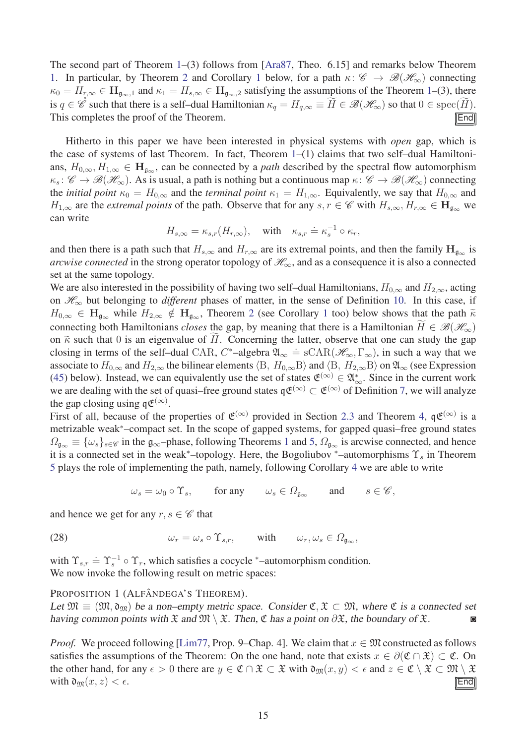The second part of Theorem 1–(3) follows from [Ara87, Theo. 6.15] and remarks below Theorem 1. In particular, by Theorem 2 and Corollary 1 below, for a path $\kappa\colon \mathscr{C} \to \mathscr{B}(\mathscr{H}_\infty)$ connecting $\kappa_0 = H_{r,\infty} \in \mathbf{H}_{\mathfrak{g}_\infty,1}$ and $\kappa_1 = H_{s,\infty} \in \mathbf{H}_{\mathfrak{g}_\infty,2}$ satisfying the assumptions of the Theorem 1–(3), there is $q \in \mathring{\mathscr{C}}$ such that there is a self–dual Hamiltonian $\kappa_q = H_{q,\infty} \equiv \widetilde{H} \in \mathscr{B}(\mathscr{H}_\infty)$ so that $0 \in \mathrm{spec}(\widetilde{H})$. This completes the proof of the Theorem. End

Hitherto in this paper we have been interested in physical systems with *open* gap, which is the case of systems of last Theorem. In fact, Theorem 1–(1) claims that two self–dual Hamiltonians, $H_{0,\infty}, H_{1,\infty} \in \mathbf{H}_{\mathfrak{g}_\infty}$, can be connected by a *path* described by the spectral flow automorphism $\kappa_s\colon \mathscr{C} \to \mathscr{B}(\mathscr{H}_\infty)$. As is usual, a path is nothing but a continuous map $\kappa\colon \mathscr{C} \to \mathscr{B}(\mathscr{H}_\infty)$ connecting the *initial point* $\kappa_0 = H_{0,\infty}$ and the *terminal point* $\kappa_1 = H_{1,\infty}$. Equivalently, we say that $H_{0,\infty}$ and $H_{1,\infty}$ are the *extremal points* of the path. Observe that for any $s, r \in \mathscr{C}$ with $H_{s,\infty}, H_{r,\infty} \in \mathbf{H}_{\mathfrak{g}_\infty}$ we can write

$$H_{s,\infty} = \kappa_{s,r}(H_{r,\infty}), \quad \text{with} \quad \kappa_{s,r} \doteq \kappa_s^{-1} \circ \kappa_r,$$

and then there is a path such that $H_{s,\infty}$ and $H_{r,\infty}$ are its extremal points, and then the family $\mathbf{H}_{\mathfrak{g}_\infty}$ is *arcwise connected* in the strong operator topology of $\mathscr{H}_\infty$, and as a consequence it is also a connected set at the same topology.

We are also interested in the possibility of having two self–dual Hamiltonians, $H_{0,\infty}$ and $H_{2,\infty}$, acting on $\mathscr{H}_\infty$ but belonging to *different* phases of matter, in the sense of Definition 10. In this case, if $H_{0,\infty} \in \mathbf{H}_{\mathfrak{g}_\infty}$ while $H_{2,\infty} \notin \mathbf{H}_{\mathfrak{g}_\infty}$, Theorem 2 (see Corollary 1 too) below shows that the path $\widetilde{\kappa}$ connecting both Hamiltonians *closes* the gap, by meaning that there is a Hamiltonian $\widetilde{H} \in \mathscr{B}(\mathscr{H}_\infty)$ on $\widetilde{\kappa}$ such that 0 is an eigenvalue of $\widetilde{H}$. Concerning the latter, observe that one can study the gap closing in terms of the self–dual CAR, $C^*$–algebra $\mathfrak{A}_\infty \doteq \mathrm{sCAR}(\mathscr{H}_\infty, \Gamma_\infty)$, in such a way that we associate to $H_{0,\infty}$ and $H_{2,\infty}$ the bilinear elements $\langle \mathrm{B},\, H_{0,\infty}\mathrm{B}\rangle$ and $\langle \mathrm{B},\, H_{2,\infty}\mathrm{B}\rangle$ on $\mathfrak{A}_\infty$ (see Expression (45) below). Instead, we can equivalently use the set of states $\mathfrak{E}^{(\infty)} \in \mathfrak{A}_\infty^*$. Since in the current work we are dealing with the set of quasi–free ground states $\mathfrak{q}\mathfrak{E}^{(\infty)} \subset \mathfrak{E}^{(\infty)}$ of Definition 7, we will analyze the gap closing using $\mathfrak{q}\mathfrak{E}^{(\infty)}$.

First of all, because of the properties of $\mathfrak{E}^{(\infty)}$ provided in Section 2.3 and Theorem 4, $\mathfrak{q}\mathfrak{E}^{(\infty)}$ is a metrizable weak$^*$–compact set. In the scope of gapped systems, for gapped quasi–free ground states $\Omega_{\mathfrak{g}_\infty} \equiv \{\omega_s\}_{s\in\mathscr{C}}$ in the $\mathfrak{g}_\infty$–phase, following Theorems 1 and 5, $\Omega_{\mathfrak{g}_\infty}$ is arcwise connected, and hence it is a connected set in the weak$^*$–topology. Here, the Bogoliubov $^*$–automorphisms $\Upsilon_s$ in Theorem 5 plays the role of implementing the path, namely, following Corollary 4 we are able to write

$$\omega_s = \omega_0 \circ \Upsilon_s, \qquad \text{for any} \qquad \omega_s \in \Omega_{\mathfrak{g}_\infty} \qquad \text{and} \qquad s \in \mathscr{C},$$

and hence we get for any $r, s \in \mathscr{C}$ that

$$\omega_r = \omega_s \circ \Upsilon_{s,r}, \qquad \text{with} \qquad \omega_r, \omega_s \in \Omega_{\mathfrak{g}_\infty}, \tag{28}$$

with $\Upsilon_{s,r} \doteq \Upsilon_s^{-1} \circ \Upsilon_r$, which satisfies a cocycle $^*$–automorphism condition.

We now invoke the following result on metric spaces:

PROPOSITION 1 (ALFÂNDEGA'S THEOREM).
*Let $\mathfrak{M} \equiv (\mathfrak{M}, \mathfrak{d}_{\mathfrak{M}})$ be a non–empty metric space. Consider $\mathfrak{C}, \mathfrak{X} \subset \mathfrak{M}$, where $\mathfrak{C}$ is a connected set having common points with $\mathfrak{X}$ and $\mathfrak{M} \setminus \mathfrak{X}$. Then, $\mathfrak{C}$ has a point on $\partial\mathfrak{X}$, the boundary of $\mathfrak{X}$.* ◙

*Proof.* We proceed following [Lim77, Prop. 9–Chap. 4]. We claim that $x \in \mathfrak{M}$ constructed as follows satisfies the assumptions of the Theorem: On the one hand, note that exists $x \in \partial(\mathfrak{C} \cap \mathfrak{X}) \subset \mathfrak{C}$. On the other hand, for any $\epsilon > 0$ there are $y \in \mathfrak{C} \cap \mathfrak{X} \subset \mathfrak{X}$ with $\mathfrak{d}_{\mathfrak{M}}(x, y) < \epsilon$ and $z \in \mathfrak{C} \setminus \mathfrak{X} \subset \mathfrak{M} \setminus \mathfrak{X}$ with $\mathfrak{d}_{\mathfrak{M}}(x, z) < \epsilon$. End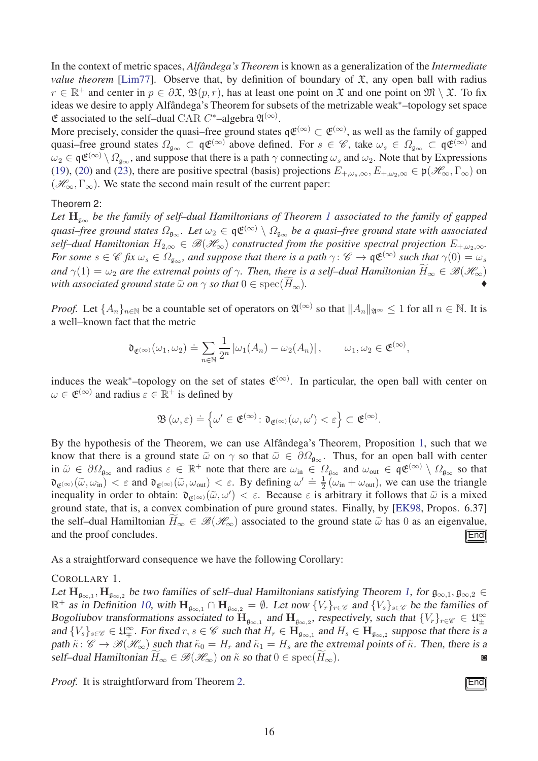In the context of metric spaces, *Alfândega's Theorem* is known as a generalization of the *Intermediate value theorem* [Lim77]. Observe that, by definition of boundary of $\mathfrak{X}$, any open ball with radius $r \in \mathbb{R}^+$ and center in $p \in \partial\mathfrak{X}$, $\mathfrak{B}(p,r)$, has at least one point on $\mathfrak{X}$ and one point on $\mathfrak{M} \setminus \mathfrak{X}$. To fix ideas we desire to apply Alfândega's Theorem for subsets of the metrizable weak$^*$–topology set space $\mathfrak{E}$ associated to the self–dual CAR $C^*$–algebra $\mathfrak{A}^{(\infty)}$.

More precisely, consider the quasi–free ground states $\mathfrak{q}\mathfrak{E}^{(\infty)} \subset \mathfrak{E}^{(\infty)}$, as well as the family of gapped quasi–free ground states $\Omega_{\mathfrak{g}_\infty} \subset \mathfrak{q}\mathfrak{E}^{(\infty)}$ above defined. For $s \in \mathscr{C}$, take $\omega_s \in \Omega_{\mathfrak{g}_\infty} \subset \mathfrak{q}\mathfrak{E}^{(\infty)}$ and $\omega_2 \in \mathfrak{q}\mathfrak{E}^{(\infty)} \setminus \Omega_{\mathfrak{g}_\infty}$, and suppose that there is a path $\gamma$ connecting $\omega_s$ and $\omega_2$. Note that by Expressions (19), (20) and (23), there are positive spectral (basis) projections $E_{+,\omega_s,\infty}, E_{+,\omega_2,\infty} \in \mathfrak{p}(\mathscr{H}_\infty, \Gamma_\infty)$ on $(\mathscr{H}_\infty, \Gamma_\infty)$. We state the second main result of the current paper:

Theorem 2:
*Let $\mathbf{H}_{\mathfrak{g}_\infty}$ be the family of self–dual Hamiltonians of Theorem 1 associated to the family of gapped quasi–free ground states $\Omega_{\mathfrak{g}_\infty}$. Let $\omega_2 \in \mathfrak{q}\mathfrak{E}^{(\infty)} \setminus \Omega_{\mathfrak{g}_\infty}$ be a quasi–free ground state with associated self–dual Hamiltonian $H_{2,\infty} \in \mathscr{B}(\mathscr{H}_\infty)$ constructed from the positive spectral projection $E_{+,\omega_2,\infty}$. For some $s \in \mathscr{C}$ fix $\omega_s \in \Omega_{\mathfrak{g}_\infty}$, and suppose that there is a path $\gamma\colon \mathscr{C} \to \mathfrak{q}\mathfrak{E}^{(\infty)}$ such that $\gamma(0) = \omega_s$ and $\gamma(1) = \omega_2$ are the extremal points of $\gamma$. Then, there is a self–dual Hamiltonian $\widetilde{H}_\infty \in \mathscr{B}(\mathscr{H}_\infty)$ with associated ground state $\tilde{\omega}$ on $\gamma$ so that $0 \in \mathrm{spec}(\widetilde{H}_\infty)$.* ♦

*Proof.* Let $\{A_n\}_{n\in\mathbb{N}}$ be a countable set of operators on $\mathfrak{A}^{(\infty)}$ so that $\|A_n\|_{\mathfrak{A}^\infty} \leq 1$ for all $n \in \mathbb{N}$. It is a well–known fact that the metric

$$\mathfrak{d}_{\mathfrak{E}^{(\infty)}}(\omega_1, \omega_2) \doteq \sum_{n\in\mathbb{N}} \frac{1}{2^n} \left|\omega_1(A_n) - \omega_2(A_n)\right|, \qquad \omega_1, \omega_2 \in \mathfrak{E}^{(\infty)},$$

induces the weak$^*$–topology on the set of states $\mathfrak{E}^{(\infty)}$. In particular, the open ball with center on $\omega \in \mathfrak{E}^{(\infty)}$ and radius $\varepsilon \in \mathbb{R}^+$ is defined by

$$\mathfrak{B}\left(\omega, \varepsilon\right) \doteq \left\{\omega' \in \mathfrak{E}^{(\infty)} \colon \mathfrak{d}_{\mathfrak{E}^{(\infty)}}(\omega, \omega') < \varepsilon\right\} \subset \mathfrak{E}^{(\infty)}.$$

By the hypothesis of the Theorem, we can use Alfândega's Theorem, Proposition 1, such that we know that there is a ground state $\tilde{\omega}$ on $\gamma$ so that $\tilde{\omega} \in \partial\Omega_{\mathfrak{g}_\infty}$. Thus, for an open ball with center in $\tilde{\omega} \in \partial\Omega_{\mathfrak{g}_\infty}$ and radius $\varepsilon \in \mathbb{R}^+$ note that there are $\omega_{\mathrm{in}} \in \Omega_{\mathfrak{g}_\infty}$ and $\omega_{\mathrm{out}} \in \mathfrak{q}\mathfrak{E}^{(\infty)} \setminus \Omega_{\mathfrak{g}_\infty}$ so that $\mathfrak{d}_{\mathfrak{E}^{(\infty)}}(\tilde{\omega}, \omega_{\mathrm{in}}) < \varepsilon$ and $\mathfrak{d}_{\mathfrak{E}^{(\infty)}}(\tilde{\omega}, \omega_{\mathrm{out}}) < \varepsilon$. By defining $\omega' \doteq \frac{1}{2}(\omega_{\mathrm{in}} + \omega_{\mathrm{out}})$, we can use the triangle inequality in order to obtain: $\mathfrak{d}_{\mathfrak{E}^{(\infty)}}(\tilde{\omega}, \omega') < \varepsilon$. Because $\varepsilon$ is arbitrary it follows that $\tilde{\omega}$ is a mixed ground state, that is, a convex combination of pure ground states. Finally, by [EK98, Propos. 6.37] the self–dual Hamiltonian $\widetilde{H}_\infty \in \mathscr{B}(\mathscr{H}_\infty)$ associated to the ground state $\tilde{\omega}$ has 0 as an eigenvalue, and the proof concludes. End

As a straightforward consequence we have the following Corollary:

COROLLARY 1.
*Let $\mathbf{H}_{\mathfrak{g}_{\infty,1}}, \mathbf{H}_{\mathfrak{g}_{\infty,2}}$ be two families of self–dual Hamiltonians satisfying Theorem 1, for $\mathfrak{g}_{\infty,1}, \mathfrak{g}_{\infty,2} \in \mathbb{R}^+$ as in Definition 10, with $\mathbf{H}_{\mathfrak{g}_{\infty,1}} \cap \mathbf{H}_{\mathfrak{g}_{\infty,2}} = \emptyset$. Let now $\{V_r\}_{r\in\mathscr{C}}$ and $\{V_s\}_{s\in\mathscr{C}}$ be the families of Bogoliubov transformations associated to $\mathbf{H}_{\mathfrak{g}_{\infty,1}}$ and $\mathbf{H}_{\mathfrak{g}_{\infty,2}}$, respectively, such that $\{V_r\}_{r\in\mathscr{C}} \in \mathfrak{U}^\infty_\pm$ and $\{V_s\}_{s\in\mathscr{C}} \in \mathfrak{U}^\infty_\mp$. For fixed $r, s \in \mathscr{C}$ such that $H_r \in \mathbf{H}_{\mathfrak{g}_{\infty,1}}$ and $H_s \in \mathbf{H}_{\mathfrak{g}_{\infty,2}}$ suppose that there is a path $\tilde{\kappa}\colon \mathscr{C} \to \mathscr{B}(\mathscr{H}_\infty)$ such that $\tilde{\kappa}_0 = H_r$ and $\tilde{\kappa}_1 = H_s$ are the extremal points of $\tilde{\kappa}$. Then, there is a self–dual Hamiltonian $\widetilde{H}_\infty \in \mathscr{B}(\mathscr{H}_\infty)$ on $\tilde{\kappa}$ so that $0 \in \mathrm{spec}(\widetilde{H}_\infty)$.* ◙

*Proof.* It is straightforward from Theorem 2. End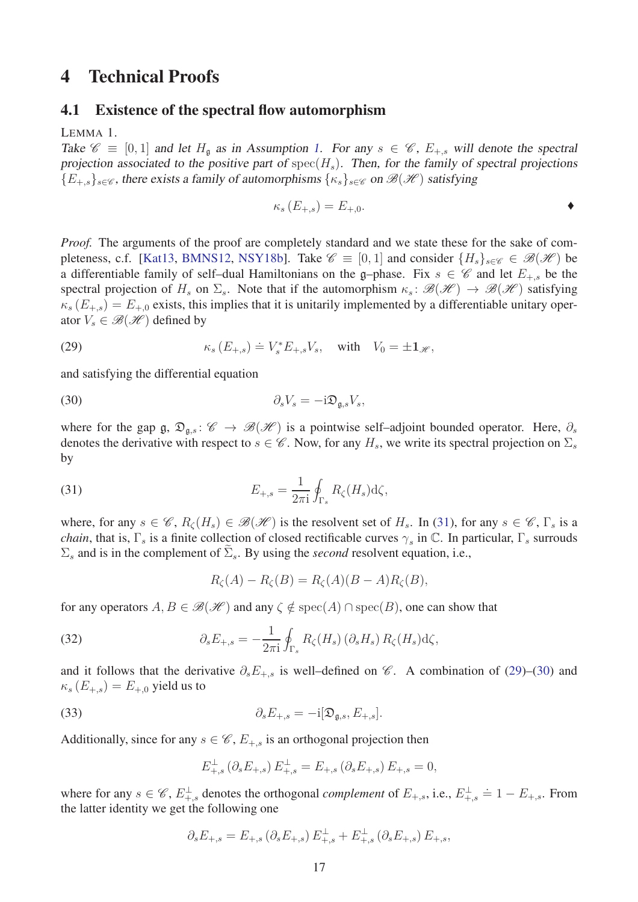# 4 Technical Proofs

## 4.1 Existence of the spectral flow automorphism

LEMMA 1.
*Take $\mathscr{C} \equiv [0,1]$ and let $H_{\mathfrak{g}}$ as in Assumption 1. For any $s \in \mathscr{C}$, $E_{+,s}$ will denote the spectral projection associated to the positive part of $\mathrm{spec}(H_s)$. Then, for the family of spectral projections $\{E_{+,s}\}_{s\in\mathscr{C}}$, there exists a family of automorphisms $\{\kappa_s\}_{s\in\mathscr{C}}$ on $\mathscr{B}(\mathscr{H})$ satisfying*

$$\kappa_s\left(E_{+,s}\right) = E_{+,0}. \qquad \blacklozenge$$

*Proof.* The arguments of the proof are completely standard and we state these for the sake of completeness, c.f. [Kat13, BMNS12, NSY18b]. Take $\mathscr{C} \equiv [0,1]$ and consider $\{H_s\}_{s\in\mathscr{C}} \in \mathscr{B}(\mathscr{H})$ be a differentiable family of self–dual Hamiltonians on the $\mathfrak{g}$–phase. Fix $s \in \mathscr{C}$ and let $E_{+,s}$ be the spectral projection of $H_s$ on $\Sigma_s$. Note that if the automorphism $\kappa_s \colon \mathscr{B}(\mathscr{H}) \to \mathscr{B}(\mathscr{H})$ satisfying $\kappa_s\left(E_{+,s}\right) = E_{+,0}$ exists, this implies that it is unitarily implemented by a differentiable unitary operator $V_s \in \mathscr{B}(\mathscr{H})$ defined by

$$\kappa_s\left(E_{+,s}\right) \doteq V_s^* E_{+,s} V_s, \quad \text{with} \quad V_0 = \pm \mathbf{1}_{\mathscr{H}}, \tag{29}$$

and satisfying the differential equation

$$\partial_s V_s = -\mathrm{i}\mathfrak{D}_{\mathfrak{g},s} V_s, \tag{30}$$

where for the gap $\mathfrak{g}$, $\mathfrak{D}_{\mathfrak{g},s} \colon \mathscr{C} \to \mathscr{B}(\mathscr{H})$ is a pointwise self–adjoint bounded operator. Here, $\partial_s$ denotes the derivative with respect to $s \in \mathscr{C}$. Now, for any $H_s$, we write its spectral projection on $\Sigma_s$ by

$$E_{+,s} = \frac{1}{2\pi\mathrm{i}} \oint_{\Gamma_s} R_\zeta(H_s)\mathrm{d}\zeta, \tag{31}$$

where, for any $s \in \mathscr{C}$, $R_\zeta(H_s) \in \mathscr{B}(\mathscr{H})$ is the resolvent set of $H_s$. In (31), for any $s \in \mathscr{C}$, $\Gamma_s$ is a *chain*, that is, $\Gamma_s$ is a finite collection of closed rectificable curves $\gamma_s$ in $\mathbb{C}$. In particular, $\Gamma_s$ surrouds $\Sigma_s$ and is in the complement of $\widetilde{\Sigma}_s$. By using the *second* resolvent equation, i.e.,

$$R_\zeta(A) - R_\zeta(B) = R_\zeta(A)(B - A)R_\zeta(B),$$

for any operators $A, B \in \mathscr{B}(\mathscr{H})$ and any $\zeta \notin \mathrm{spec}(A) \cap \mathrm{spec}(B)$, one can show that

$$\partial_s E_{+,s} = -\frac{1}{2\pi\mathrm{i}} \oint_{\Gamma_s} R_\zeta(H_s)\left(\partial_s H_s\right) R_\zeta(H_s)\mathrm{d}\zeta, \tag{32}$$

and it follows that the derivative $\partial_s E_{+,s}$ is well–defined on $\mathscr{C}$. A combination of (29)–(30) and $\kappa_s\left(E_{+,s}\right) = E_{+,0}$ yield us to

$$\partial_s E_{+,s} = -\mathrm{i}[\mathfrak{D}_{\mathfrak{g},s}, E_{+,s}]. \tag{33}$$

Additionally, since for any $s \in \mathscr{C}$, $E_{+,s}$ is an orthogonal projection then

$$E_{+,s}^{\perp}\left(\partial_s E_{+,s}\right) E_{+,s}^{\perp} = E_{+,s}\left(\partial_s E_{+,s}\right) E_{+,s} = 0,$$

where for any $s \in \mathscr{C}$, $E_{+,s}^{\perp}$ denotes the orthogonal *complement* of $E_{+,s}$, i.e., $E_{+,s}^{\perp} \doteq 1 - E_{+,s}$. From the latter identity we get the following one

$$\partial_s E_{+,s} = E_{+,s}\left(\partial_s E_{+,s}\right) E_{+,s}^{\perp} + E_{+,s}^{\perp}\left(\partial_s E_{+,s}\right) E_{+,s},$$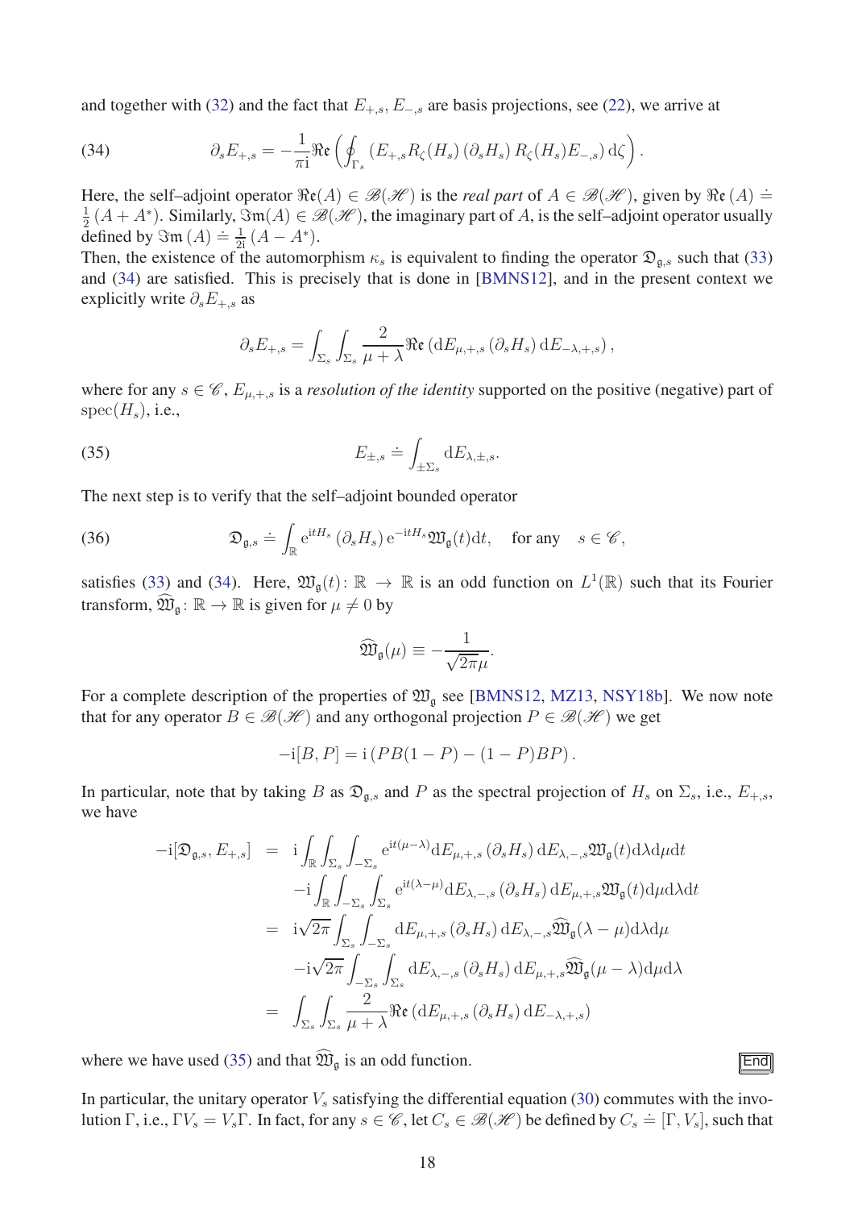and together with (32) and the fact that $E_{+,s}$, $E_{-,s}$ are basis projections, see (22), we arrive at

$$\partial_s E_{+,s} = -\frac{1}{\pi \mathrm{i}} \mathfrak{Re}\left( \oint_{\Gamma_s} \left( E_{+,s} R_\zeta(H_s) \left(\partial_s H_s\right) R_\zeta(H_s) E_{-,s}\right) \mathrm{d}\zeta \right). \tag{34}$$

Here, the self–adjoint operator $\mathfrak{Re}(A) \in \mathscr{B}(\mathscr{H})$ is the *real part* of $A \in \mathscr{B}(\mathscr{H})$, given by $\mathfrak{Re}\,(A) \doteq \frac{1}{2}\left(A + A^*\right)$. Similarly, $\mathfrak{Im}(A) \in \mathscr{B}(\mathscr{H})$, the imaginary part of $A$, is the self–adjoint operator usually defined by $\mathfrak{Im}\,(A) \doteq \frac{1}{2\mathrm{i}}\left(A - A^*\right)$.
Then, the existence of the automorphism $\kappa_s$ is equivalent to finding the operator $\mathfrak{D}_{\mathfrak{g},s}$ such that (33) and (34) are satisfied. This is precisely that is done in [BMNS12], and in the present context we explicitly write $\partial_s E_{+,s}$ as

$$\partial_s E_{+,s} = \int_{\Sigma_s}\int_{\Sigma_s} \frac{2}{\mu+\lambda} \mathfrak{Re}\left(\mathrm{d}E_{\mu,+,s}\left(\partial_s H_s\right)\mathrm{d}E_{-\lambda,+,s}\right),$$

where for any $s \in \mathscr{C}$, $E_{\mu,+,s}$ is a *resolution of the identity* supported on the positive (negative) part of $\mathrm{spec}(H_s)$, i.e.,

$$E_{\pm,s} \doteq \int_{\pm\Sigma_s} \mathrm{d}E_{\lambda,\pm,s}. \tag{35}$$

The next step is to verify that the self–adjoint bounded operator

$$\mathfrak{D}_{\mathfrak{g},s} \doteq \int_{\mathbb{R}} \mathrm{e}^{\mathrm{i}tH_s}\left(\partial_s H_s\right)\mathrm{e}^{-\mathrm{i}tH_s}\mathfrak{W}_{\mathfrak{g}}(t)\mathrm{d}t, \quad \text{for any} \quad s \in \mathscr{C}, \tag{36}$$

satisfies (33) and (34). Here, $\mathfrak{W}_{\mathfrak{g}}(t) \colon \mathbb{R} \to \mathbb{R}$ is an odd function on $L^1(\mathbb{R})$ such that its Fourier transform, $\widehat{\mathfrak{W}}_{\mathfrak{g}} \colon \mathbb{R} \to \mathbb{R}$ is given for $\mu \neq 0$ by

$$\widehat{\mathfrak{W}}_{\mathfrak{g}}(\mu) \equiv -\frac{1}{\sqrt{2\pi}\mu}.$$

For a complete description of the properties of $\mathfrak{W}_{\mathfrak{g}}$ see [BMNS12, MZ13, NSY18b]. We now note that for any operator $B \in \mathscr{B}(\mathscr{H})$ and any orthogonal projection $P \in \mathscr{B}(\mathscr{H})$ we get

$$-\mathrm{i}[B,P] = \mathrm{i}\left(PB(1-P) - (1-P)BP\right).$$

In particular, note that by taking $B$ as $\mathfrak{D}_{\mathfrak{g},s}$ and $P$ as the spectral projection of $H_s$ on $\Sigma_s$, i.e., $E_{+,s}$, we have

$$\begin{aligned}
-\mathrm{i}[\mathfrak{D}_{\mathfrak{g},s}, E_{+,s}] &= \mathrm{i}\int_{\mathbb{R}}\int_{\Sigma_s}\int_{-\Sigma_s} \mathrm{e}^{\mathrm{i}t(\mu-\lambda)}\mathrm{d}E_{\mu,+,s}\left(\partial_s H_s\right)\mathrm{d}E_{\lambda,-,s}\mathfrak{W}_{\mathfrak{g}}(t)\mathrm{d}\lambda\mathrm{d}\mu\mathrm{d}t \\
&\quad -\mathrm{i}\int_{\mathbb{R}}\int_{-\Sigma_s}\int_{\Sigma_s} \mathrm{e}^{\mathrm{i}t(\lambda-\mu)}\mathrm{d}E_{\lambda,-,s}\left(\partial_s H_s\right)\mathrm{d}E_{\mu,+,s}\mathfrak{W}_{\mathfrak{g}}(t)\mathrm{d}\mu\mathrm{d}\lambda\mathrm{d}t \\
&= \mathrm{i}\sqrt{2\pi}\int_{\Sigma_s}\int_{-\Sigma_s} \mathrm{d}E_{\mu,+,s}\left(\partial_s H_s\right)\mathrm{d}E_{\lambda,-,s}\widehat{\mathfrak{W}}_{\mathfrak{g}}(\lambda-\mu)\mathrm{d}\lambda\mathrm{d}\mu \\
&\quad -\mathrm{i}\sqrt{2\pi}\int_{-\Sigma_s}\int_{\Sigma_s} \mathrm{d}E_{\lambda,-,s}\left(\partial_s H_s\right)\mathrm{d}E_{\mu,+,s}\widehat{\mathfrak{W}}_{\mathfrak{g}}(\mu-\lambda)\mathrm{d}\mu\mathrm{d}\lambda \\
&= \int_{\Sigma_s}\int_{\Sigma_s} \frac{2}{\mu+\lambda}\mathfrak{Re}\left(\mathrm{d}E_{\mu,+,s}\left(\partial_s H_s\right)\mathrm{d}E_{-\lambda,+,s}\right)
\end{aligned}$$

where we have used (35) and that $\widehat{\mathfrak{W}}_{\mathfrak{g}}$ is an odd function. End

In particular, the unitary operator $V_s$ satisfying the differential equation (30) commutes with the involution $\Gamma$, i.e., $\Gamma V_s = V_s \Gamma$. In fact, for any $s \in \mathscr{C}$, let $C_s \in \mathscr{B}(\mathscr{H})$ be defined by $C_s \doteq [\Gamma, V_s]$, such that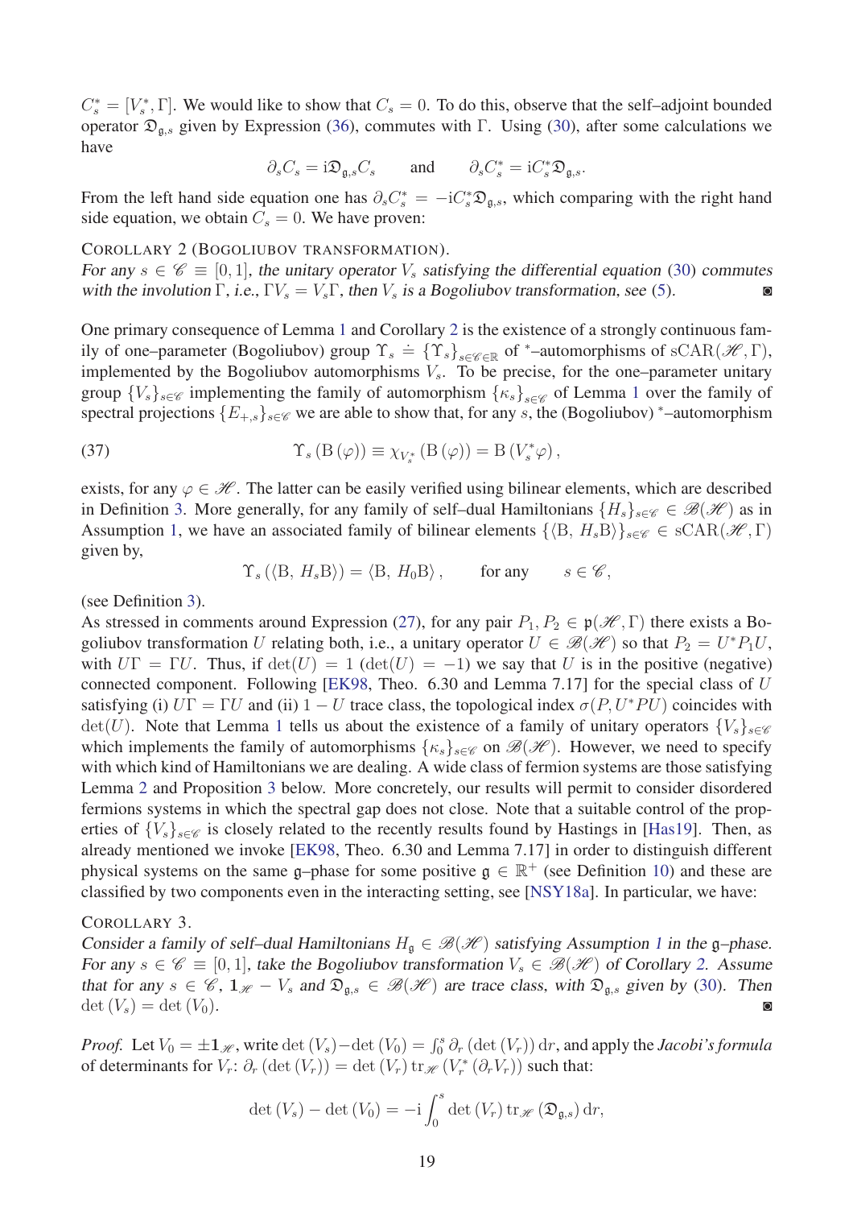$C_s^* = [V_s^*, \Gamma]$. We would like to show that $C_s = 0$. To do this, observe that the self–adjoint bounded operator $\mathfrak{D}_{\mathfrak{g},s}$ given by Expression (36), commutes with $\Gamma$. Using (30), after some calculations we have

$$\partial_s C_s = \mathrm{i}\mathfrak{D}_{\mathfrak{g},s} C_s \qquad \text{and} \qquad \partial_s C_s^* = \mathrm{i} C_s^* \mathfrak{D}_{\mathfrak{g},s}.$$

From the left hand side equation one has $\partial_s C_s^* = -\mathrm{i} C_s^* \mathfrak{D}_{\mathfrak{g},s}$, which comparing with the right hand side equation, we obtain $C_s = 0$. We have proven:

COROLLARY 2 (BOGOLIUBOV TRANSFORMATION).
*For any $s \in \mathscr{C} \equiv [0,1]$, the unitary operator $V_s$ satisfying the differential equation (30) commutes with the involution $\Gamma$, i.e., $\Gamma V_s = V_s \Gamma$, then $V_s$ is a Bogoliubov transformation, see (5).* ◙

One primary consequence of Lemma 1 and Corollary 2 is the existence of a strongly continuous family of one–parameter (Bogoliubov) group $\Upsilon_s \doteq \{\Upsilon_s\}_{s\in\mathscr{C}\in\mathbb{R}}$ of $^*$–automorphisms of $\mathrm{sCAR}(\mathscr{H},\Gamma)$, implemented by the Bogoliubov automorphisms $V_s$. To be precise, for the one–parameter unitary group $\{V_s\}_{s\in\mathscr{C}}$ implementing the family of automorphism $\{\kappa_s\}_{s\in\mathscr{C}}$ of Lemma 1 over the family of spectral projections $\{E_{+,s}\}_{s\in\mathscr{C}}$ we are able to show that, for any $s$, the (Bogoliubov) $^*$–automorphism

$$\Upsilon_s\left(\mathrm{B}\left(\varphi\right)\right) \equiv \chi_{V_s^*}\left(\mathrm{B}\left(\varphi\right)\right) = \mathrm{B}\left(V_s^* \varphi\right), \tag{37}$$

exists, for any $\varphi \in \mathscr{H}$. The latter can be easily verified using bilinear elements, which are described in Definition 3. More generally, for any family of self–dual Hamiltonians $\{H_s\}_{s\in\mathscr{C}} \in \mathscr{B}(\mathscr{H})$ as in Assumption 1, we have an associated family of bilinear elements $\{\langle \mathrm{B},\, H_s \mathrm{B}\rangle\}_{s\in\mathscr{C}} \in \mathrm{sCAR}(\mathscr{H},\Gamma)$ given by,

$$\Upsilon_s\left(\langle \mathrm{B},\, H_s \mathrm{B}\rangle\right) = \langle \mathrm{B},\, H_0 \mathrm{B}\rangle, \qquad \text{for any} \qquad s \in \mathscr{C},$$

(see Definition 3).
As stressed in comments around Expression (27), for any pair $P_1, P_2 \in \mathfrak{p}(\mathscr{H},\Gamma)$ there exists a Bogoliubov transformation $U$ relating both, i.e., a unitary operator $U \in \mathscr{B}(\mathscr{H})$ so that $P_2 = U^* P_1 U$, with $U\Gamma = \Gamma U$. Thus, if $\det(U) = 1$ ($\det(U) = -1$) we say that $U$ is in the positive (negative) connected component. Following [EK98, Theo. 6.30 and Lemma 7.17] for the special class of $U$ satisfying (i) $U\Gamma = \Gamma U$ and (ii) $1 - U$ trace class, the topological index $\sigma(P, U^*PU)$ coincides with $\det(U)$. Note that Lemma 1 tells us about the existence of a family of unitary operators $\{V_s\}_{s\in\mathscr{C}}$ which implements the family of automorphisms $\{\kappa_s\}_{s\in\mathscr{C}}$ on $\mathscr{B}(\mathscr{H})$. However, we need to specify with which kind of Hamiltonians we are dealing. A wide class of fermion systems are those satisfying Lemma 2 and Proposition 3 below. More concretely, our results will permit to consider disordered fermions systems in which the spectral gap does not close. Note that a suitable control of the properties of $\{V_s\}_{s\in\mathscr{C}}$ is closely related to the recently results found by Hastings in [Has19]. Then, as already mentioned we invoke [EK98, Theo. 6.30 and Lemma 7.17] in order to distinguish different physical systems on the same $\mathfrak{g}$–phase for some positive $\mathfrak{g} \in \mathbb{R}^+$ (see Definition 10) and these are classified by two components even in the interacting setting, see [NSY18a]. In particular, we have:

COROLLARY 3.
*Consider a family of self–dual Hamiltonians $H_{\mathfrak{g}} \in \mathscr{B}(\mathscr{H})$ satisfying Assumption 1 in the $\mathfrak{g}$–phase. For any $s \in \mathscr{C} \equiv [0,1]$, take the Bogoliubov transformation $V_s \in \mathscr{B}(\mathscr{H})$ of Corollary 2. Assume that for any $s \in \mathscr{C}$, $\mathbf{1}_{\mathscr{H}} - V_s$ and $\mathfrak{D}_{\mathfrak{g},s} \in \mathscr{B}(\mathscr{H})$ are trace class, with $\mathfrak{D}_{\mathfrak{g},s}$ given by (30). Then $\det(V_s) = \det(V_0)$.* ◙

*Proof.* Let $V_0 = \pm \mathbf{1}_{\mathscr{H}}$, write $\det(V_s) - \det(V_0) = \int_0^s \partial_r\left(\det(V_r)\right)\mathrm{d}r$, and apply the *Jacobi's formula* of determinants for $V_r$: $\partial_r\left(\det(V_r)\right) = \det(V_r)\,\mathrm{tr}_{\mathscr{H}}\left(V_r^*\left(\partial_r V_r\right)\right)$ such that:

$$\det(V_s) - \det(V_0) = -\mathrm{i}\int_0^s \det(V_r)\,\mathrm{tr}_{\mathscr{H}}\left(\mathfrak{D}_{\mathfrak{g},s}\right)\mathrm{d}r,$$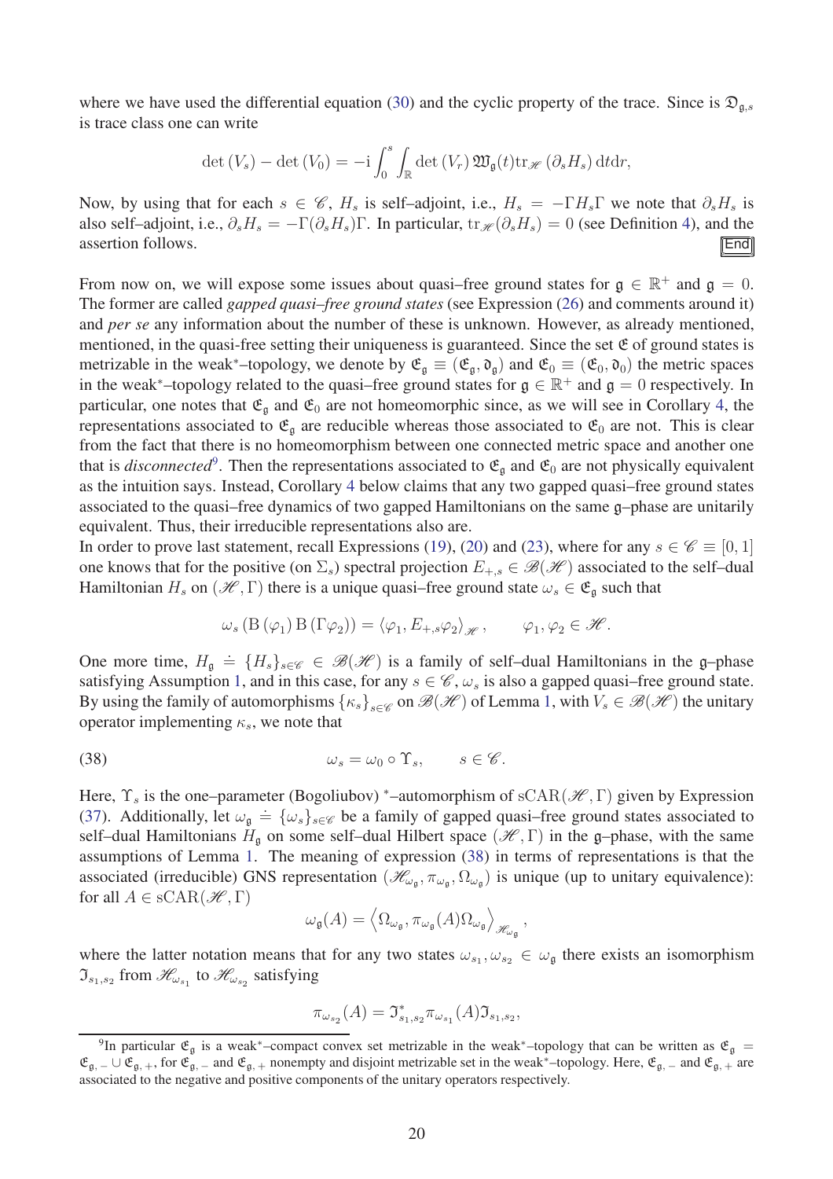where we have used the differential equation (30) and the cyclic property of the trace. Since is $\mathfrak{D}_{\mathfrak{g},s}$ is trace class one can write

$$\det(V_s) - \det(V_0) = -\mathrm{i}\int_0^s \int_{\mathbb{R}} \det(V_r)\, \mathfrak{W}_{\mathfrak{g}}(t) \mathrm{tr}_{\mathscr{H}}(\partial_s H_s)\, \mathrm{d}t\mathrm{d}r,$$

Now, by using that for each $s \in \mathscr{C}$, $H_s$ is self–adjoint, i.e., $H_s = -\Gamma H_s \Gamma$ we note that $\partial_s H_s$ is also self–adjoint, i.e., $\partial_s H_s = -\Gamma(\partial_s H_s)\Gamma$. In particular, $\mathrm{tr}_{\mathscr{H}}(\partial_s H_s) = 0$ (see Definition 4), and the assertion follows. End

From now on, we will expose some issues about quasi–free ground states for $\mathfrak{g} \in \mathbb{R}^+$ and $\mathfrak{g} = 0$. The former are called *gapped quasi–free ground states* (see Expression (26) and comments around it) and *per se* any information about the number of these is unknown. However, as already mentioned, mentioned, in the quasi-free setting their uniqueness is guaranteed. Since the set $\mathfrak{E}$ of ground states is metrizable in the weak$^*$–topology, we denote by $\mathfrak{E}_{\mathfrak{g}} \equiv (\mathfrak{E}_{\mathfrak{g}}, \mathfrak{d}_{\mathfrak{g}})$ and $\mathfrak{E}_0 \equiv (\mathfrak{E}_0, \mathfrak{d}_0)$ the metric spaces in the weak$^*$–topology related to the quasi–free ground states for $\mathfrak{g} \in \mathbb{R}^+$ and $\mathfrak{g} = 0$ respectively. In particular, one notes that $\mathfrak{E}_{\mathfrak{g}}$ and $\mathfrak{E}_0$ are not homeomorphic since, as we will see in Corollary 4, the representations associated to $\mathfrak{E}_{\mathfrak{g}}$ are reducible whereas those associated to $\mathfrak{E}_0$ are not. This is clear from the fact that there is no homeomorphism between one connected metric space and another one that is *disconnected*[9]. Then the representations associated to $\mathfrak{E}_{\mathfrak{g}}$ and $\mathfrak{E}_0$ are not physically equivalent as the intuition says. Instead, Corollary 4 below claims that any two gapped quasi–free ground states associated to the quasi–free dynamics of two gapped Hamiltonians on the same $\mathfrak{g}$–phase are unitarily equivalent. Thus, their irreducible representations also are.

In order to prove last statement, recall Expressions (19), (20) and (23), where for any $s \in \mathscr{C} \equiv [0, 1]$ one knows that for the positive (on $\Sigma_s$) spectral projection $E_{+,s} \in \mathscr{B}(\mathscr{H})$ associated to the self–dual Hamiltonian $H_s$ on $(\mathscr{H}, \Gamma)$ there is a unique quasi–free ground state $\omega_s \in \mathfrak{E}_{\mathfrak{g}}$ such that

$$\omega_s(\mathrm{B}(\varphi_1)\mathrm{B}(\Gamma\varphi_2)) = \langle \varphi_1, E_{+,s}\varphi_2 \rangle_{\mathscr{H}}, \qquad \varphi_1, \varphi_2 \in \mathscr{H}.$$

One more time, $H_{\mathfrak{g}} \doteq \{H_s\}_{s\in\mathscr{C}} \in \mathscr{B}(\mathscr{H})$ is a family of self–dual Hamiltonians in the $\mathfrak{g}$–phase satisfying Assumption 1, and in this case, for any $s \in \mathscr{C}$, $\omega_s$ is also a gapped quasi–free ground state. By using the family of automorphisms $\{\kappa_s\}_{s\in\mathscr{C}}$ on $\mathscr{B}(\mathscr{H})$ of Lemma 1, with $V_s \in \mathscr{B}(\mathscr{H})$ the unitary operator implementing $\kappa_s$, we note that

$$\omega_s = \omega_0 \circ \Upsilon_s, \qquad s \in \mathscr{C}. \tag{38}$$

Here, $\Upsilon_s$ is the one–parameter (Bogoliubov) $^*$–automorphism of $\mathrm{sCAR}(\mathscr{H}, \Gamma)$ given by Expression (37). Additionally, let $\omega_{\mathfrak{g}} \doteq \{\omega_s\}_{s\in\mathscr{C}}$ be a family of gapped quasi–free ground states associated to self–dual Hamiltonians $H_{\mathfrak{g}}$ on some self–dual Hilbert space $(\mathscr{H}, \Gamma)$ in the $\mathfrak{g}$–phase, with the same assumptions of Lemma 1. The meaning of expression (38) in terms of representations is that the associated (irreducible) GNS representation $(\mathscr{H}_{\omega_{\mathfrak{g}}}, \pi_{\omega_{\mathfrak{g}}}, \Omega_{\omega_{\mathfrak{g}}})$ is unique (up to unitary equivalence): for all $A \in \mathrm{sCAR}(\mathscr{H}, \Gamma)$

$$\omega_{\mathfrak{g}}(A) = \left\langle \Omega_{\omega_{\mathfrak{g}}}, \pi_{\omega_{\mathfrak{g}}}(A)\Omega_{\omega_{\mathfrak{g}}} \right\rangle_{\mathscr{H}_{\omega_{\mathfrak{g}}}},$$

where the latter notation means that for any two states $\omega_{s_1}, \omega_{s_2} \in \omega_{\mathfrak{g}}$ there exists an isomorphism $\mathfrak{I}_{s_1,s_2}$ from $\mathscr{H}_{\omega_{s_1}}$ to $\mathscr{H}_{\omega_{s_2}}$ satisfying

$$\pi_{\omega_{s_2}}(A) = \mathfrak{I}^*_{s_1,s_2}\pi_{\omega_{s_1}}(A)\mathfrak{I}_{s_1,s_2},$$

---

[9] In particular $\mathfrak{E}_{\mathfrak{g}}$ is a weak$^*$–compact convex set metrizable in the weak$^*$–topology that can be written as $\mathfrak{E}_{\mathfrak{g}} = \mathfrak{E}_{\mathfrak{g},-} \cup \mathfrak{E}_{\mathfrak{g},+}$, for $\mathfrak{E}_{\mathfrak{g},-}$ and $\mathfrak{E}_{\mathfrak{g},+}$ nonempty and disjoint metrizable set in the weak$^*$–topology. Here, $\mathfrak{E}_{\mathfrak{g},-}$ and $\mathfrak{E}_{\mathfrak{g},+}$ are associated to the negative and positive components of the unitary operators respectively.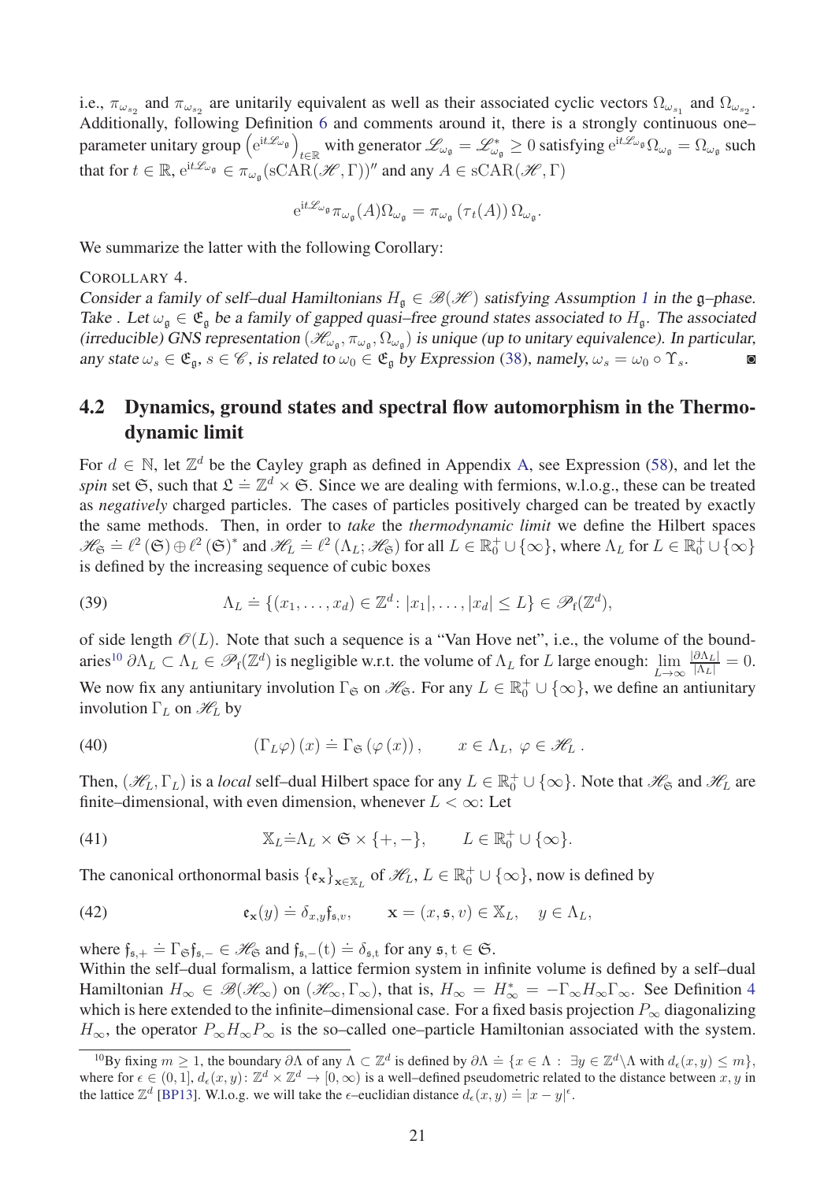i.e., $\pi_{\omega_{s_2}}$ and $\pi_{\omega_{s_2}}$ are unitarily equivalent as well as their associated cyclic vectors $\Omega_{\omega_{s_1}}$ and $\Omega_{\omega_{s_2}}$. Additionally, following Definition 6 and comments around it, there is a strongly continuous one–parameter unitary group $\left(\mathrm{e}^{\mathrm{i}t\mathscr{L}_{\omega_\mathfrak{g}}}\right)_{t\in\mathbb{R}}$ with generator $\mathscr{L}_{\omega_\mathfrak{g}} = \mathscr{L}_{\omega_\mathfrak{g}}^* \geq 0$ satisfying $\mathrm{e}^{\mathrm{i}t\mathscr{L}_{\omega_\mathfrak{g}}}\Omega_{\omega_\mathfrak{g}} = \Omega_{\omega_\mathfrak{g}}$ such that for $t \in \mathbb{R}$, $\mathrm{e}^{\mathrm{i}t\mathscr{L}_{\omega_\mathfrak{g}}} \in \pi_{\omega_\mathfrak{g}}(\mathrm{sCAR}(\mathscr{H},\Gamma))''$ and any $A \in \mathrm{sCAR}(\mathscr{H},\Gamma)$

$$\mathrm{e}^{\mathrm{i}t\mathscr{L}_{\omega_\mathfrak{g}}}\pi_{\omega_\mathfrak{g}}(A)\Omega_{\omega_\mathfrak{g}} = \pi_{\omega_\mathfrak{g}}\left(\tau_t(A)\right)\Omega_{\omega_\mathfrak{g}}.$$

We summarize the latter with the following Corollary:

COROLLARY 4.
*Consider a family of self–dual Hamiltonians $H_\mathfrak{g} \in \mathscr{B}(\mathscr{H})$ satisfying Assumption 1 in the $\mathfrak{g}$–phase. Take . Let $\omega_\mathfrak{g} \in \mathfrak{E}_\mathfrak{g}$ be a family of gapped quasi–free ground states associated to $H_\mathfrak{g}$. The associated (irreducible) GNS representation $(\mathscr{H}_{\omega_\mathfrak{g}}, \pi_{\omega_\mathfrak{g}}, \Omega_{\omega_\mathfrak{g}})$ is unique (up to unitary equivalence). In particular, any state $\omega_s \in \mathfrak{E}_\mathfrak{g}$, $s \in \mathscr{C}$, is related to $\omega_0 \in \mathfrak{E}_\mathfrak{g}$ by Expression (38), namely, $\omega_s = \omega_0 \circ \Upsilon_s$.* ◙

## 4.2 Dynamics, ground states and spectral flow automorphism in the Thermodynamic limit

For $d \in \mathbb{N}$, let $\mathbb{Z}^d$ be the Cayley graph as defined in Appendix A, see Expression (58), and let the *spin* set $\mathfrak{S}$, such that $\mathfrak{L} \doteq \mathbb{Z}^d \times \mathfrak{S}$. Since we are dealing with fermions, w.l.o.g., these can be treated as *negatively* charged particles. The cases of particles positively charged can be treated by exactly the same methods. Then, in order to *take* the *thermodynamic limit* we define the Hilbert spaces $\mathscr{H}_\mathfrak{S} \doteq \ell^2(\mathfrak{S}) \oplus \ell^2(\mathfrak{S})^*$ and $\mathscr{H}_L \doteq \ell^2(\Lambda_L; \mathscr{H}_\mathfrak{S})$ for all $L \in \mathbb{R}_0^+ \cup \{\infty\}$, where $\Lambda_L$ for $L \in \mathbb{R}_0^+ \cup \{\infty\}$ is defined by the increasing sequence of cubic boxes

$$\Lambda_L \doteq \{(x_1,\ldots,x_d) \in \mathbb{Z}^d \colon |x_1|,\ldots,|x_d| \leq L\} \in \mathscr{P}_\mathrm{f}(\mathbb{Z}^d), \tag{39}$$

of side length $\mathscr{O}(L)$. Note that such a sequence is a "Van Hove net", i.e., the volume of the boundaries[10] $\partial\Lambda_L \subset \Lambda_L \in \mathscr{P}_\mathrm{f}(\mathbb{Z}^d)$ is negligible w.r.t. the volume of $\Lambda_L$ for $L$ large enough: $\lim_{L\to\infty} \frac{|\partial\Lambda_L|}{|\Lambda_L|} = 0$. We now fix any antiunitary involution $\Gamma_\mathfrak{S}$ on $\mathscr{H}_\mathfrak{S}$. For any $L \in \mathbb{R}_0^+ \cup \{\infty\}$, we define an antiunitary involution $\Gamma_L$ on $\mathscr{H}_L$ by

$$(\Gamma_L\varphi)(x) \doteq \Gamma_\mathfrak{S}(\varphi(x)), \qquad x \in \Lambda_L,\ \varphi \in \mathscr{H}_L\ . \tag{40}$$

Then, $(\mathscr{H}_L, \Gamma_L)$ is a *local* self–dual Hilbert space for any $L \in \mathbb{R}_0^+ \cup \{\infty\}$. Note that $\mathscr{H}_\mathfrak{S}$ and $\mathscr{H}_L$ are finite–dimensional, with even dimension, whenever $L < \infty$: Let

$$\mathbb{X}_L \doteq \Lambda_L \times \mathfrak{S} \times \{+,-\}, \qquad L \in \mathbb{R}_0^+ \cup \{\infty\}. \tag{41}$$

The canonical orthonormal basis $\{\mathfrak{e}_\mathbf{x}\}_{\mathbf{x}\in\mathbb{X}_L}$ of $\mathscr{H}_L$, $L \in \mathbb{R}_0^+ \cup \{\infty\}$, now is defined by

$$\mathfrak{e}_\mathbf{x}(y) \doteq \delta_{x,y}\mathfrak{f}_{\mathfrak{s},v}, \qquad \mathbf{x} = (x,\mathfrak{s},v) \in \mathbb{X}_L, \quad y \in \Lambda_L, \tag{42}$$

where $\mathfrak{f}_{\mathfrak{s},+} \doteq \Gamma_\mathfrak{S}\mathfrak{f}_{\mathfrak{s},-} \in \mathscr{H}_\mathfrak{S}$ and $\mathfrak{f}_{\mathfrak{s},-}(\mathfrak{t}) \doteq \delta_{\mathfrak{s},\mathfrak{t}}$ for any $\mathfrak{s},\mathfrak{t} \in \mathfrak{S}$.
Within the self–dual formalism, a lattice fermion system in infinite volume is defined by a self–dual Hamiltonian $H_\infty \in \mathscr{B}(\mathscr{H}_\infty)$ on $(\mathscr{H}_\infty, \Gamma_\infty)$, that is, $H_\infty = H_\infty^* = -\Gamma_\infty H_\infty \Gamma_\infty$. See Definition 4 which is here extended to the infinite–dimensional case. For a fixed basis projection $P_\infty$ diagonalizing $H_\infty$, the operator $P_\infty H_\infty P_\infty$ is the so–called one–particle Hamiltonian associated with the system.

[10] By fixing $m \geq 1$, the boundary $\partial\Lambda$ of any $\Lambda \subset \mathbb{Z}^d$ is defined by $\partial\Lambda \doteq \{x \in \Lambda : \exists y \in \mathbb{Z}^d\backslash\Lambda \text{ with } d_\epsilon(x,y) \leq m\}$, where for $\epsilon \in (0,1]$, $d_\epsilon(x,y) \colon \mathbb{Z}^d \times \mathbb{Z}^d \to [0,\infty)$ is a well–defined pseudometric related to the distance between $x, y$ in the lattice $\mathbb{Z}^d$ [BP13]. W.l.o.g. we will take the $\epsilon$–euclidian distance $d_\epsilon(x,y) \doteq |x-y|^\epsilon$.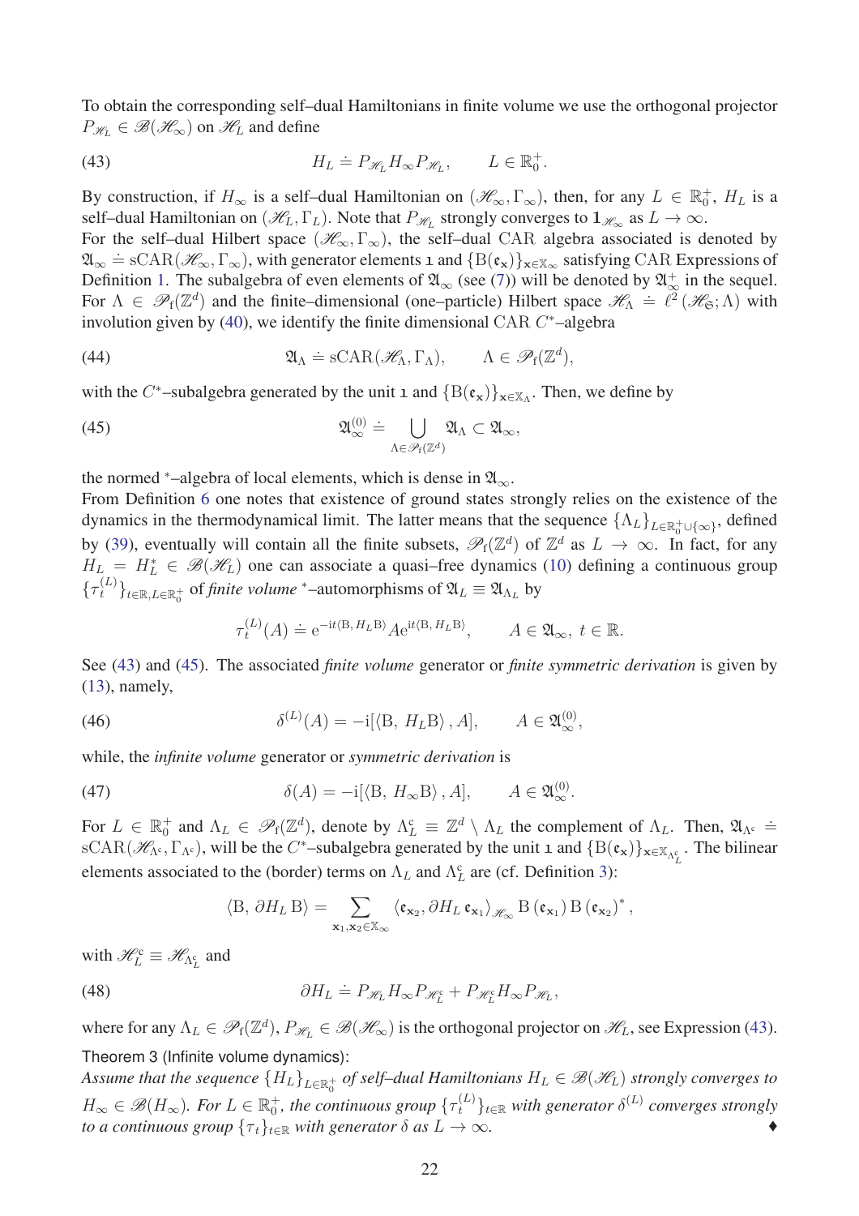To obtain the corresponding self–dual Hamiltonians in finite volume we use the orthogonal projector $P_{\mathscr{H}_L} \in \mathscr{B}(\mathscr{H}_\infty)$ on $\mathscr{H}_L$ and define

$$H_L \doteq P_{\mathscr{H}_L} H_\infty P_{\mathscr{H}_L}, \qquad L \in \mathbb{R}_0^+. \tag{43}$$

By construction, if $H_\infty$ is a self–dual Hamiltonian on $(\mathscr{H}_\infty, \Gamma_\infty)$, then, for any $L \in \mathbb{R}_0^+$, $H_L$ is a self–dual Hamiltonian on $(\mathscr{H}_L, \Gamma_L)$. Note that $P_{\mathscr{H}_L}$ strongly converges to $\mathbf{1}_{\mathscr{H}_\infty}$ as $L \to \infty$.
For the self–dual Hilbert space $(\mathscr{H}_\infty, \Gamma_\infty)$, the self–dual CAR algebra associated is denoted by $\mathfrak{A}_\infty \doteq \mathrm{sCAR}(\mathscr{H}_\infty, \Gamma_\infty)$, with generator elements $\mathbb{1}$ and $\{\mathrm{B}(\mathfrak{e}_\mathbf{x})\}_{\mathbf{x}\in\mathbb{X}_\infty}$ satisfying CAR Expressions of Definition 1. The subalgebra of even elements of $\mathfrak{A}_\infty$ (see (7)) will be denoted by $\mathfrak{A}_\infty^+$ in the sequel.
For $\Lambda \in \mathscr{P}_\mathrm{f}(\mathbb{Z}^d)$ and the finite–dimensional (one–particle) Hilbert space $\mathscr{H}_\Lambda \doteq \ell^2(\mathscr{H}_\mathfrak{S}; \Lambda)$ with involution given by (40), we identify the finite dimensional CAR $C^*$–algebra

$$\mathfrak{A}_\Lambda \doteq \mathrm{sCAR}(\mathscr{H}_\Lambda, \Gamma_\Lambda), \qquad \Lambda \in \mathscr{P}_\mathrm{f}(\mathbb{Z}^d), \tag{44}$$

with the $C^*$–subalgebra generated by the unit $\mathbb{1}$ and $\{\mathrm{B}(\mathfrak{e}_\mathbf{x})\}_{\mathbf{x}\in\mathbb{X}_\Lambda}$. Then, we define by

$$\mathfrak{A}_\infty^{(0)} \doteq \bigcup_{\Lambda\in\mathscr{P}_\mathrm{f}(\mathbb{Z}^d)} \mathfrak{A}_\Lambda \subset \mathfrak{A}_\infty, \tag{45}$$

the normed $^*$–algebra of local elements, which is dense in $\mathfrak{A}_\infty$.
From Definition 6 one notes that existence of ground states strongly relies on the existence of the dynamics in the thermodynamical limit. The latter means that the sequence $\{\Lambda_L\}_{L\in\mathbb{R}_0^+\cup\{\infty\}}$, defined by (39), eventually will contain all the finite subsets, $\mathscr{P}_\mathrm{f}(\mathbb{Z}^d)$ of $\mathbb{Z}^d$ as $L \to \infty$. In fact, for any $H_L = H_L^* \in \mathscr{B}(\mathscr{H}_L)$ one can associate a quasi–free dynamics (10) defining a continuous group $\{\tau_t^{(L)}\}_{t\in\mathbb{R}, L\in\mathbb{R}_0^+}$ of *finite volume* $^*$–automorphisms of $\mathfrak{A}_L \equiv \mathfrak{A}_{\Lambda_L}$ by

$$\tau_t^{(L)}(A) \doteq \mathrm{e}^{-\mathrm{i}t\langle \mathrm{B},\, H_L \mathrm{B}\rangle} A \mathrm{e}^{\mathrm{i}t\langle \mathrm{B},\, H_L \mathrm{B}\rangle}, \qquad A \in \mathfrak{A}_\infty,\ t \in \mathbb{R}.$$

See (43) and (45). The associated *finite volume* generator or *finite symmetric derivation* is given by (13), namely,

$$\delta^{(L)}(A) = -\mathrm{i}[\langle \mathrm{B},\, H_L \mathrm{B}\rangle, A], \qquad A \in \mathfrak{A}_\infty^{(0)}, \tag{46}$$

while, the *infinite volume* generator or *symmetric derivation* is

$$\delta(A) = -\mathrm{i}[\langle \mathrm{B},\, H_\infty \mathrm{B}\rangle, A], \qquad A \in \mathfrak{A}_\infty^{(0)}. \tag{47}$$

For $L \in \mathbb{R}_0^+$ and $\Lambda_L \in \mathscr{P}_\mathrm{f}(\mathbb{Z}^d)$, denote by $\Lambda_L^\mathrm{c} \equiv \mathbb{Z}^d \setminus \Lambda_L$ the complement of $\Lambda_L$. Then, $\mathfrak{A}_{\Lambda^\mathrm{c}} \doteq \mathrm{sCAR}(\mathscr{H}_{\Lambda^\mathrm{c}}, \Gamma_{\Lambda^\mathrm{c}})$, will be the $C^*$–subalgebra generated by the unit $\mathbb{1}$ and $\{\mathrm{B}(\mathfrak{e}_\mathbf{x})\}_{\mathbf{x}\in\mathbb{X}_{\Lambda_L^\mathrm{c}}}$. The bilinear elements associated to the (border) terms on $\Lambda_L$ and $\Lambda_L^\mathrm{c}$ are (cf. Definition 3):

$$\langle \mathrm{B},\, \partial H_L\, \mathrm{B}\rangle = \sum_{\mathbf{x}_1,\mathbf{x}_2\in\mathbb{X}_\infty} \langle \mathfrak{e}_{\mathbf{x}_2}, \partial H_L\, \mathfrak{e}_{\mathbf{x}_1}\rangle_{\mathscr{H}_\infty} \mathrm{B}(\mathfrak{e}_{\mathbf{x}_1})\, \mathrm{B}(\mathfrak{e}_{\mathbf{x}_2})^*,$$

with $\mathscr{H}_L^\mathrm{c} \equiv \mathscr{H}_{\Lambda_L^\mathrm{c}}$ and

$$\partial H_L \doteq P_{\mathscr{H}_L} H_\infty P_{\mathscr{H}_L^\mathrm{c}} + P_{\mathscr{H}_L^\mathrm{c}} H_\infty P_{\mathscr{H}_L}, \tag{48}$$

where for any $\Lambda_L \in \mathscr{P}_\mathrm{f}(\mathbb{Z}^d)$, $P_{\mathscr{H}_L} \in \mathscr{B}(\mathscr{H}_\infty)$ is the orthogonal projector on $\mathscr{H}_L$, see Expression (43).

**Theorem 3 (Infinite volume dynamics):**
*Assume that the sequence $\{H_L\}_{L\in\mathbb{R}_0^+}$ of self–dual Hamiltonians $H_L \in \mathscr{B}(\mathscr{H}_L)$ strongly converges to $H_\infty \in \mathscr{B}(H_\infty)$. For $L \in \mathbb{R}_0^+$, the continuous group $\{\tau_t^{(L)}\}_{t\in\mathbb{R}}$ with generator $\delta^{(L)}$ converges strongly to a continuous group $\{\tau_t\}_{t\in\mathbb{R}}$ with generator $\delta$ as $L \to \infty$.* ♦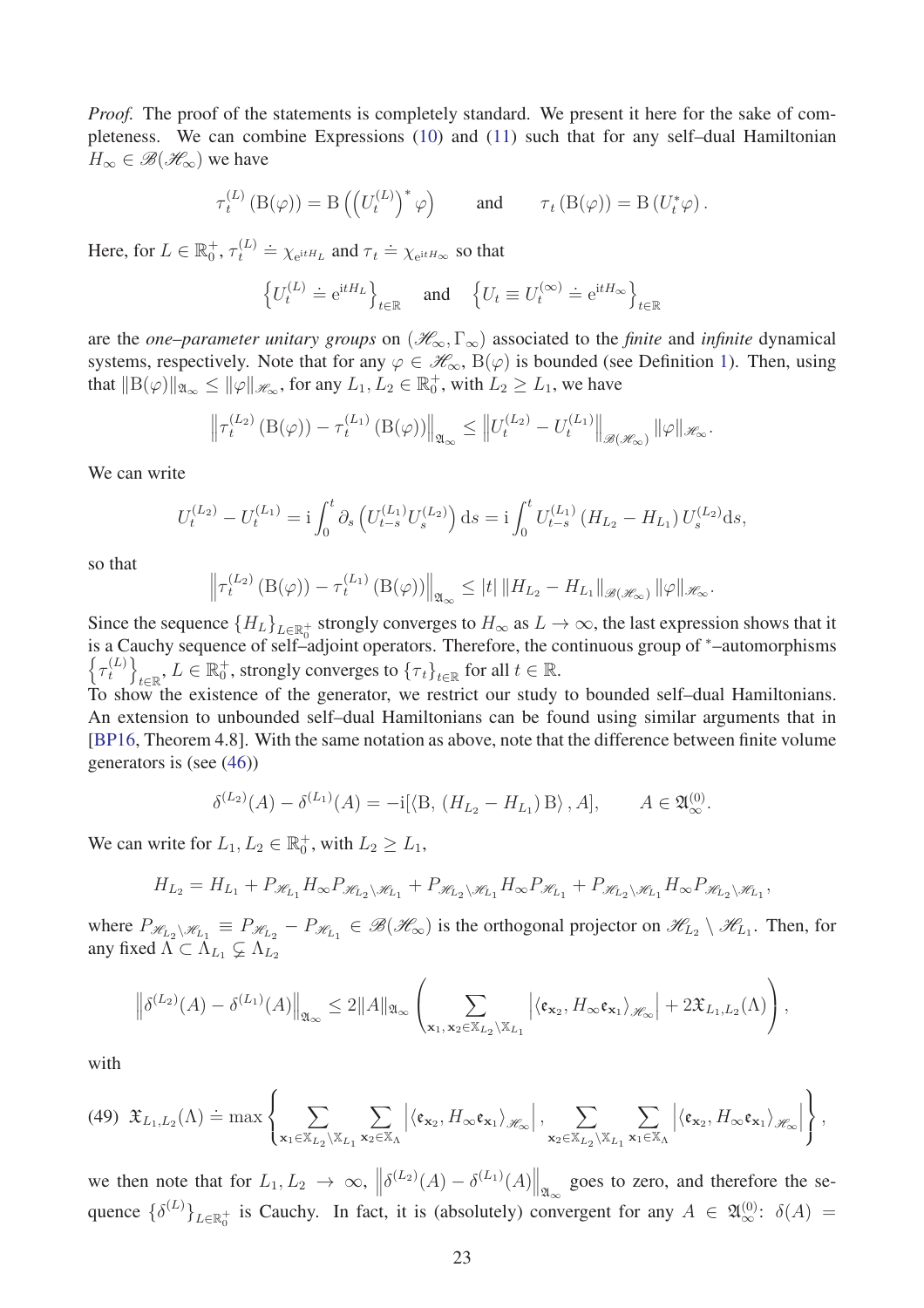*Proof.* The proof of the statements is completely standard. We present it here for the sake of completeness. We can combine Expressions (10) and (11) such that for any self–dual Hamiltonian $H_\infty \in \mathscr{B}(\mathscr{H}_\infty)$ we have

$$\tau_t^{(L)}\left(\mathrm{B}(\varphi)\right) = \mathrm{B}\left(\left(U_t^{(L)}\right)^* \varphi\right) \qquad \text{and} \qquad \tau_t\left(\mathrm{B}(\varphi)\right) = \mathrm{B}\left(U_t^* \varphi\right).$$

Here, for $L \in \mathbb{R}_0^+$, $\tau_t^{(L)} \doteq \chi_{\mathrm{e}^{\mathrm{i}tH_L}}$ and $\tau_t \doteq \chi_{\mathrm{e}^{\mathrm{i}tH_\infty}}$ so that

$$\left\{U_t^{(L)} \doteq \mathrm{e}^{\mathrm{i}tH_L}\right\}_{t\in\mathbb{R}} \quad \text{and} \quad \left\{U_t \equiv U_t^{(\infty)} \doteq \mathrm{e}^{\mathrm{i}tH_\infty}\right\}_{t\in\mathbb{R}}$$

are the *one–parameter unitary groups* on $(\mathscr{H}_\infty, \Gamma_\infty)$ associated to the *finite* and *infinite* dynamical systems, respectively. Note that for any $\varphi \in \mathscr{H}_\infty$, $\mathrm{B}(\varphi)$ is bounded (see Definition 1). Then, using that $\|\mathrm{B}(\varphi)\|_{\mathfrak{A}_\infty} \leq \|\varphi\|_{\mathscr{H}_\infty}$, for any $L_1, L_2 \in \mathbb{R}_0^+$, with $L_2 \geq L_1$, we have

$$\left\|\tau_t^{(L_2)}\left(\mathrm{B}(\varphi)\right) - \tau_t^{(L_1)}\left(\mathrm{B}(\varphi)\right)\right\|_{\mathfrak{A}_\infty} \leq \left\|U_t^{(L_2)} - U_t^{(L_1)}\right\|_{\mathscr{B}(\mathscr{H}_\infty)} \|\varphi\|_{\mathscr{H}_\infty}.$$

We can write

$$U_t^{(L_2)} - U_t^{(L_1)} = \mathrm{i}\int_0^t \partial_s\left(U_{t-s}^{(L_1)} U_s^{(L_2)}\right) \mathrm{d}s = \mathrm{i}\int_0^t U_{t-s}^{(L_1)}\left(H_{L_2} - H_{L_1}\right) U_s^{(L_2)} \mathrm{d}s,$$

so that

$$\left\|\tau_t^{(L_2)}\left(\mathrm{B}(\varphi)\right) - \tau_t^{(L_1)}\left(\mathrm{B}(\varphi)\right)\right\|_{\mathfrak{A}_\infty} \leq |t| \left\|H_{L_2} - H_{L_1}\right\|_{\mathscr{B}(\mathscr{H}_\infty)} \|\varphi\|_{\mathscr{H}_\infty}.$$

Since the sequence $\{H_L\}_{L\in\mathbb{R}_0^+}$ strongly converges to $H_\infty$ as $L \to \infty$, the last expression shows that it is a Cauchy sequence of self–adjoint operators. Therefore, the continuous group of $^*$–automorphisms $\left\{\tau_t^{(L)}\right\}_{t\in\mathbb{R}}$, $L \in \mathbb{R}_0^+$, strongly converges to $\{\tau_t\}_{t\in\mathbb{R}}$ for all $t \in \mathbb{R}$.

To show the existence of the generator, we restrict our study to bounded self–dual Hamiltonians. An extension to unbounded self–dual Hamiltonians can be found using similar arguments that in [BP16, Theorem 4.8]. With the same notation as above, note that the difference between finite volume generators is (see (46))

$$\delta^{(L_2)}(A) - \delta^{(L_1)}(A) = -\mathrm{i}[\langle \mathrm{B}, \left(H_{L_2} - H_{L_1}\right)\mathrm{B}\rangle, A], \qquad A \in \mathfrak{A}_\infty^{(0)}.$$

We can write for $L_1, L_2 \in \mathbb{R}_0^+$, with $L_2 \geq L_1$,

$$H_{L_2} = H_{L_1} + P_{\mathscr{H}_{L_1}} H_\infty P_{\mathscr{H}_{L_2}\setminus\mathscr{H}_{L_1}} + P_{\mathscr{H}_{L_2}\setminus\mathscr{H}_{L_1}} H_\infty P_{\mathscr{H}_{L_1}} + P_{\mathscr{H}_{L_2}\setminus\mathscr{H}_{L_1}} H_\infty P_{\mathscr{H}_{L_2}\setminus\mathscr{H}_{L_1}},$$

where $P_{\mathscr{H}_{L_2}\setminus\mathscr{H}_{L_1}} \equiv P_{\mathscr{H}_{L_2}} - P_{\mathscr{H}_{L_1}} \in \mathscr{B}(\mathscr{H}_\infty)$ is the orthogonal projector on $\mathscr{H}_{L_2} \setminus \mathscr{H}_{L_1}$. Then, for any fixed $\Lambda \subset \Lambda_{L_1} \subsetneq \Lambda_{L_2}$

$$\left\|\delta^{(L_2)}(A) - \delta^{(L_1)}(A)\right\|_{\mathfrak{A}_\infty} \leq 2\|A\|_{\mathfrak{A}_\infty}\left(\sum_{\mathbf{x}_1,\,\mathbf{x}_2 \in \mathbb{X}_{L_2}\setminus\mathbb{X}_{L_1}} \left|\langle \mathfrak{e}_{\mathbf{x}_2}, H_\infty \mathfrak{e}_{\mathbf{x}_1}\rangle_{\mathscr{H}_\infty}\right| + 2\mathfrak{X}_{L_1,L_2}(\Lambda)\right),$$

with

$$\mathfrak{X}_{L_1,L_2}(\Lambda) \doteq \max\left\{\sum_{\mathbf{x}_1 \in \mathbb{X}_{L_2}\setminus\mathbb{X}_{L_1}} \sum_{\mathbf{x}_2 \in \mathbb{X}_\Lambda} \left|\langle \mathfrak{e}_{\mathbf{x}_2}, H_\infty \mathfrak{e}_{\mathbf{x}_1}\rangle_{\mathscr{H}_\infty}\right|, \sum_{\mathbf{x}_2 \in \mathbb{X}_{L_2}\setminus\mathbb{X}_{L_1}} \sum_{\mathbf{x}_1 \in \mathbb{X}_\Lambda} \left|\langle \mathfrak{e}_{\mathbf{x}_2}, H_\infty \mathfrak{e}_{\mathbf{x}_1}\rangle_{\mathscr{H}_\infty}\right|\right\}, \tag{49}$$

we then note that for $L_1, L_2 \to \infty$, $\left\|\delta^{(L_2)}(A) - \delta^{(L_1)}(A)\right\|_{\mathfrak{A}_\infty}$ goes to zero, and therefore the sequence $\{\delta^{(L)}\}_{L\in\mathbb{R}_0^+}$ is Cauchy. In fact, it is (absolutely) convergent for any $A \in \mathfrak{A}_\infty^{(0)}$: $\delta(A) =$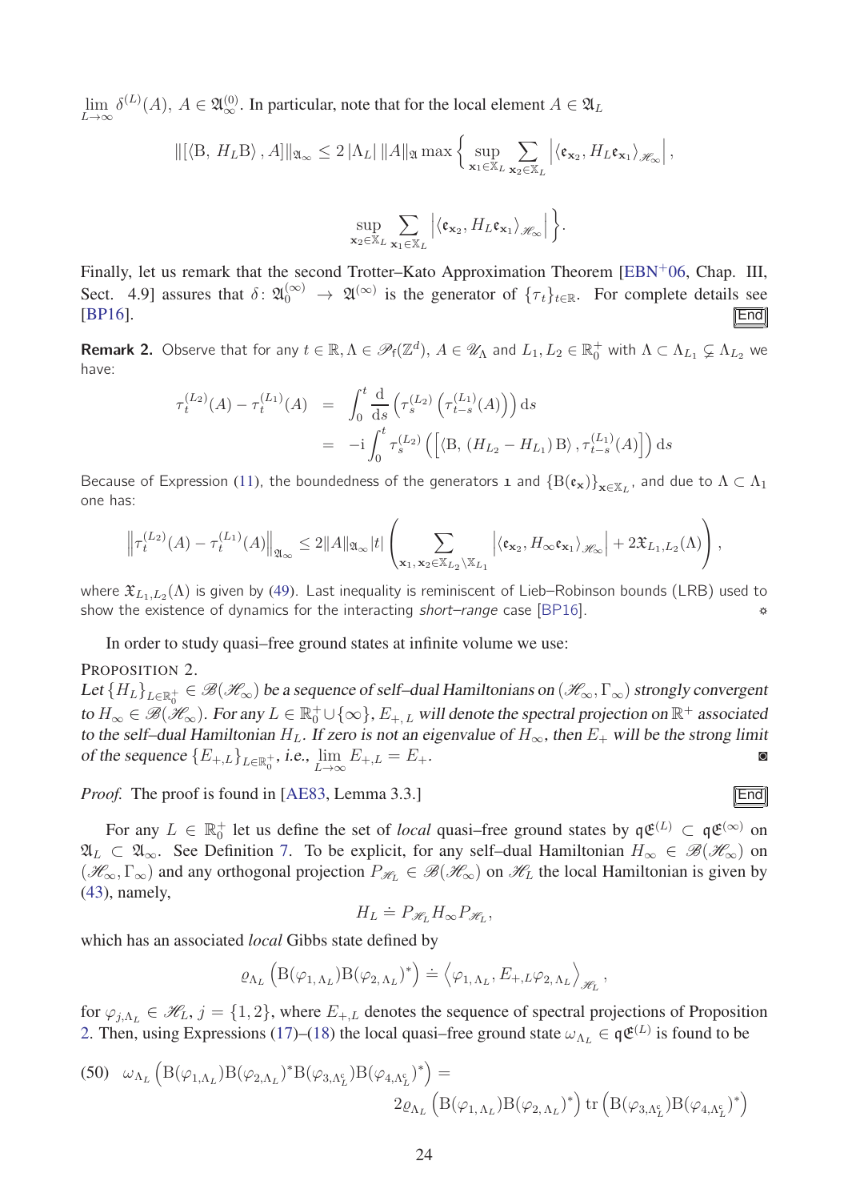$\lim_{L\to\infty} \delta^{(L)}(A)$, $A \in \mathfrak{A}_{\infty}^{(0)}$. In particular, note that for the local element $A \in \mathfrak{A}_L$

$$\|[\langle \mathrm{B},\, H_L \mathrm{B}\rangle\, , A]\|_{\mathfrak{A}_\infty} \leq 2\,|\Lambda_L|\, \|A\|_{\mathfrak{A}} \max\left\{ \sup_{\mathbf{x}_1 \in \mathbb{X}_L} \sum_{\mathbf{x}_2 \in \mathbb{X}_L} \left| \langle \mathfrak{e}_{\mathbf{x}_2}, H_L \mathfrak{e}_{\mathbf{x}_1} \rangle_{\mathscr{H}_\infty} \right|, \right.$$

$$\left. \sup_{\mathbf{x}_2 \in \mathbb{X}_L} \sum_{\mathbf{x}_1 \in \mathbb{X}_L} \left| \langle \mathfrak{e}_{\mathbf{x}_2}, H_L \mathfrak{e}_{\mathbf{x}_1} \rangle_{\mathscr{H}_\infty} \right| \right\}.$$

Finally, let us remark that the second Trotter–Kato Approximation Theorem [EBN+06, Chap. III, Sect. 4.9] assures that $\delta\colon \mathfrak{A}_0^{(\infty)} \to \mathfrak{A}^{(\infty)}$ is the generator of $\{\tau_t\}_{t\in\mathbb{R}}$. For complete details see [BP16]. End

**Remark 2.** Observe that for any $t \in \mathbb{R}, \Lambda \in \mathscr{P}_{\mathrm{f}}(\mathbb{Z}^d)$, $A \in \mathscr{U}_\Lambda$ and $L_1, L_2 \in \mathbb{R}_0^+$ with $\Lambda \subset \Lambda_{L_1} \subsetneq \Lambda_{L_2}$ we have:

$$\begin{aligned}
\tau_t^{(L_2)}(A) - \tau_t^{(L_1)}(A) &= \int_0^t \frac{\mathrm{d}}{\mathrm{d}s}\left(\tau_s^{(L_2)}\left(\tau_{t-s}^{(L_1)}(A)\right)\right)\mathrm{d}s \\
&= -\mathrm{i}\int_0^t \tau_s^{(L_2)}\left(\left[\langle \mathrm{B},\, (H_{L_2} - H_{L_1})\,\mathrm{B}\rangle\, , \tau_{t-s}^{(L_1)}(A)\right]\right)\mathrm{d}s
\end{aligned}$$

Because of Expression (11), the boundedness of the generators $\mathbf{1}$ and $\{\mathrm{B}(\mathfrak{e}_{\mathbf{x}})\}_{\mathbf{x}\in\mathbb{X}_L}$, and due to $\Lambda \subset \Lambda_1$ one has:

$$\left\|\tau_t^{(L_2)}(A) - \tau_t^{(L_1)}(A)\right\|_{\mathfrak{A}_\infty} \leq 2\|A\|_{\mathfrak{A}_\infty}|t| \left( \sum_{\mathbf{x}_1,\,\mathbf{x}_2 \in \mathbb{X}_{L_2}\setminus\mathbb{X}_{L_1}} \left|\langle \mathfrak{e}_{\mathbf{x}_2}, H_\infty \mathfrak{e}_{\mathbf{x}_1}\rangle_{\mathscr{H}_\infty}\right| + 2\mathfrak{X}_{L_1,L_2}(\Lambda) \right),$$

where $\mathfrak{X}_{L_1,L_2}(\Lambda)$ is given by (49). Last inequality is reminiscent of Lieb–Robinson bounds (LRB) used to show the existence of dynamics for the interacting *short–range* case [BP16]. ☼

In order to study quasi–free ground states at infinite volume we use:

PROPOSITION 2.
*Let $\{H_L\}_{L\in\mathbb{R}_0^+} \in \mathscr{B}(\mathscr{H}_\infty)$ be a sequence of self–dual Hamiltonians on $(\mathscr{H}_\infty, \Gamma_\infty)$ strongly convergent to $H_\infty \in \mathscr{B}(\mathscr{H}_\infty)$. For any $L \in \mathbb{R}_0^+ \cup \{\infty\}$, $E_{+,L}$ will denote the spectral projection on $\mathbb{R}^+$ associated to the self–dual Hamiltonian $H_L$. If zero is not an eigenvalue of $H_\infty$, then $E_+$ will be the strong limit of the sequence $\{E_{+,L}\}_{L\in\mathbb{R}_0^+}$, i.e., $\lim_{L\to\infty} E_{+,L} = E_+$.* ◙

*Proof.* The proof is found in [AE83, Lemma 3.3.] End

For any $L \in \mathbb{R}_0^+$ let us define the set of *local* quasi–free ground states by $\mathfrak{q}\mathfrak{E}^{(L)} \subset \mathfrak{q}\mathfrak{E}^{(\infty)}$ on $\mathfrak{A}_L \subset \mathfrak{A}_\infty$. See Definition 7. To be explicit, for any self–dual Hamiltonian $H_\infty \in \mathscr{B}(\mathscr{H}_\infty)$ on $(\mathscr{H}_\infty, \Gamma_\infty)$ and any orthogonal projection $P_{\mathscr{H}_L} \in \mathscr{B}(\mathscr{H}_\infty)$ on $\mathscr{H}_L$ the local Hamiltonian is given by (43), namely,

$$H_L \doteq P_{\mathscr{H}_L} H_\infty P_{\mathscr{H}_L},$$

which has an associated *local* Gibbs state defined by

$$\varrho_{\Lambda_L}\left(\mathrm{B}(\varphi_{1,\Lambda_L})\mathrm{B}(\varphi_{2,\Lambda_L})^*\right) \doteq \left\langle \varphi_{1,\Lambda_L}, E_{+,L}\varphi_{2,\Lambda_L}\right\rangle_{\mathscr{H}_L},$$

for $\varphi_{j,\Lambda_L} \in \mathscr{H}_L$, $j = \{1, 2\}$, where $E_{+,L}$ denotes the sequence of spectral projections of Proposition 2. Then, using Expressions (17)–(18) the local quasi–free ground state $\omega_{\Lambda_L} \in \mathfrak{q}\mathfrak{E}^{(L)}$ is found to be

$$\begin{aligned}
(50)\quad \omega_{\Lambda_L}\left(\mathrm{B}(\varphi_{1,\Lambda_L})\mathrm{B}(\varphi_{2,\Lambda_L})^*\mathrm{B}(\varphi_{3,\Lambda_L^c})\mathrm{B}(\varphi_{4,\Lambda_L^c})^*\right) &= \\
2\varrho_{\Lambda_L}&\left(\mathrm{B}(\varphi_{1,\Lambda_L})\mathrm{B}(\varphi_{2,\Lambda_L})^*\right)\,\mathrm{tr}\left(\mathrm{B}(\varphi_{3,\Lambda_L^c})\mathrm{B}(\varphi_{4,\Lambda_L^c})^*\right)
\end{aligned}$$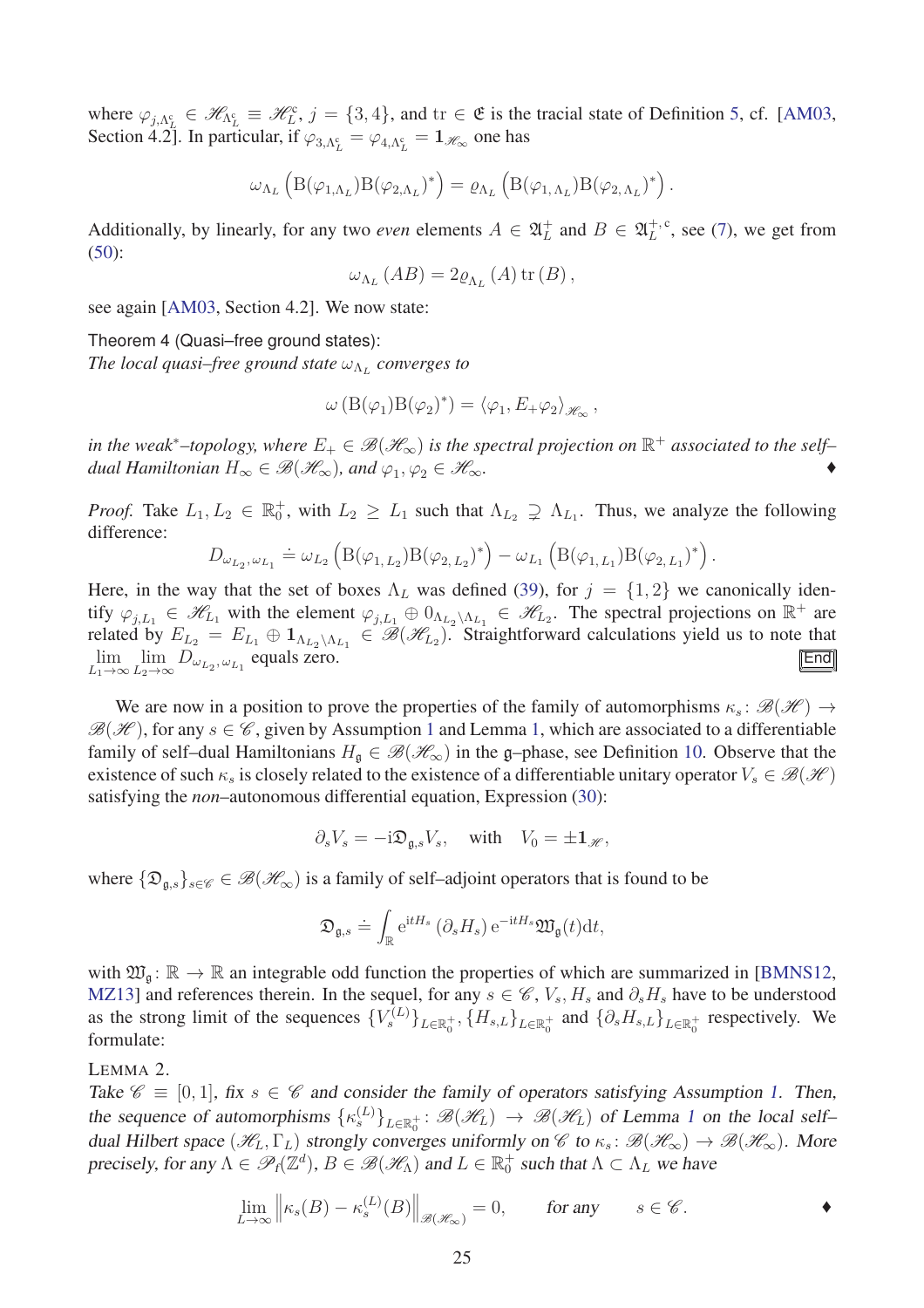where $\varphi_{j,\Lambda_L^c} \in \mathscr{H}_{\Lambda_L^c} \equiv \mathscr{H}_L^c$, $j = \{3,4\}$, and $\mathrm{tr} \in \mathfrak{E}$ is the tracial state of Definition 5, cf. [AM03, Section 4.2]. In particular, if $\varphi_{3,\Lambda_L^c} = \varphi_{4,\Lambda_L^c} = \mathbf{1}_{\mathscr{H}_\infty}$ one has

$$\omega_{\Lambda_L}\left(\mathrm{B}(\varphi_{1,\Lambda_L})\mathrm{B}(\varphi_{2,\Lambda_L})^*\right) = \varrho_{\Lambda_L}\left(\mathrm{B}(\varphi_{1,\Lambda_L})\mathrm{B}(\varphi_{2,\Lambda_L})^*\right).$$

Additionally, by linearly, for any two *even* elements $A \in \mathfrak{A}_L^+$ and $B \in \mathfrak{A}_L^{+,c}$, see (7), we get from (50):

$$\omega_{\Lambda_L}(AB) = 2\varrho_{\Lambda_L}(A)\,\mathrm{tr}(B),$$

see again [AM03, Section 4.2]. We now state:

Theorem 4 (Quasi–free ground states):
*The local quasi–free ground state $\omega_{\Lambda_L}$ converges to*

$$\omega\left(\mathrm{B}(\varphi_1)\mathrm{B}(\varphi_2)^*\right) = \langle \varphi_1, E_+\varphi_2\rangle_{\mathscr{H}_\infty},$$

*in the weak$^*$–topology, where $E_+ \in \mathscr{B}(\mathscr{H}_\infty)$ is the spectral projection on $\mathbb{R}^+$ associated to the self–dual Hamiltonian $H_\infty \in \mathscr{B}(\mathscr{H}_\infty)$, and $\varphi_1, \varphi_2 \in \mathscr{H}_\infty$.* ♦

*Proof.* Take $L_1, L_2 \in \mathbb{R}_0^+$, with $L_2 \geq L_1$ such that $\Lambda_{L_2} \supsetneq \Lambda_{L_1}$. Thus, we analyze the following difference:

$$D_{\omega_{L_2},\omega_{L_1}} \doteq \omega_{L_2}\left(\mathrm{B}(\varphi_{1,L_2})\mathrm{B}(\varphi_{2,L_2})^*\right) - \omega_{L_1}\left(\mathrm{B}(\varphi_{1,L_1})\mathrm{B}(\varphi_{2,L_1})^*\right).$$

Here, in the way that the set of boxes $\Lambda_L$ was defined (39), for $j = \{1,2\}$ we canonically identify $\varphi_{j,L_1} \in \mathscr{H}_{L_1}$ with the element $\varphi_{j,L_1} \oplus 0_{\Lambda_{L_2}\setminus\Lambda_{L_1}} \in \mathscr{H}_{L_2}$. The spectral projections on $\mathbb{R}^+$ are related by $E_{L_2} = E_{L_1} \oplus \mathbf{1}_{\Lambda_{L_2}\setminus\Lambda_{L_1}} \in \mathscr{B}(\mathscr{H}_{L_2})$. Straightforward calculations yield us to note that $\lim_{L_1\to\infty}\lim_{L_2\to\infty} D_{\omega_{L_2},\omega_{L_1}}$ equals zero. End

We are now in a position to prove the properties of the family of automorphisms $\kappa_s \colon \mathscr{B}(\mathscr{H}) \to \mathscr{B}(\mathscr{H})$, for any $s \in \mathscr{C}$, given by Assumption 1 and Lemma 1, which are associated to a differentiable family of self–dual Hamiltonians $H_\mathfrak{g} \in \mathscr{B}(\mathscr{H}_\infty)$ in the $\mathfrak{g}$–phase, see Definition 10. Observe that the existence of such $\kappa_s$ is closely related to the existence of a differentiable unitary operator $V_s \in \mathscr{B}(\mathscr{H})$ satisfying the *non*–autonomous differential equation, Expression (30):

$$\partial_s V_s = -\mathrm{i}\mathfrak{D}_{\mathfrak{g},s}V_s, \quad \text{with} \quad V_0 = \pm\mathbf{1}_\mathscr{H},$$

where $\{\mathfrak{D}_{\mathfrak{g},s}\}_{s\in\mathscr{C}} \in \mathscr{B}(\mathscr{H}_\infty)$ is a family of self–adjoint operators that is found to be

$$\mathfrak{D}_{\mathfrak{g},s} \doteq \int_\mathbb{R} \mathrm{e}^{\mathrm{i}tH_s}\left(\partial_s H_s\right)\mathrm{e}^{-\mathrm{i}tH_s}\mathfrak{W}_\mathfrak{g}(t)\mathrm{d}t,$$

with $\mathfrak{W}_\mathfrak{g} \colon \mathbb{R} \to \mathbb{R}$ an integrable odd function the properties of which are summarized in [BMNS12, MZ13] and references therein. In the sequel, for any $s \in \mathscr{C}$, $V_s$, $H_s$ and $\partial_s H_s$ have to be understood as the strong limit of the sequences $\{V_s^{(L)}\}_{L\in\mathbb{R}_0^+}$, $\{H_{s,L}\}_{L\in\mathbb{R}_0^+}$ and $\{\partial_s H_{s,L}\}_{L\in\mathbb{R}_0^+}$ respectively. We formulate:

LEMMA 2.
*Take $\mathscr{C} \equiv [0,1]$, fix $s \in \mathscr{C}$ and consider the family of operators satisfying Assumption 1. Then, the sequence of automorphisms $\{\kappa_s^{(L)}\}_{L\in\mathbb{R}_0^+} \colon \mathscr{B}(\mathscr{H}_L) \to \mathscr{B}(\mathscr{H}_L)$ of Lemma 1 on the local self–dual Hilbert space $(\mathscr{H}_L, \Gamma_L)$ strongly converges uniformly on $\mathscr{C}$ to $\kappa_s \colon \mathscr{B}(\mathscr{H}_\infty) \to \mathscr{B}(\mathscr{H}_\infty)$. More precisely, for any $\Lambda \in \mathscr{P}_f(\mathbb{Z}^d)$, $B \in \mathscr{B}(\mathscr{H}_\Lambda)$ and $L \in \mathbb{R}_0^+$ such that $\Lambda \subset \Lambda_L$ we have*

$$\lim_{L\to\infty}\left\|\kappa_s(B) - \kappa_s^{(L)}(B)\right\|_{\mathscr{B}(\mathscr{H}_\infty)} = 0, \qquad \textit{for any} \qquad s \in \mathscr{C}.$$ ♦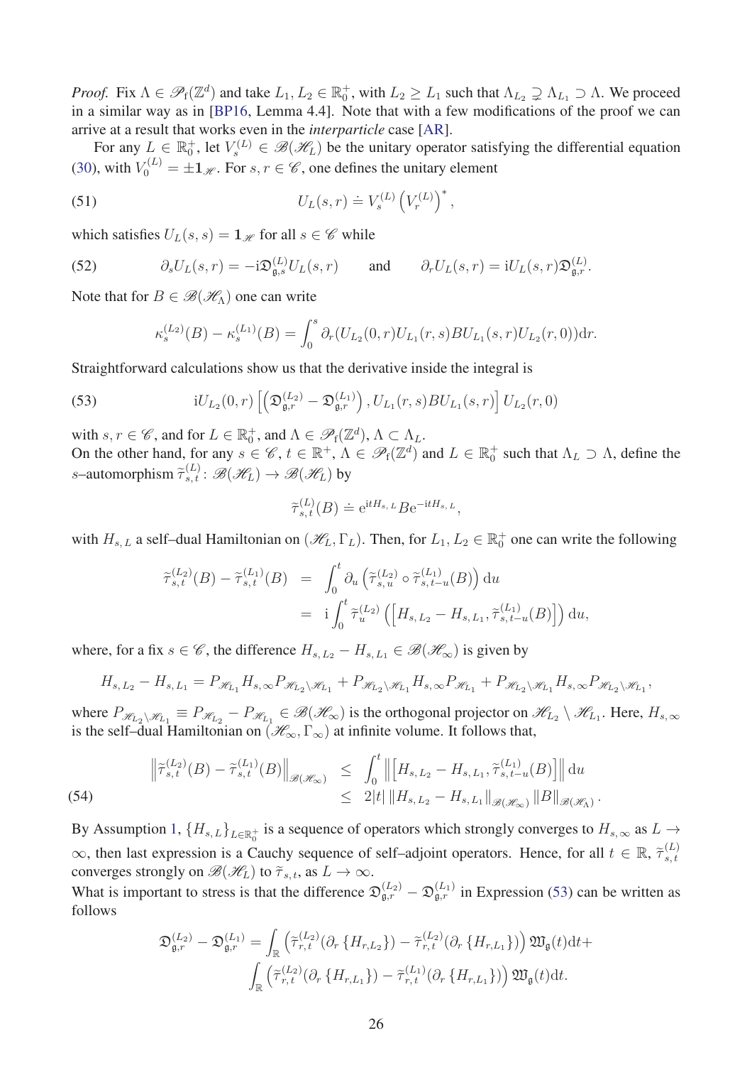*Proof.* Fix $\Lambda \in \mathscr{P}_{\mathrm{f}}(\mathbb{Z}^d)$ and take $L_1, L_2 \in \mathbb{R}_0^+$, with $L_2 \geq L_1$ such that $\Lambda_{L_2} \supsetneq \Lambda_{L_1} \supset \Lambda$. We proceed in a similar way as in [BP16, Lemma 4.4]. Note that with a few modifications of the proof we can arrive at a result that works even in the *interparticle* case [AR].

For any $L \in \mathbb{R}_0^+$, let $V_s^{(L)} \in \mathscr{B}(\mathscr{H}_L)$ be the unitary operator satisfying the differential equation (30), with $V_0^{(L)} = \pm \mathbf{1}_{\mathscr{H}}$. For $s, r \in \mathscr{C}$, one defines the unitary element

$$U_L(s,r) \doteq V_s^{(L)} \left(V_r^{(L)}\right)^*, \tag{51}$$

which satisfies $U_L(s,s) = \mathbf{1}_{\mathscr{H}}$ for all $s \in \mathscr{C}$ while

$$\partial_s U_L(s,r) = -\mathrm{i}\mathfrak{D}_{\mathfrak{g},s}^{(L)} U_L(s,r) \qquad \text{and} \qquad \partial_r U_L(s,r) = \mathrm{i} U_L(s,r) \mathfrak{D}_{\mathfrak{g},r}^{(L)}. \tag{52}$$

Note that for $B \in \mathscr{B}(\mathscr{H}_\Lambda)$ one can write

$$\kappa_s^{(L_2)}(B) - \kappa_s^{(L_1)}(B) = \int_0^s \partial_r (U_{L_2}(0,r) U_{L_1}(r,s) B U_{L_1}(s,r) U_{L_2}(r,0)) \mathrm{d}r.$$

Straightforward calculations show us that the derivative inside the integral is

$$\mathrm{i} U_{L_2}(0,r) \left[ \left(\mathfrak{D}_{\mathfrak{g},r}^{(L_2)} - \mathfrak{D}_{\mathfrak{g},r}^{(L_1)}\right), U_{L_1}(r,s) B U_{L_1}(s,r) \right] U_{L_2}(r,0) \tag{53}$$

with $s, r \in \mathscr{C}$, and for $L \in \mathbb{R}_0^+$, and $\Lambda \in \mathscr{P}_{\mathrm{f}}(\mathbb{Z}^d)$, $\Lambda \subset \Lambda_L$.
On the other hand, for any $s \in \mathscr{C}$, $t \in \mathbb{R}^+$, $\Lambda \in \mathscr{P}_{\mathrm{f}}(\mathbb{Z}^d)$ and $L \in \mathbb{R}_0^+$ such that $\Lambda_L \supset \Lambda$, define the $s$–automorphism $\widetilde{\tau}_{s,t}^{(L)} \colon \mathscr{B}(\mathscr{H}_L) \to \mathscr{B}(\mathscr{H}_L)$ by

$$\widetilde{\tau}_{s,t}^{(L)}(B) \doteq \mathrm{e}^{\mathrm{i}tH_{s,L}} B \mathrm{e}^{-\mathrm{i}tH_{s,L}},$$

with $H_{s,L}$ a self–dual Hamiltonian on $(\mathscr{H}_L, \Gamma_L)$. Then, for $L_1, L_2 \in \mathbb{R}_0^+$ one can write the following

$$\begin{aligned}
\widetilde{\tau}_{s,t}^{(L_2)}(B) - \widetilde{\tau}_{s,t}^{(L_1)}(B) &= \int_0^t \partial_u \left( \widetilde{\tau}_{s,u}^{(L_2)} \circ \widetilde{\tau}_{s,t-u}^{(L_1)}(B) \right) \mathrm{d}u \\
&= \mathrm{i} \int_0^t \widetilde{\tau}_u^{(L_2)} \left( \left[ H_{s,L_2} - H_{s,L_1}, \widetilde{\tau}_{s,t-u}^{(L_1)}(B) \right] \right) \mathrm{d}u,
\end{aligned}$$

where, for a fix $s \in \mathscr{C}$, the difference $H_{s,L_2} - H_{s,L_1} \in \mathscr{B}(\mathscr{H}_\infty)$ is given by

$$H_{s,L_2} - H_{s,L_1} = P_{\mathscr{H}_{L_1}} H_{s,\infty} P_{\mathscr{H}_{L_2} \setminus \mathscr{H}_{L_1}} + P_{\mathscr{H}_{L_2} \setminus \mathscr{H}_{L_1}} H_{s,\infty} P_{\mathscr{H}_{L_1}} + P_{\mathscr{H}_{L_2} \setminus \mathscr{H}_{L_1}} H_{s,\infty} P_{\mathscr{H}_{L_2} \setminus \mathscr{H}_{L_1}},$$

where $P_{\mathscr{H}_{L_2} \setminus \mathscr{H}_{L_1}} \equiv P_{\mathscr{H}_{L_2}} - P_{\mathscr{H}_{L_1}} \in \mathscr{B}(\mathscr{H}_\infty)$ is the orthogonal projector on $\mathscr{H}_{L_2} \setminus \mathscr{H}_{L_1}$. Here, $H_{s,\infty}$ is the self–dual Hamiltonian on $(\mathscr{H}_\infty, \Gamma_\infty)$ at infinite volume. It follows that,

$$\begin{aligned}
\left\| \widetilde{\tau}_{s,t}^{(L_2)}(B) - \widetilde{\tau}_{s,t}^{(L_1)}(B) \right\|_{\mathscr{B}(\mathscr{H}_\infty)} &\leq \int_0^t \left\| \left[ H_{s,L_2} - H_{s,L_1}, \widetilde{\tau}_{s,t-u}^{(L_1)}(B) \right] \right\| \mathrm{d}u \\
&\leq 2|t| \left\| H_{s,L_2} - H_{s,L_1} \right\|_{\mathscr{B}(\mathscr{H}_\infty)} \|B\|_{\mathscr{B}(\mathscr{H}_\Lambda)}.
\end{aligned} \tag{54}$$

By Assumption 1, $\{H_{s,L}\}_{L \in \mathbb{R}_0^+}$ is a sequence of operators which strongly converges to $H_{s,\infty}$ as $L \to \infty$, then last expression is a Cauchy sequence of self–adjoint operators. Hence, for all $t \in \mathbb{R}$, $\widetilde{\tau}_{s,t}^{(L)}$ converges strongly on $\mathscr{B}(\mathscr{H}_L)$ to $\widetilde{\tau}_{s,t}$, as $L \to \infty$.
What is important to stress is that the difference $\mathfrak{D}_{\mathfrak{g},r}^{(L_2)} - \mathfrak{D}_{\mathfrak{g},r}^{(L_1)}$ in Expression (53) can be written as follows

$$\begin{aligned}
\mathfrak{D}_{\mathfrak{g},r}^{(L_2)} - \mathfrak{D}_{\mathfrak{g},r}^{(L_1)} = &\int_{\mathbb{R}} \left( \widetilde{\tau}_{r,t}^{(L_2)}(\partial_r \{H_{r,L_2}\}) - \widetilde{\tau}_{r,t}^{(L_2)}(\partial_r \{H_{r,L_1}\}) \right) \mathfrak{W}_{\mathfrak{g}}(t) \mathrm{d}t + \\
&\int_{\mathbb{R}} \left( \widetilde{\tau}_{r,t}^{(L_2)}(\partial_r \{H_{r,L_1}\}) - \widetilde{\tau}_{r,t}^{(L_1)}(\partial_r \{H_{r,L_1}\}) \right) \mathfrak{W}_{\mathfrak{g}}(t) \mathrm{d}t.
\end{aligned}$$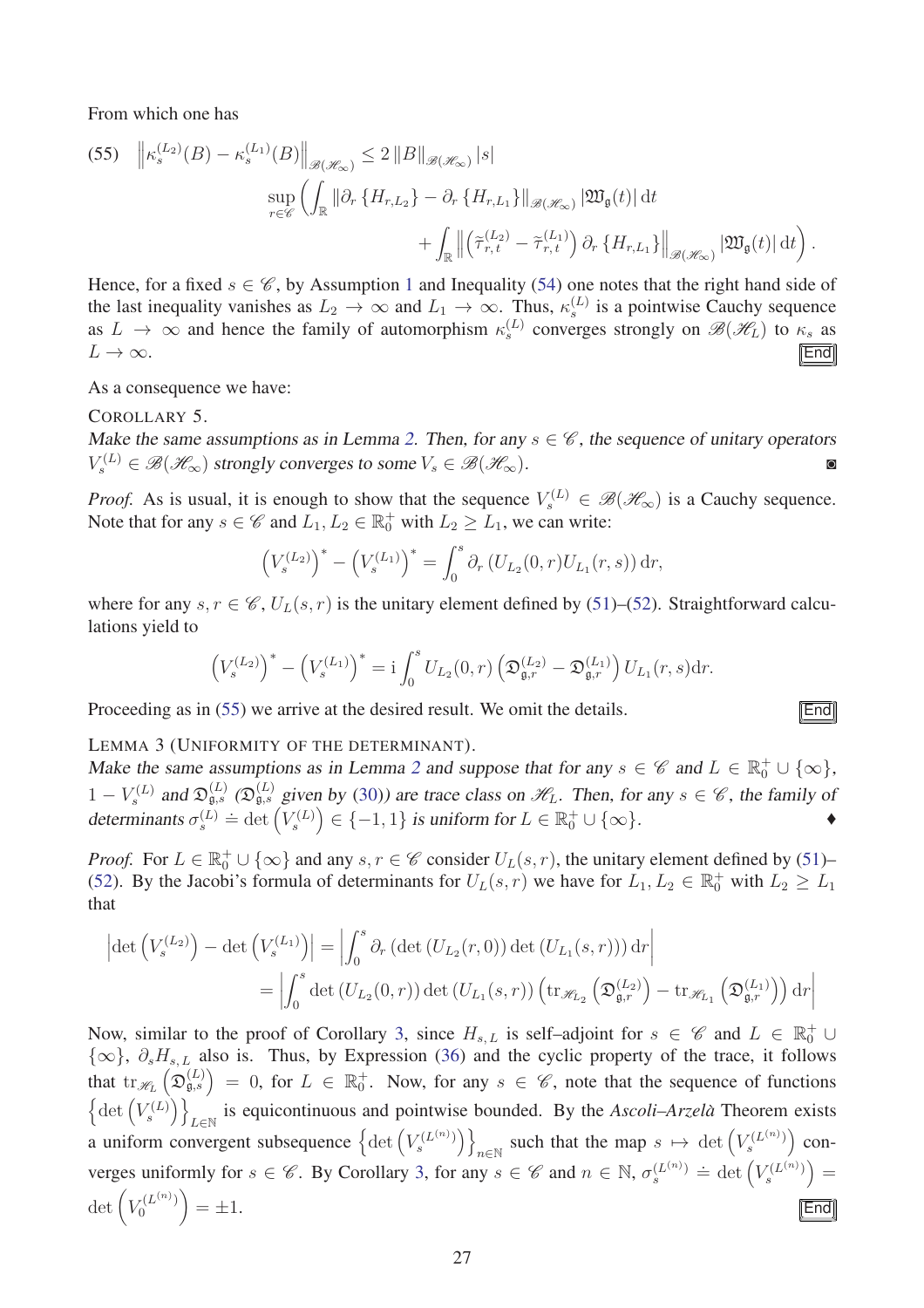From which one has

$$
(55)\quad \left\|\kappa_s^{(L_2)}(B)-\kappa_s^{(L_1)}(B)\right\|_{\mathscr{B}(\mathscr{H}_\infty)} \leq 2\left\|B\right\|_{\mathscr{B}(\mathscr{H}_\infty)}|s| \sup_{r\in\mathscr{C}}\left(\int_{\mathbb{R}}\left\|\partial_r\left\{H_{r,L_2}\right\}-\partial_r\left\{H_{r,L_1}\right\}\right\|_{\mathscr{B}(\mathscr{H}_\infty)}|\mathfrak{W}_{\mathfrak{g}}(t)|\,\mathrm{d}t + \int_{\mathbb{R}}\left\|\left(\tilde{\tau}_{r,t}^{(L_2)}-\tilde{\tau}_{r,t}^{(L_1)}\right)\partial_r\left\{H_{r,L_1}\right\}\right\|_{\mathscr{B}(\mathscr{H}_\infty)}|\mathfrak{W}_{\mathfrak{g}}(t)|\,\mathrm{d}t\right).
$$

Hence, for a fixed $s\in\mathscr{C}$, by Assumption 1 and Inequality (54) one notes that the right hand side of the last inequality vanishes as $L_2\to\infty$ and $L_1\to\infty$. Thus, $\kappa_s^{(L)}$ is a pointwise Cauchy sequence as $L\to\infty$ and hence the family of automorphism $\kappa_s^{(L)}$ converges strongly on $\mathscr{B}(\mathscr{H}_L)$ to $\kappa_s$ as $L\to\infty$. End

As a consequence we have:

COROLLARY 5.
*Make the same assumptions as in Lemma 2. Then, for any $s\in\mathscr{C}$, the sequence of unitary operators $V_s^{(L)}\in\mathscr{B}(\mathscr{H}_\infty)$ strongly converges to some $V_s\in\mathscr{B}(\mathscr{H}_\infty)$.* ◙

*Proof.* As is usual, it is enough to show that the sequence $V_s^{(L)}\in\mathscr{B}(\mathscr{H}_\infty)$ is a Cauchy sequence. Note that for any $s\in\mathscr{C}$ and $L_1,L_2\in\mathbb{R}_0^+$ with $L_2\geq L_1$, we can write:

$$
\left(V_s^{(L_2)}\right)^*-\left(V_s^{(L_1)}\right)^*=\int_0^s\partial_r\left(U_{L_2}(0,r)U_{L_1}(r,s)\right)\mathrm{d}r,
$$

where for any $s,r\in\mathscr{C}$, $U_L(s,r)$ is the unitary element defined by (51)–(52). Straightforward calculations yield to

$$
\left(V_s^{(L_2)}\right)^*-\left(V_s^{(L_1)}\right)^*=\mathrm{i}\int_0^s U_{L_2}(0,r)\left(\mathfrak{D}_{\mathfrak{g},r}^{(L_2)}-\mathfrak{D}_{\mathfrak{g},r}^{(L_1)}\right)U_{L_1}(r,s)\mathrm{d}r.
$$

Proceeding as in (55) we arrive at the desired result. We omit the details. End

LEMMA 3 (UNIFORMITY OF THE DETERMINANT).
*Make the same assumptions as in Lemma 2 and suppose that for any $s\in\mathscr{C}$ and $L\in\mathbb{R}_0^+\cup\{\infty\}$, $1-V_s^{(L)}$ and $\mathfrak{D}_{\mathfrak{g},s}^{(L)}$ ($\mathfrak{D}_{\mathfrak{g},s}^{(L)}$ given by (30)) are trace class on $\mathscr{H}_L$. Then, for any $s\in\mathscr{C}$, the family of determinants $\sigma_s^{(L)}\doteq\det\left(V_s^{(L)}\right)\in\{-1,1\}$ is uniform for $L\in\mathbb{R}_0^+\cup\{\infty\}$.* ♦

*Proof.* For $L\in\mathbb{R}_0^+\cup\{\infty\}$ and any $s,r\in\mathscr{C}$ consider $U_L(s,r)$, the unitary element defined by (51)–(52). By the Jacobi's formula of determinants for $U_L(s,r)$ we have for $L_1,L_2\in\mathbb{R}_0^+$ with $L_2\geq L_1$ that

$$
\begin{aligned}
\left|\det\left(V_s^{(L_2)}\right)-\det\left(V_s^{(L_1)}\right)\right| &= \left|\int_0^s\partial_r\left(\det\left(U_{L_2}(r,0)\right)\det\left(U_{L_1}(s,r)\right)\right)\mathrm{d}r\right| \\
&= \left|\int_0^s\det\left(U_{L_2}(0,r)\right)\det\left(U_{L_1}(s,r)\right)\left(\mathrm{tr}_{\mathscr{H}_{L_2}}\left(\mathfrak{D}_{\mathfrak{g},r}^{(L_2)}\right)-\mathrm{tr}_{\mathscr{H}_{L_1}}\left(\mathfrak{D}_{\mathfrak{g},r}^{(L_1)}\right)\right)\mathrm{d}r\right|
\end{aligned}
$$

Now, similar to the proof of Corollary 3, since $H_{s,L}$ is self–adjoint for $s\in\mathscr{C}$ and $L\in\mathbb{R}_0^+\cup\{\infty\}$, $\partial_s H_{s,L}$ also is. Thus, by Expression (36) and the cyclic property of the trace, it follows that $\mathrm{tr}_{\mathscr{H}_L}\left(\mathfrak{D}_{\mathfrak{g},s}^{(L)}\right)=0$, for $L\in\mathbb{R}_0^+$. Now, for any $s\in\mathscr{C}$, note that the sequence of functions $\left\{\det\left(V_s^{(L)}\right)\right\}_{L\in\mathbb{N}}$ is equicontinuous and pointwise bounded. By the *Ascoli–Arzelà* Theorem exists a uniform convergent subsequence $\left\{\det\left(V_s^{(L^{(n)})}\right)\right\}_{n\in\mathbb{N}}$ such that the map $s\mapsto\det\left(V_s^{(L^{(n)})}\right)$ converges uniformly for $s\in\mathscr{C}$. By Corollary 3, for any $s\in\mathscr{C}$ and $n\in\mathbb{N}$, $\sigma_s^{(L^{(n)})}\doteq\det\left(V_s^{(L^{(n)})}\right)=\det\left(V_0^{(L^{(n)})}\right)=\pm1$. End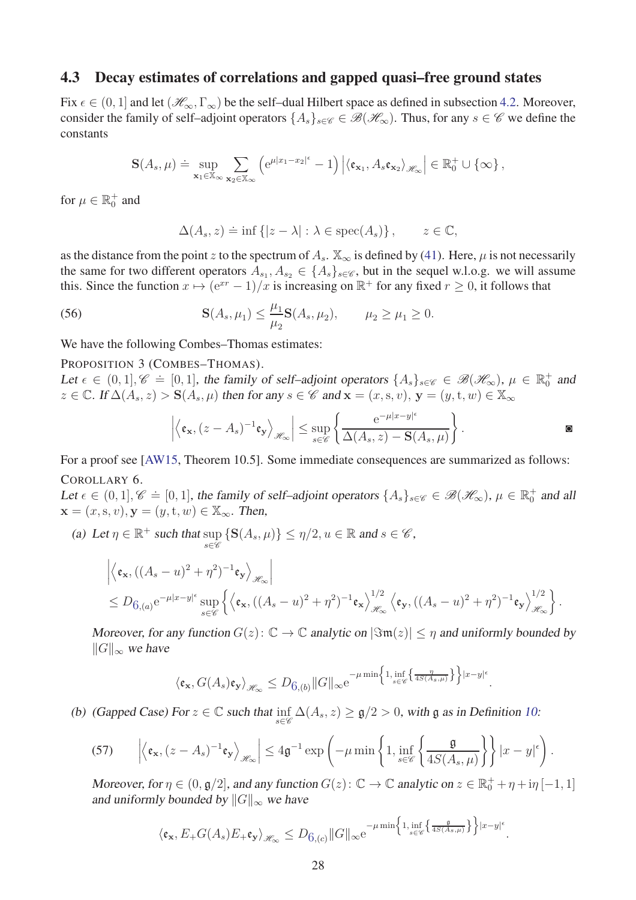### 4.3 Decay estimates of correlations and gapped quasi–free ground states

Fix $\epsilon \in (0,1]$ and let $(\mathscr{H}_\infty, \Gamma_\infty)$ be the self–dual Hilbert space as defined in subsection 4.2. Moreover, consider the family of self–adjoint operators $\{A_s\}_{s\in\mathscr{C}} \in \mathscr{B}(\mathscr{H}_\infty)$. Thus, for any $s \in \mathscr{C}$ we define the constants

$$\mathbf{S}(A_s, \mu) \doteq \sup_{\mathbf{x}_1 \in \mathbb{X}_\infty} \sum_{\mathbf{x}_2 \in \mathbb{X}_\infty} \left( \mathrm{e}^{\mu |x_1 - x_2|^\epsilon} - 1 \right) \left| \langle \mathfrak{e}_{\mathbf{x}_1}, A_s \mathfrak{e}_{\mathbf{x}_2} \rangle_{\mathscr{H}_\infty} \right| \in \mathbb{R}_0^+ \cup \{\infty\},$$

for $\mu \in \mathbb{R}_0^+$ and

$$\Delta(A_s, z) \doteq \inf \{ |z - \lambda| : \lambda \in \mathrm{spec}(A_s) \}, \qquad z \in \mathbb{C},$$

as the distance from the point $z$ to the spectrum of $A_s$. $\mathbb{X}_\infty$ is defined by (41). Here, $\mu$ is not necessarily the same for two different operators $A_{s_1}, A_{s_2} \in \{A_s\}_{s\in\mathscr{C}}$, but in the sequel w.l.o.g. we will assume this. Since the function $x \mapsto (\mathrm{e}^{xr} - 1)/x$ is increasing on $\mathbb{R}^+$ for any fixed $r \geq 0$, it follows that

$$\mathbf{S}(A_s, \mu_1) \leq \frac{\mu_1}{\mu_2} \mathbf{S}(A_s, \mu_2), \qquad \mu_2 \geq \mu_1 \geq 0. \tag{56}$$

We have the following Combes–Thomas estimates:

PROPOSITION 3 (COMBES–THOMAS).
*Let $\epsilon \in (0,1]$, $\mathscr{C} \doteq [0,1]$, the family of self–adjoint operators $\{A_s\}_{s\in\mathscr{C}} \in \mathscr{B}(\mathscr{H}_\infty)$, $\mu \in \mathbb{R}_0^+$ and $z \in \mathbb{C}$. If $\Delta(A_s, z) > \mathbf{S}(A_s, \mu)$ then for any $s \in \mathscr{C}$ and $\mathbf{x} = (x, \mathrm{s}, v), \mathbf{y} = (y, \mathrm{t}, w) \in \mathbb{X}_\infty$*

$$\left| \left\langle \mathfrak{e}_{\mathbf{x}}, (z - A_s)^{-1} \mathfrak{e}_{\mathbf{y}} \right\rangle_{\mathscr{H}_\infty} \right| \leq \sup_{s \in \mathscr{C}} \left\{ \frac{\mathrm{e}^{-\mu |x-y|^\epsilon}}{\Delta(A_s, z) - \mathbf{S}(A_s, \mu)} \right\}.$$

For a proof see [AW15, Theorem 10.5]. Some immediate consequences are summarized as follows:

COROLLARY 6.
*Let $\epsilon \in (0,1]$, $\mathscr{C} \doteq [0,1]$, the family of self–adjoint operators $\{A_s\}_{s\in\mathscr{C}} \in \mathscr{B}(\mathscr{H}_\infty)$, $\mu \in \mathbb{R}_0^+$ and all $\mathbf{x} = (x, \mathrm{s}, v), \mathbf{y} = (y, \mathrm{t}, w) \in \mathbb{X}_\infty$. Then,*

*(a) Let $\eta \in \mathbb{R}^+$ such that $\sup_{s\in\mathscr{C}} \{\mathbf{S}(A_s, \mu)\} \leq \eta/2$, $u \in \mathbb{R}$ and $s \in \mathscr{C}$,*

$$\begin{aligned}
&\left| \left\langle \mathfrak{e}_{\mathbf{x}}, ((A_s - u)^2 + \eta^2)^{-1} \mathfrak{e}_{\mathbf{y}} \right\rangle_{\mathscr{H}_\infty} \right| \\
&\leq D_{6,(a)} \mathrm{e}^{-\mu |x-y|^\epsilon} \sup_{s\in\mathscr{C}} \left\{ \left\langle \mathfrak{e}_{\mathbf{x}}, ((A_s - u)^2 + \eta^2)^{-1} \mathfrak{e}_{\mathbf{x}} \right\rangle_{\mathscr{H}_\infty}^{1/2} \left\langle \mathfrak{e}_{\mathbf{y}}, ((A_s - u)^2 + \eta^2)^{-1} \mathfrak{e}_{\mathbf{y}} \right\rangle_{\mathscr{H}_\infty}^{1/2} \right\}.
\end{aligned}$$

*Moreover, for any function $G(z) \colon \mathbb{C} \to \mathbb{C}$ analytic on $|\mathfrak{Im}(z)| \leq \eta$ and uniformly bounded by $\|G\|_\infty$ we have*

$$\langle \mathfrak{e}_{\mathbf{x}}, G(A_s) \mathfrak{e}_{\mathbf{y}} \rangle_{\mathscr{H}_\infty} \leq D_{6,(b)} \|G\|_\infty \mathrm{e}^{-\mu \min\left\{1, \inf_{s\in\mathscr{C}} \left\{ \frac{\eta}{4S(A_s,\mu)} \right\}\right\} |x-y|^\epsilon}.$$

*(b) (Gapped Case) For $z \in \mathbb{C}$ such that $\inf_{s\in\mathscr{C}} \Delta(A_s, z) \geq \mathfrak{g}/2 > 0$, with $\mathfrak{g}$ as in Definition 10:*

$$\left| \left\langle \mathfrak{e}_{\mathbf{x}}, (z - A_s)^{-1} \mathfrak{e}_{\mathbf{y}} \right\rangle_{\mathscr{H}_\infty} \right| \leq 4\mathfrak{g}^{-1} \exp\left( -\mu \min\left\{ 1, \inf_{s\in\mathscr{C}} \left\{ \frac{\mathfrak{g}}{4S(A_s, \mu)} \right\} \right\} |x-y|^\epsilon \right). \tag{57}$$

*Moreover, for $\eta \in (0, \mathfrak{g}/2]$, and any function $G(z) \colon \mathbb{C} \to \mathbb{C}$ analytic on $z \in \mathbb{R}_0^+ + \eta + \mathrm{i}\eta[-1,1]$ and uniformly bounded by $\|G\|_\infty$ we have*

$$\langle \mathfrak{e}_{\mathbf{x}}, E_+ G(A_s) E_+ \mathfrak{e}_{\mathbf{y}} \rangle_{\mathscr{H}_\infty} \leq D_{6,(c)} \|G\|_\infty \mathrm{e}^{-\mu \min\left\{1, \inf_{s\in\mathscr{C}} \left\{ \frac{\mathfrak{g}}{4S(A_s,\mu)} \right\}\right\} |x-y|^\epsilon}.$$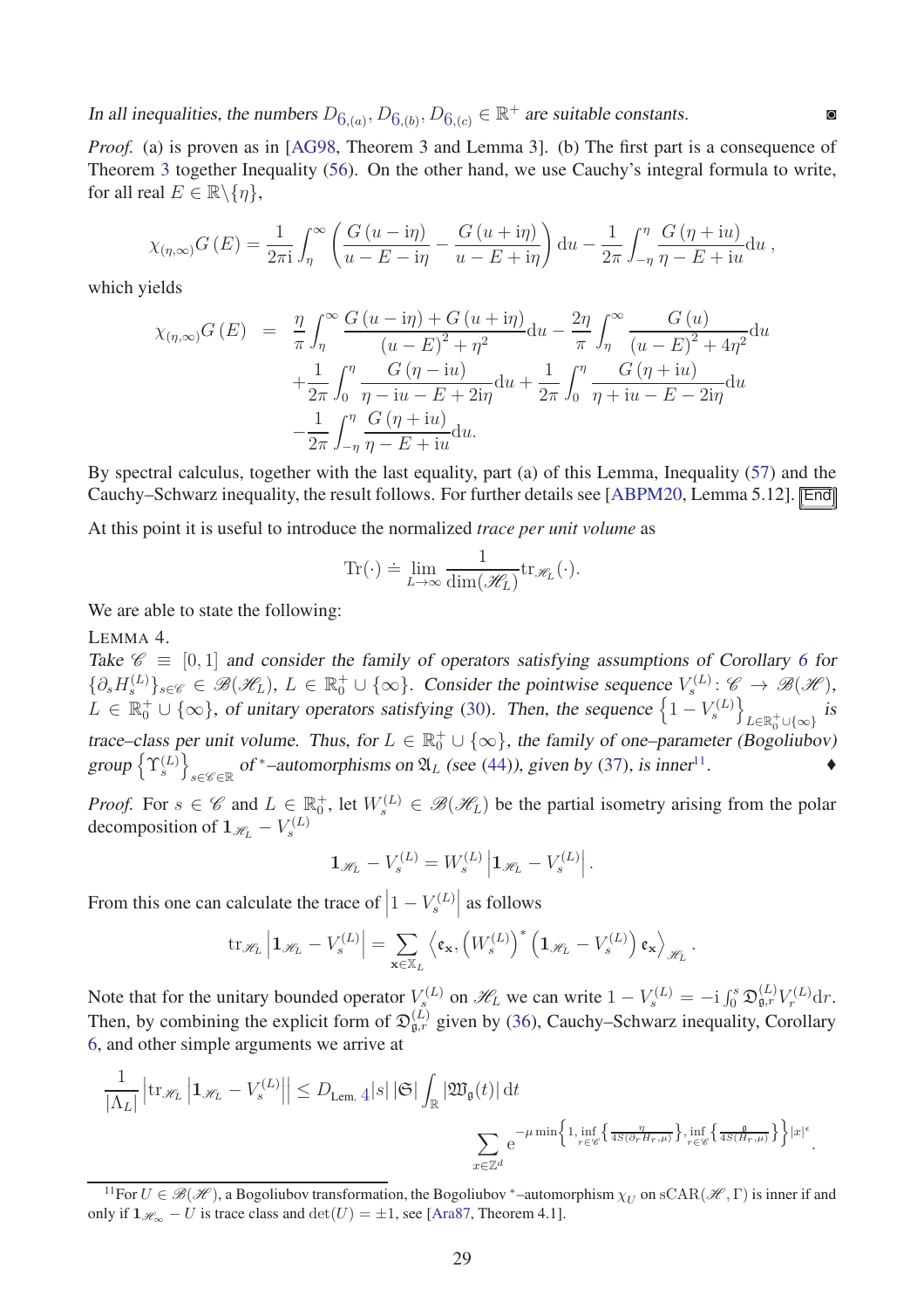*In all inequalities, the numbers $D_{6,(a)}, D_{6,(b)}, D_{6,(c)} \in \mathbb{R}^+$ are suitable constants.* ◙

*Proof.* (a) is proven as in [AG98, Theorem 3 and Lemma 3]. (b) The first part is a consequence of Theorem 3 together Inequality (56). On the other hand, we use Cauchy's integral formula to write, for all real $E \in \mathbb{R}\backslash\{\eta\}$,

$$\chi_{(\eta,\infty)}G(E) = \frac{1}{2\pi \mathrm{i}}\int_{\eta}^{\infty}\left(\frac{G(u-\mathrm{i}\eta)}{u-E-\mathrm{i}\eta} - \frac{G(u+\mathrm{i}\eta)}{u-E+\mathrm{i}\eta}\right)\mathrm{d}u - \frac{1}{2\pi}\int_{-\eta}^{\eta}\frac{G(\eta+\mathrm{i}u)}{\eta-E+\mathrm{i}u}\mathrm{d}u\,,$$

which yields

$$\begin{aligned}
\chi_{(\eta,\infty)}G(E) \;=\;& \frac{\eta}{\pi}\int_{\eta}^{\infty}\frac{G(u-\mathrm{i}\eta)+G(u+\mathrm{i}\eta)}{(u-E)^2+\eta^2}\mathrm{d}u - \frac{2\eta}{\pi}\int_{\eta}^{\infty}\frac{G(u)}{(u-E)^2+4\eta^2}\mathrm{d}u \\
&+\frac{1}{2\pi}\int_{0}^{\eta}\frac{G(\eta-\mathrm{i}u)}{\eta-\mathrm{i}u-E+2\mathrm{i}\eta}\mathrm{d}u + \frac{1}{2\pi}\int_{0}^{\eta}\frac{G(\eta+\mathrm{i}u)}{\eta+\mathrm{i}u-E-2\mathrm{i}\eta}\mathrm{d}u \\
&-\frac{1}{2\pi}\int_{-\eta}^{\eta}\frac{G(\eta+\mathrm{i}u)}{\eta-E+\mathrm{i}u}\mathrm{d}u.
\end{aligned}$$

By spectral calculus, together with the last equality, part (a) of this Lemma, Inequality (57) and the Cauchy–Schwarz inequality, the result follows. For further details see [ABPM20, Lemma 5.12]. End

At this point it is useful to introduce the normalized *trace per unit volume* as

$$\mathrm{Tr}(\cdot) \doteq \lim_{L\to\infty}\frac{1}{\dim(\mathscr{H}_L)}\mathrm{tr}_{\mathscr{H}_L}(\cdot).$$

We are able to state the following:

LEMMA 4.
*Take $\mathscr{C} \equiv [0,1]$ and consider the family of operators satisfying assumptions of Corollary 6 for $\{\partial_s H_s^{(L)}\}_{s\in\mathscr{C}} \in \mathcal{B}(\mathscr{H}_L)$, $L \in \mathbb{R}_0^+\cup\{\infty\}$. Consider the pointwise sequence $V_s^{(L)}\colon \mathscr{C} \to \mathcal{B}(\mathscr{H})$, $L \in \mathbb{R}_0^+\cup\{\infty\}$, of unitary operators satisfying (30). Then, the sequence $\left\{1-V_s^{(L)}\right\}_{L\in\mathbb{R}_0^+\cup\{\infty\}}$ is trace–class per unit volume. Thus, for $L \in \mathbb{R}_0^+\cup\{\infty\}$, the family of one–parameter (Bogoliubov) group $\left\{\Upsilon_s^{(L)}\right\}_{s\in\mathscr{C}\in\mathbb{R}}$ of ${}^*$–automorphisms on $\mathfrak{A}_L$ (see (44)), given by (37), is inner*[11]. ♦

*Proof.* For $s \in \mathscr{C}$ and $L \in \mathbb{R}_0^+$, let $W_s^{(L)} \in \mathcal{B}(\mathscr{H}_L)$ be the partial isometry arising from the polar decomposition of $\mathbf{1}_{\mathscr{H}_L} - V_s^{(L)}$

$$\mathbf{1}_{\mathscr{H}_L} - V_s^{(L)} = W_s^{(L)}\left|\mathbf{1}_{\mathscr{H}_L} - V_s^{(L)}\right|.$$

From this one can calculate the trace of $\left|1-V_s^{(L)}\right|$ as follows

$$\mathrm{tr}_{\mathscr{H}_L}\left|\mathbf{1}_{\mathscr{H}_L} - V_s^{(L)}\right| = \sum_{\mathbf{x}\in\mathbb{X}_L}\left\langle \mathfrak{e}_{\mathbf{x}}, \left(W_s^{(L)}\right)^*\left(\mathbf{1}_{\mathscr{H}_L} - V_s^{(L)}\right)\mathfrak{e}_{\mathbf{x}}\right\rangle_{\mathscr{H}_L}.$$

Note that for the unitary bounded operator $V_s^{(L)}$ on $\mathscr{H}_L$ we can write $1 - V_s^{(L)} = -\mathrm{i}\int_0^s \mathfrak{D}_{\mathfrak{g},r}^{(L)} V_r^{(L)}\mathrm{d}r$. Then, by combining the explicit form of $\mathfrak{D}_{\mathfrak{g},r}^{(L)}$ given by (36), Cauchy–Schwarz inequality, Corollary 6, and other simple arguments we arrive at

$$\frac{1}{|\Lambda_L|}\left|\mathrm{tr}_{\mathscr{H}_L}\left|\mathbf{1}_{\mathscr{H}_L} - V_s^{(L)}\right|\right| \leq D_{\text{Lem. 4}}|s|\,|\mathfrak{S}|\int_{\mathbb{R}}|\mathfrak{W}_{\mathfrak{g}}(t)|\,\mathrm{d}t \sum_{x\in\mathbb{Z}^d}\mathrm{e}^{-\mu\min\left\{1,\inf_{r\in\mathscr{C}}\left\{\frac{\eta}{4S(\partial_r H_{r,\mu})}\right\},\inf_{r\in\mathscr{C}}\left\{\frac{\mathfrak{g}}{4S(H_{r,\mu})}\right\}\right\}|x|^{\epsilon}}.$$

[11] For $U \in \mathcal{B}(\mathscr{H})$, a Bogoliubov transformation, the Bogoliubov ${}^*$–automorphism $\chi_U$ on $\mathrm{sCAR}(\mathscr{H},\Gamma)$ is inner if and only if $\mathbf{1}_{\mathscr{H}_\infty} - U$ is trace class and $\det(U) = \pm 1$, see [Ara87, Theorem 4.1].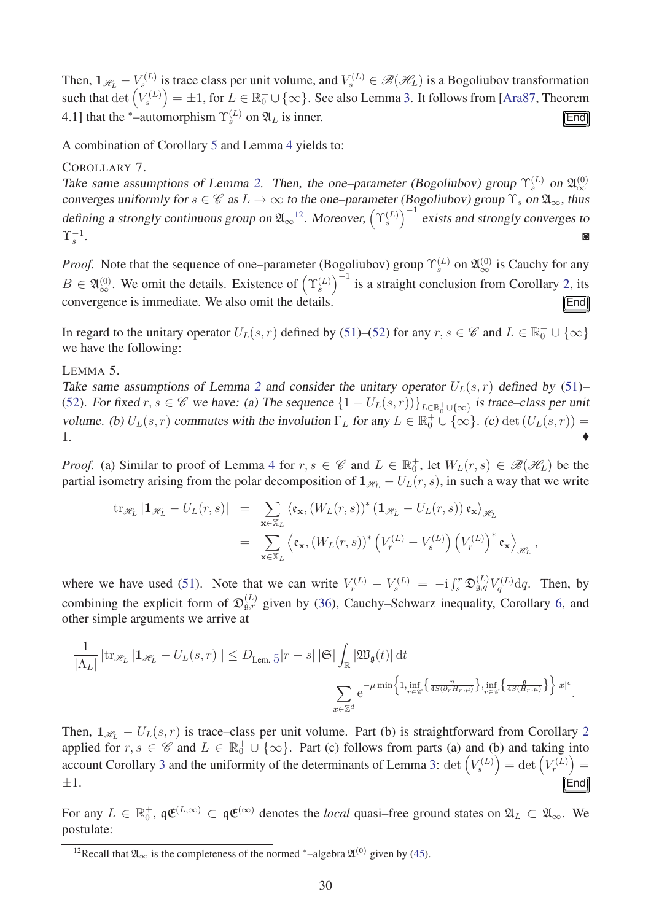Then, $\mathbf{1}_{\mathscr{H}_L} - V_s^{(L)}$ is trace class per unit volume, and $V_s^{(L)} \in \mathscr{B}(\mathscr{H}_L)$ is a Bogoliubov transformation such that $\det\left(V_s^{(L)}\right) = \pm 1$, for $L \in \mathbb{R}_0^+ \cup \{\infty\}$. See also Lemma 3. It follows from [Ara87, Theorem 4.1] that the $^*$–automorphism $\Upsilon_s^{(L)}$ on $\mathfrak{A}_L$ is inner. End

A combination of Corollary 5 and Lemma 4 yields to:

COROLLARY 7.
*Take same assumptions of Lemma 2. Then, the one–parameter (Bogoliubov) group $\Upsilon_s^{(L)}$ on $\mathfrak{A}_\infty^{(0)}$ converges uniformly for $s \in \mathscr{C}$ as $L \to \infty$ to the one–parameter (Bogoliubov) group $\Upsilon_s$ on $\mathfrak{A}_\infty$, thus defining a strongly continuous group on $\mathfrak{A}_\infty$[12]. Moreover, $\left(\Upsilon_s^{(L)}\right)^{-1}$ exists and strongly converges to $\Upsilon_s^{-1}$.* ◙

*Proof.* Note that the sequence of one–parameter (Bogoliubov) group $\Upsilon_s^{(L)}$ on $\mathfrak{A}_\infty^{(0)}$ is Cauchy for any $B \in \mathfrak{A}_\infty^{(0)}$. We omit the details. Existence of $\left(\Upsilon_s^{(L)}\right)^{-1}$ is a straight conclusion from Corollary 2, its convergence is immediate. We also omit the details. End

In regard to the unitary operator $U_L(s,r)$ defined by (51)–(52) for any $r, s \in \mathscr{C}$ and $L \in \mathbb{R}_0^+ \cup \{\infty\}$ we have the following:

LEMMA 5.
*Take same assumptions of Lemma 2 and consider the unitary operator $U_L(s,r)$ defined by (51)–(52). For fixed $r, s \in \mathscr{C}$ we have: (a) The sequence $\{1 - U_L(s,r)\}_{L \in \mathbb{R}_0^+ \cup \{\infty\}}$ is trace–class per unit volume. (b) $U_L(s,r)$ commutes with the involution $\Gamma_L$ for any $L \in \mathbb{R}_0^+ \cup \{\infty\}$. (c) $\det\left(U_L(s,r)\right) = 1$.* ♦

*Proof.* (a) Similar to proof of Lemma 4 for $r, s \in \mathscr{C}$ and $L \in \mathbb{R}_0^+$, let $W_L(r,s) \in \mathscr{B}(\mathscr{H}_L)$ be the partial isometry arising from the polar decomposition of $\mathbf{1}_{\mathscr{H}_L} - U_L(r,s)$, in such a way that we write

$$
\begin{aligned}
\operatorname{tr}_{\mathscr{H}_L} \left|\mathbf{1}_{\mathscr{H}_L} - U_L(s,r)\right| &= \sum_{\mathbf{x} \in \mathbb{X}_L} \left\langle \mathfrak{e}_{\mathbf{x}}, \left(W_L(r,s)\right)^* \left(\mathbf{1}_{\mathscr{H}_L} - U_L(s,r)\right) \mathfrak{e}_{\mathbf{x}} \right\rangle_{\mathscr{H}_L} \\
&= \sum_{\mathbf{x} \in \mathbb{X}_L} \left\langle \mathfrak{e}_{\mathbf{x}}, \left(W_L(r,s)\right)^* \left(V_r^{(L)} - V_s^{(L)}\right) \left(V_r^{(L)}\right)^* \mathfrak{e}_{\mathbf{x}} \right\rangle_{\mathscr{H}_L},
\end{aligned}
$$

where we have used (51). Note that we can write $V_r^{(L)} - V_s^{(L)} = -\mathrm{i} \int_s^r \mathfrak{D}_{\mathfrak{g},q}^{(L)} V_q^{(L)} \mathrm{d}q$. Then, by combining the explicit form of $\mathfrak{D}_{\mathfrak{g},r}^{(L)}$ given by (36), Cauchy–Schwarz inequality, Corollary 6, and other simple arguments we arrive at

$$
\frac{1}{|\Lambda_L|} \left|\operatorname{tr}_{\mathscr{H}_L} \left|\mathbf{1}_{\mathscr{H}_L} - U_L(s,r)\right|\right| \le D_{\text{Lem. }5} |r - s| \, |\mathfrak{S}| \int_{\mathbb{R}} |\mathfrak{W}_{\mathfrak{g}}(t)| \, \mathrm{d}t \sum_{x \in \mathbb{Z}^d} \mathrm{e}^{-\mu \min\left\{1, \inf_{r \in \mathscr{C}}\left\{\frac{\eta}{4S(\partial_r H_{r,\mu})}\right\}, \inf_{r \in \mathscr{C}}\left\{\frac{\mathfrak{g}}{4S(H_{r,\mu})}\right\}\right\}|x|^{\epsilon}}.
$$

Then, $\mathbf{1}_{\mathscr{H}_L} - U_L(s,r)$ is trace–class per unit volume. Part (b) is straightforward from Corollary 2 applied for $r, s \in \mathscr{C}$ and $L \in \mathbb{R}_0^+ \cup \{\infty\}$. Part (c) follows from parts (a) and (b) and taking into account Corollary 3 and the uniformity of the determinants of Lemma 3: $\det\left(V_s^{(L)}\right) = \det\left(V_r^{(L)}\right) = \pm 1$. End

For any $L \in \mathbb{R}_0^+$, $\mathfrak{q}\mathfrak{E}^{(L,\infty)} \subset \mathfrak{q}\mathfrak{E}^{(\infty)}$ denotes the *local* quasi–free ground states on $\mathfrak{A}_L \subset \mathfrak{A}_\infty$. We postulate:

[12] Recall that $\mathfrak{A}_\infty$ is the completeness of the normed $^*$–algebra $\mathfrak{A}^{(0)}$ given by (45).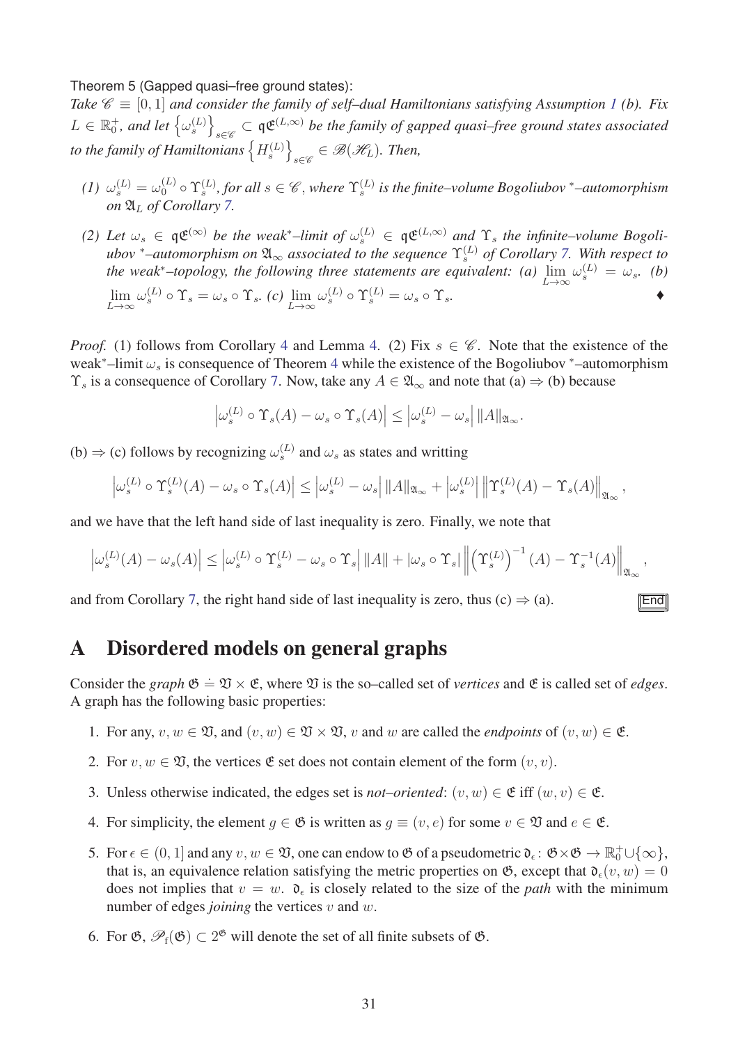Theorem 5 (Gapped quasi–free ground states):
*Take $\mathscr{C} \equiv [0,1]$ and consider the family of self–dual Hamiltonians satisfying Assumption 1 (b). Fix $L \in \mathbb{R}_0^+$, and let $\left\{\omega_s^{(L)}\right\}_{s\in\mathscr{C}} \subset \mathfrak{qE}^{(L,\infty)}$ be the family of gapped quasi–free ground states associated to the family of Hamiltonians $\left\{H_s^{(L)}\right\}_{s\in\mathscr{C}} \in \mathscr{B}(\mathscr{H}_L)$. Then,*

*(1) $\omega_s^{(L)} = \omega_0^{(L)} \circ \Upsilon_s^{(L)}$, for all $s \in \mathscr{C}$, where $\Upsilon_s^{(L)}$ is the finite–volume Bogoliubov $^*$–automorphism on $\mathfrak{A}_L$ of Corollary 7.*

*(2) Let $\omega_s \in \mathfrak{qE}^{(\infty)}$ be the weak$^*$–limit of $\omega_s^{(L)} \in \mathfrak{qE}^{(L,\infty)}$ and $\Upsilon_s$ the infinite–volume Bogoliubov $^*$–automorphism on $\mathfrak{A}_\infty$ associated to the sequence $\Upsilon_s^{(L)}$ of Corollary 7. With respect to the weak$^*$–topology, the following three statements are equivalent: (a) $\lim\limits_{L\to\infty} \omega_s^{(L)} = \omega_s$. (b) $\lim\limits_{L\to\infty} \omega_s^{(L)} \circ \Upsilon_s = \omega_s \circ \Upsilon_s$. (c) $\lim\limits_{L\to\infty} \omega_s^{(L)} \circ \Upsilon_s^{(L)} = \omega_s \circ \Upsilon_s$.* ♦

*Proof.* (1) follows from Corollary 4 and Lemma 4. (2) Fix $s \in \mathscr{C}$. Note that the existence of the weak$^*$–limit $\omega_s$ is consequence of Theorem 4 while the existence of the Bogoliubov $^*$–automorphism $\Upsilon_s$ is a consequence of Corollary 7. Now, take any $A \in \mathfrak{A}_\infty$ and note that (a) ⇒ (b) because

$$\left|\omega_s^{(L)} \circ \Upsilon_s(A) - \omega_s \circ \Upsilon_s(A)\right| \leq \left|\omega_s^{(L)} - \omega_s\right| \|A\|_{\mathfrak{A}_\infty}.$$

(b) ⇒ (c) follows by recognizing $\omega_s^{(L)}$ and $\omega_s$ as states and writting

$$\left|\omega_s^{(L)} \circ \Upsilon_s^{(L)}(A) - \omega_s \circ \Upsilon_s(A)\right| \leq \left|\omega_s^{(L)} - \omega_s\right| \|A\|_{\mathfrak{A}_\infty} + \left|\omega_s^{(L)}\right| \left\|\Upsilon_s^{(L)}(A) - \Upsilon_s(A)\right\|_{\mathfrak{A}_\infty},$$

and we have that the left hand side of last inequality is zero. Finally, we note that

$$\left|\omega_s^{(L)}(A) - \omega_s(A)\right| \leq \left|\omega_s^{(L)} \circ \Upsilon_s^{(L)} - \omega_s \circ \Upsilon_s\right| \|A\| + \left|\omega_s \circ \Upsilon_s\right| \left\|\left(\Upsilon_s^{(L)}\right)^{-1}(A) - \Upsilon_s^{-1}(A)\right\|_{\mathfrak{A}_\infty},$$

and from Corollary 7, the right hand side of last inequality is zero, thus (c) ⇒ (a). End

# A Disordered models on general graphs

Consider the *graph* $\mathfrak{G} \doteq \mathfrak{V} \times \mathfrak{E}$, where $\mathfrak{V}$ is the so–called set of *vertices* and $\mathfrak{E}$ is called set of *edges*. A graph has the following basic properties:

1. For any, $v, w \in \mathfrak{V}$, and $(v,w) \in \mathfrak{V} \times \mathfrak{V}$, $v$ and $w$ are called the *endpoints* of $(v,w) \in \mathfrak{E}$.
2. For $v, w \in \mathfrak{V}$, the vertices $\mathfrak{E}$ set does not contain element of the form $(v,v)$.
3. Unless otherwise indicated, the edges set is *not–oriented*: $(v,w) \in \mathfrak{E}$ iff $(w,v) \in \mathfrak{E}$.
4. For simplicity, the element $g \in \mathfrak{G}$ is written as $g \equiv (v,e)$ for some $v \in \mathfrak{V}$ and $e \in \mathfrak{E}$.
5. For $\epsilon \in (0,1]$ and any $v, w \in \mathfrak{V}$, one can endow to $\mathfrak{G}$ of a pseudometric $\mathfrak{d}_\epsilon \colon \mathfrak{G} \times \mathfrak{G} \to \mathbb{R}_0^+ \cup \{\infty\}$, that is, an equivalence relation satisfying the metric properties on $\mathfrak{G}$, except that $\mathfrak{d}_\epsilon(v,w) = 0$ does not implies that $v = w$. $\mathfrak{d}_\epsilon$ is closely related to the size of the *path* with the minimum number of edges *joining* the vertices $v$ and $w$.
6. For $\mathfrak{G}$, $\mathscr{P}_{\mathrm{f}}(\mathfrak{G}) \subset 2^{\mathfrak{G}}$ will denote the set of all finite subsets of $\mathfrak{G}$.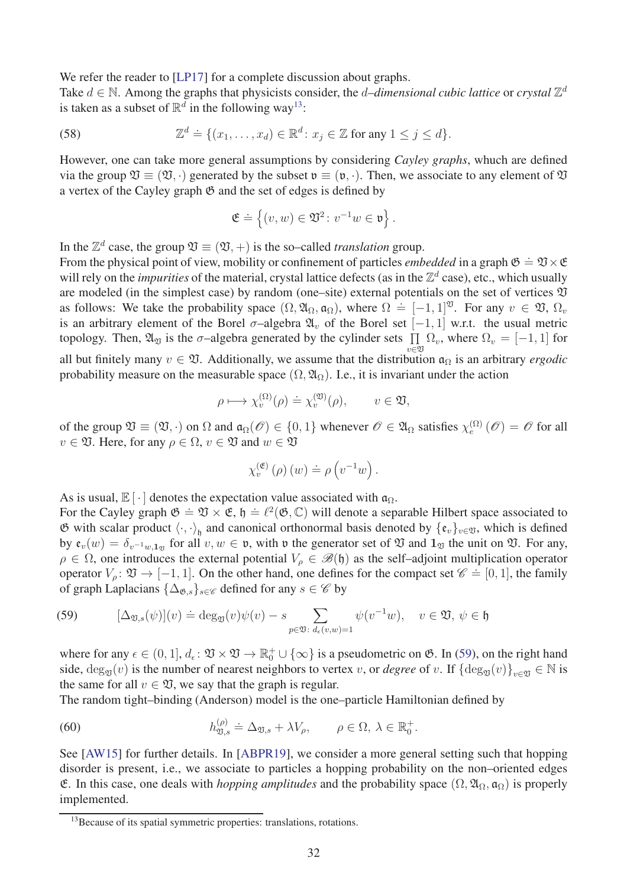We refer the reader to [LP17] for a complete discussion about graphs.
Take $d \in \mathbb{N}$. Among the graphs that physicists consider, the *$d$–dimensional cubic lattice* or *crystal* $\mathbb{Z}^d$ is taken as a subset of $\mathbb{R}^d$ in the following way[13]:

$$\mathbb{Z}^d \doteq \{(x_1, \ldots, x_d) \in \mathbb{R}^d \colon x_j \in \mathbb{Z} \text{ for any } 1 \leq j \leq d\}. \tag{58}$$

However, one can take more general assumptions by considering *Cayley graphs*, whuch are defined via the group $\mathfrak{V} \equiv (\mathfrak{V}, \cdot)$ generated by the subset $\mathfrak{v} \equiv (\mathfrak{v}, \cdot)$. Then, we associate to any element of $\mathfrak{V}$ a vertex of the Cayley graph $\mathfrak{G}$ and the set of edges is defined by

$$\mathfrak{E} \doteq \left\{ (v, w) \in \mathfrak{V}^2 \colon v^{-1}w \in \mathfrak{v} \right\}.$$

In the $\mathbb{Z}^d$ case, the group $\mathfrak{V} \equiv (\mathfrak{V}, +)$ is the so–called *translation* group.
From the physical point of view, mobility or confinement of particles *embedded* in a graph $\mathfrak{G} \doteq \mathfrak{V} \times \mathfrak{E}$ will rely on the *impurities* of the material, crystal lattice defects (as in the $\mathbb{Z}^d$ case), etc., which usually are modeled (in the simplest case) by random (one–site) external potentials on the set of vertices $\mathfrak{V}$ as follows: We take the probability space $(\Omega, \mathfrak{A}_\Omega, \mathfrak{a}_\Omega)$, where $\Omega \doteq [-1, 1]^{\mathfrak{V}}$. For any $v \in \mathfrak{V}$, $\Omega_v$ is an arbitrary element of the Borel $\sigma$–algebra $\mathfrak{A}_v$ of the Borel set $[-1, 1]$ w.r.t. the usual metric topology. Then, $\mathfrak{A}_{\mathfrak{V}}$ is the $\sigma$–algebra generated by the cylinder sets $\prod_{v \in \mathfrak{V}} \Omega_v$, where $\Omega_v = [-1, 1]$ for all but finitely many $v \in \mathfrak{V}$. Additionally, we assume that the distribution $\mathfrak{a}_\Omega$ is an arbitrary *ergodic* probability measure on the measurable space $(\Omega, \mathfrak{A}_\Omega)$. I.e., it is invariant under the action

$$\rho \longmapsto \chi_v^{(\Omega)}(\rho) \doteq \chi_v^{(\mathfrak{V})}(\rho), \qquad v \in \mathfrak{V},$$

of the group $\mathfrak{V} \equiv (\mathfrak{V}, \cdot)$ on $\Omega$ and $\mathfrak{a}_\Omega(\mathscr{O}) \in \{0, 1\}$ whenever $\mathscr{O} \in \mathfrak{A}_\Omega$ satisfies $\chi_e^{(\Omega)}(\mathscr{O}) = \mathscr{O}$ for all $v \in \mathfrak{V}$. Here, for any $\rho \in \Omega$, $v \in \mathfrak{V}$ and $w \in \mathfrak{V}$

$$\chi_v^{(\mathfrak{E})}(\rho)(w) \doteq \rho\left(v^{-1}w\right).$$

As is usual, $\mathbb{E}[\,\cdot\,]$ denotes the expectation value associated with $\mathfrak{a}_\Omega$.
For the Cayley graph $\mathfrak{G} \doteq \mathfrak{V} \times \mathfrak{E}$, $\mathfrak{h} \doteq \ell^2(\mathfrak{G}, \mathbb{C})$ will denote a separable Hilbert space associated to $\mathfrak{G}$ with scalar product $\langle \cdot, \cdot \rangle_{\mathfrak{h}}$ and canonical orthonormal basis denoted by $\{\mathfrak{e}_v\}_{v \in \mathfrak{V}}$, which is defined by $\mathfrak{e}_v(w) = \delta_{v^{-1}w, \mathbf{1}_{\mathfrak{V}}}$ for all $v, w \in \mathfrak{v}$, with $\mathfrak{v}$ the generator set of $\mathfrak{V}$ and $\mathbf{1}_{\mathfrak{V}}$ the unit on $\mathfrak{V}$. For any, $\rho \in \Omega$, one introduces the external potential $V_\rho \in \mathscr{B}(\mathfrak{h})$ as the self–adjoint multiplication operator operator $V_\rho \colon \mathfrak{V} \to [-1, 1]$. On the other hand, one defines for the compact set $\mathscr{C} \doteq [0, 1]$, the family of graph Laplacians $\{\Delta_{\mathfrak{G},s}\}_{s \in \mathscr{C}}$ defined for any $s \in \mathscr{C}$ by

$$[\Delta_{\mathfrak{V},s}(\psi)](v) \doteq \deg_{\mathfrak{V}}(v)\psi(v) - s \sum_{p \in \mathfrak{V} \colon d_\epsilon(v,w)=1} \psi(v^{-1}w), \quad v \in \mathfrak{V},\ \psi \in \mathfrak{h} \tag{59}$$

where for any $\epsilon \in (0, 1]$, $d_\epsilon \colon \mathfrak{V} \times \mathfrak{V} \to \mathbb{R}_0^+ \cup \{\infty\}$ is a pseudometric on $\mathfrak{G}$. In (59), on the right hand side, $\deg_{\mathfrak{V}}(v)$ is the number of nearest neighbors to vertex $v$, or *degree* of $v$. If $\{\deg_{\mathfrak{V}}(v)\}_{v \in \mathfrak{V}} \in \mathbb{N}$ is the same for all $v \in \mathfrak{V}$, we say that the graph is regular.
The random tight–binding (Anderson) model is the one–particle Hamiltonian defined by

$$h_{\mathfrak{V},s}^{(\rho)} \doteq \Delta_{\mathfrak{V},s} + \lambda V_\rho, \qquad \rho \in \Omega,\ \lambda \in \mathbb{R}_0^+. \tag{60}$$

See [AW15] for further details. In [ABPR19], we consider a more general setting such that hopping disorder is present, i.e., we associate to particles a hopping probability on the non–oriented edges $\mathfrak{E}$. In this case, one deals with *hopping amplitudes* and the probability space $(\Omega, \mathfrak{A}_\Omega, \mathfrak{a}_\Omega)$ is properly implemented.

[13] Because of its spatial symmetric properties: translations, rotations.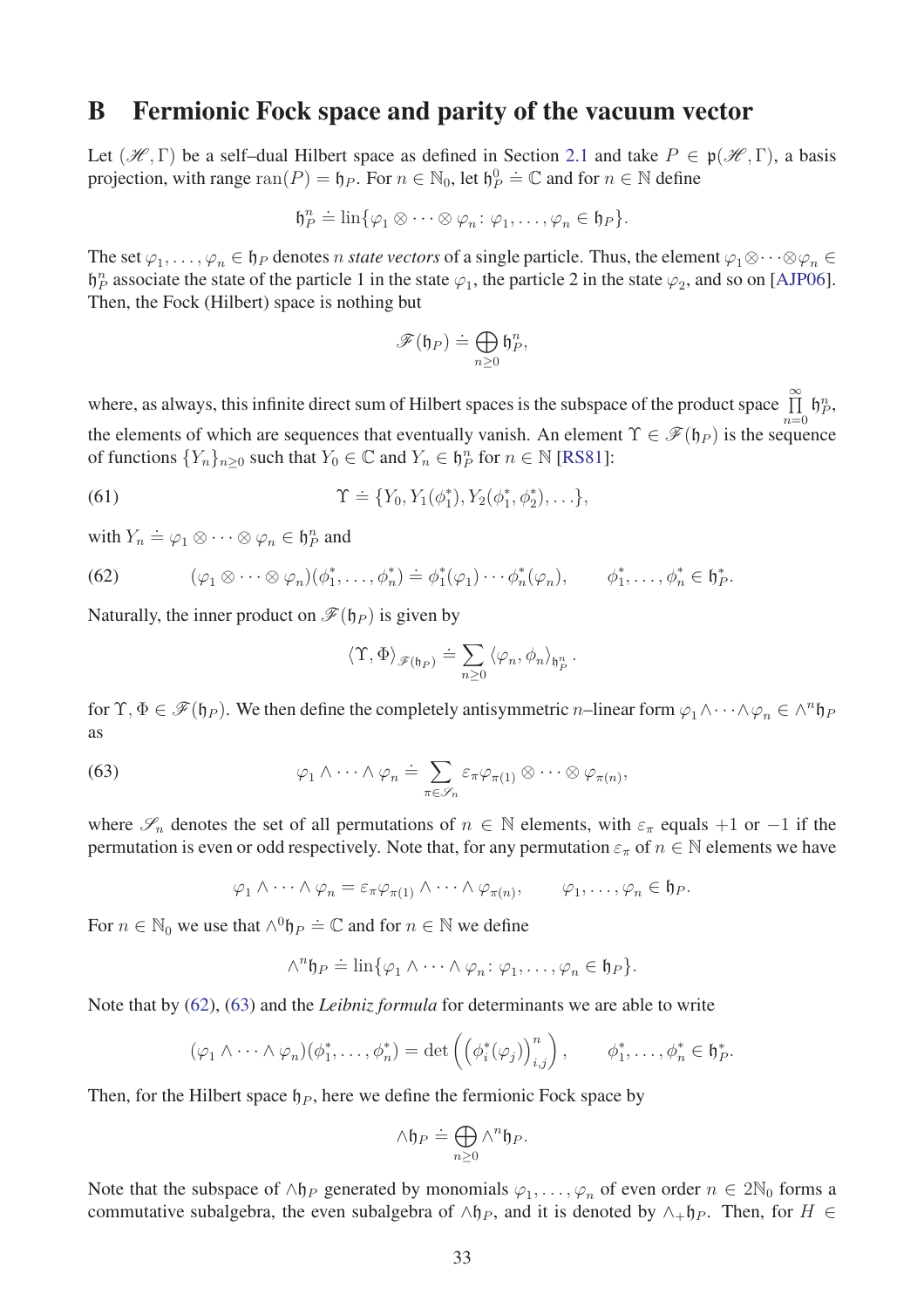## B Fermionic Fock space and parity of the vacuum vector

Let $(\mathscr{H}, \Gamma)$ be a self–dual Hilbert space as defined in Section 2.1 and take $P \in \mathfrak{p}(\mathscr{H}, \Gamma)$, a basis projection, with range $\mathrm{ran}(P) = \mathfrak{h}_P$. For $n \in \mathbb{N}_0$, let $\mathfrak{h}_P^0 \doteq \mathbb{C}$ and for $n \in \mathbb{N}$ define

$$\mathfrak{h}_P^n \doteq \mathrm{lin}\{\varphi_1 \otimes \cdots \otimes \varphi_n \colon \varphi_1, \ldots, \varphi_n \in \mathfrak{h}_P\}.$$

The set $\varphi_1, \ldots, \varphi_n \in \mathfrak{h}_P$ denotes $n$ *state vectors* of a single particle. Thus, the element $\varphi_1 \otimes \cdots \otimes \varphi_n \in \mathfrak{h}_P^n$ associate the state of the particle 1 in the state $\varphi_1$, the particle 2 in the state $\varphi_2$, and so on [AJP06]. Then, the Fock (Hilbert) space is nothing but

$$\mathscr{F}(\mathfrak{h}_P) \doteq \bigoplus_{n \geq 0} \mathfrak{h}_P^n,$$

where, as always, this infinite direct sum of Hilbert spaces is the subspace of the product space $\prod_{n=0}^{\infty} \mathfrak{h}_P^n$, the elements of which are sequences that eventually vanish. An element $\Upsilon \in \mathscr{F}(\mathfrak{h}_P)$ is the sequence of functions $\{Y_n\}_{n \geq 0}$ such that $Y_0 \in \mathbb{C}$ and $Y_n \in \mathfrak{h}_P^n$ for $n \in \mathbb{N}$ [RS81]:

$$\Upsilon \doteq \{Y_0, Y_1(\phi_1^*), Y_2(\phi_1^*, \phi_2^*), \ldots\}, \tag{61}$$

with $Y_n \doteq \varphi_1 \otimes \cdots \otimes \varphi_n \in \mathfrak{h}_P^n$ and

$$(\varphi_1 \otimes \cdots \otimes \varphi_n)(\phi_1^*, \ldots, \phi_n^*) \doteq \phi_1^*(\varphi_1) \cdots \phi_n^*(\varphi_n), \qquad \phi_1^*, \ldots, \phi_n^* \in \mathfrak{h}_P^*. \tag{62}$$

Naturally, the inner product on $\mathscr{F}(\mathfrak{h}_P)$ is given by

$$\langle \Upsilon, \Phi \rangle_{\mathscr{F}(\mathfrak{h}_P)} \doteq \sum_{n \geq 0} \langle \varphi_n, \phi_n \rangle_{\mathfrak{h}_P^n}.$$

for $\Upsilon, \Phi \in \mathscr{F}(\mathfrak{h}_P)$. We then define the completely antisymmetric $n$–linear form $\varphi_1 \wedge \cdots \wedge \varphi_n \in \wedge^n \mathfrak{h}_P$ as

$$\varphi_1 \wedge \cdots \wedge \varphi_n \doteq \sum_{\pi \in \mathscr{S}_n} \varepsilon_\pi \varphi_{\pi(1)} \otimes \cdots \otimes \varphi_{\pi(n)}, \tag{63}$$

where $\mathscr{S}_n$ denotes the set of all permutations of $n \in \mathbb{N}$ elements, with $\varepsilon_\pi$ equals $+1$ or $-1$ if the permutation is even or odd respectively. Note that, for any permutation $\varepsilon_\pi$ of $n \in \mathbb{N}$ elements we have

$$\varphi_1 \wedge \cdots \wedge \varphi_n = \varepsilon_\pi \varphi_{\pi(1)} \wedge \cdots \wedge \varphi_{\pi(n)}, \qquad \varphi_1, \ldots, \varphi_n \in \mathfrak{h}_P.$$

For $n \in \mathbb{N}_0$ we use that $\wedge^0 \mathfrak{h}_P \doteq \mathbb{C}$ and for $n \in \mathbb{N}$ we define

$$\wedge^n \mathfrak{h}_P \doteq \mathrm{lin}\{\varphi_1 \wedge \cdots \wedge \varphi_n \colon \varphi_1, \ldots, \varphi_n \in \mathfrak{h}_P\}.$$

Note that by (62), (63) and the *Leibniz formula* for determinants we are able to write

$$(\varphi_1 \wedge \cdots \wedge \varphi_n)(\phi_1^*, \ldots, \phi_n^*) = \det\left( \left( \phi_i^*(\varphi_j) \right)_{i,j}^n \right), \qquad \phi_1^*, \ldots, \phi_n^* \in \mathfrak{h}_P^*.$$

Then, for the Hilbert space $\mathfrak{h}_P$, here we define the fermionic Fock space by

$$\wedge \mathfrak{h}_P \doteq \bigoplus_{n \geq 0} \wedge^n \mathfrak{h}_P.$$

Note that the subspace of $\wedge \mathfrak{h}_P$ generated by monomials $\varphi_1, \ldots, \varphi_n$ of even order $n \in 2\mathbb{N}_0$ forms a commutative subalgebra, the even subalgebra of $\wedge \mathfrak{h}_P$, and it is denoted by $\wedge_+ \mathfrak{h}_P$. Then, for $H \in$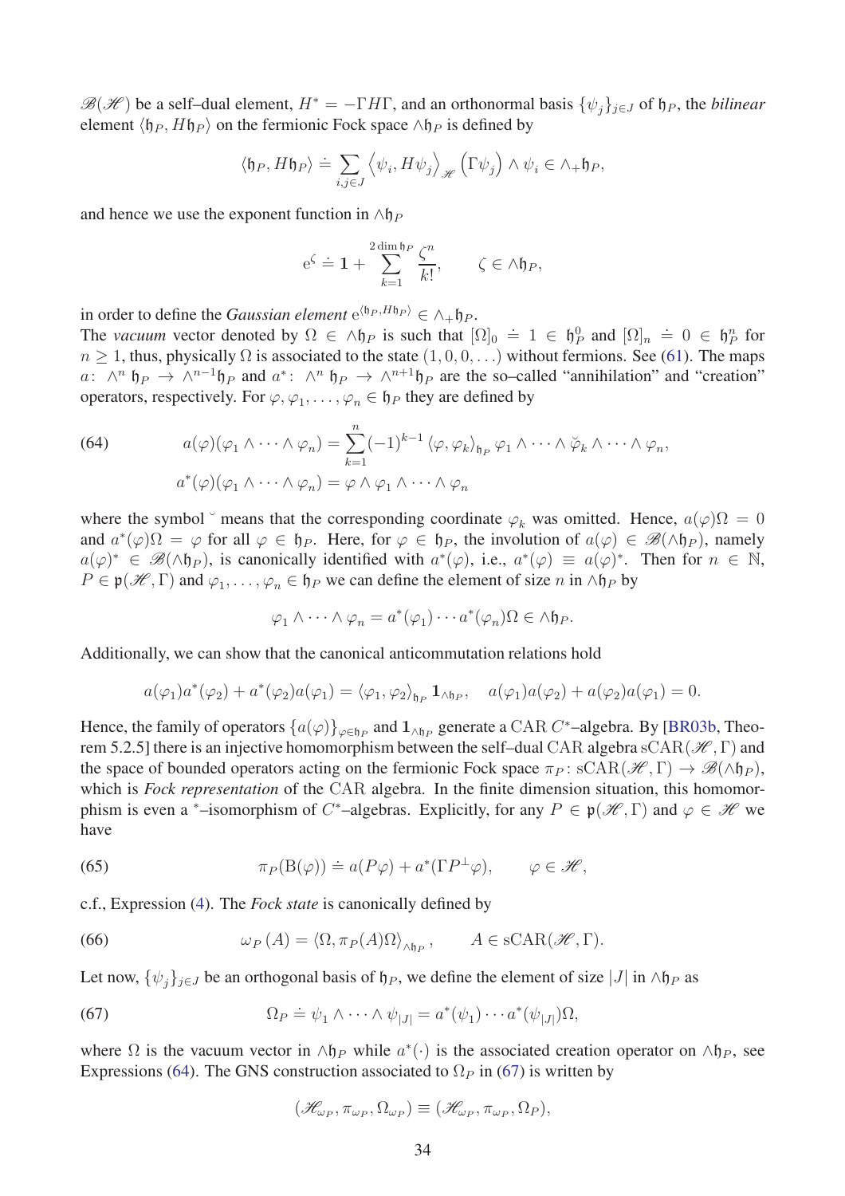$\mathscr{B}(\mathscr{H})$ be a self–dual element, $H^* = -\Gamma H \Gamma$, and an orthonormal basis $\{\psi_j\}_{j\in J}$ of $\mathfrak{h}_P$, the *bilinear* element $\langle \mathfrak{h}_P, H\mathfrak{h}_P\rangle$ on the fermionic Fock space $\wedge \mathfrak{h}_P$ is defined by

$$\langle \mathfrak{h}_P, H\mathfrak{h}_P\rangle \doteq \sum_{i,j\in J} \left\langle \psi_i, H\psi_j\right\rangle_{\mathscr{H}} \left(\Gamma\psi_j\right) \wedge \psi_i \in \wedge_+ \mathfrak{h}_P,$$

and hence we use the exponent function in $\wedge\mathfrak{h}_P$

$$\mathrm{e}^{\zeta} \doteq \mathbf{1} + \sum_{k=1}^{2\dim \mathfrak{h}_P} \frac{\zeta^n}{k!}, \qquad \zeta \in \wedge \mathfrak{h}_P,$$

in order to define the *Gaussian element* $\mathrm{e}^{\langle \mathfrak{h}_P, H\mathfrak{h}_P\rangle} \in \wedge_+\mathfrak{h}_P$.

The *vacuum* vector denoted by $\Omega \in \wedge\mathfrak{h}_P$ is such that $[\Omega]_0 \doteq 1 \in \mathfrak{h}_P^0$ and $[\Omega]_n \doteq 0 \in \mathfrak{h}_P^n$ for $n \geq 1$, thus, physically $\Omega$ is associated to the state $(1, 0, 0, \ldots)$ without fermions. See (61). The maps $a\colon \wedge^n \mathfrak{h}_P \to \wedge^{n-1}\mathfrak{h}_P$ and $a^*\colon \wedge^n \mathfrak{h}_P \to \wedge^{n+1}\mathfrak{h}_P$ are the so–called "annihilation" and "creation" operators, respectively. For $\varphi, \varphi_1, \ldots, \varphi_n \in \mathfrak{h}_P$ they are defined by

$$\begin{aligned} a(\varphi)(\varphi_1 \wedge \cdots \wedge \varphi_n) &= \sum_{k=1}^{n} (-1)^{k-1} \langle \varphi, \varphi_k\rangle_{\mathfrak{h}_P} \varphi_1 \wedge \cdots \wedge \breve{\varphi}_k \wedge \cdots \wedge \varphi_n, \\ a^*(\varphi)(\varphi_1 \wedge \cdots \wedge \varphi_n) &= \varphi \wedge \varphi_1 \wedge \cdots \wedge \varphi_n \end{aligned} \tag{64}$$

where the symbol $\breve{}$ means that the corresponding coordinate $\varphi_k$ was omitted. Hence, $a(\varphi)\Omega = 0$ and $a^*(\varphi)\Omega = \varphi$ for all $\varphi \in \mathfrak{h}_P$. Here, for $\varphi \in \mathfrak{h}_P$, the involution of $a(\varphi) \in \mathscr{B}(\wedge\mathfrak{h}_P)$, namely $a(\varphi)^* \in \mathscr{B}(\wedge\mathfrak{h}_P)$, is canonically identified with $a^*(\varphi)$, i.e., $a^*(\varphi) \equiv a(\varphi)^*$. Then for $n \in \mathbb{N}$, $P \in \mathfrak{p}(\mathscr{H}, \Gamma)$ and $\varphi_1, \ldots, \varphi_n \in \mathfrak{h}_P$ we can define the element of size $n$ in $\wedge\mathfrak{h}_P$ by

$$\varphi_1 \wedge \cdots \wedge \varphi_n = a^*(\varphi_1)\cdots a^*(\varphi_n)\Omega \in \wedge\mathfrak{h}_P.$$

Additionally, we can show that the canonical anticommutation relations hold

$$a(\varphi_1)a^*(\varphi_2) + a^*(\varphi_2)a(\varphi_1) = \langle \varphi_1, \varphi_2\rangle_{\mathfrak{h}_P} \mathbf{1}_{\wedge\mathfrak{h}_P}, \quad a(\varphi_1)a(\varphi_2) + a(\varphi_2)a(\varphi_1) = 0.$$

Hence, the family of operators $\{a(\varphi)\}_{\varphi\in\mathfrak{h}_P}$ and $\mathbf{1}_{\wedge\mathfrak{h}_P}$ generate a $\mathrm{CAR}$ $C^*$–algebra. By [BR03b, Theorem 5.2.5] there is an injective homomorphism between the self–dual CAR algebra $\mathrm{sCAR}(\mathscr{H}, \Gamma)$ and the space of bounded operators acting on the fermionic Fock space $\pi_P\colon \mathrm{sCAR}(\mathscr{H}, \Gamma) \to \mathscr{B}(\wedge\mathfrak{h}_P)$, which is *Fock representation* of the CAR algebra. In the finite dimension situation, this homomorphism is even a $^*$–isomorphism of $C^*$–algebras. Explicitly, for any $P \in \mathfrak{p}(\mathscr{H}, \Gamma)$ and $\varphi \in \mathscr{H}$ we have

$$\pi_P(\mathrm{B}(\varphi)) \doteq a(P\varphi) + a^*(\Gamma P^{\perp}\varphi), \qquad \varphi \in \mathscr{H}, \tag{65}$$

c.f., Expression (4). The *Fock state* is canonically defined by

$$\omega_P(A) = \langle \Omega, \pi_P(A)\Omega\rangle_{\wedge\mathfrak{h}_P}, \qquad A \in \mathrm{sCAR}(\mathscr{H}, \Gamma). \tag{66}$$

Let now, $\{\psi_j\}_{j\in J}$ be an orthogonal basis of $\mathfrak{h}_P$, we define the element of size $|J|$ in $\wedge\mathfrak{h}_P$ as

$$\Omega_P \doteq \psi_1 \wedge \cdots \wedge \psi_{|J|} = a^*(\psi_1)\cdots a^*(\psi_{|J|})\Omega, \tag{67}$$

where $\Omega$ is the vacuum vector in $\wedge\mathfrak{h}_P$ while $a^*(\cdot)$ is the associated creation operator on $\wedge\mathfrak{h}_P$, see Expressions (64). The GNS construction associated to $\Omega_P$ in (67) is written by

$$(\mathscr{H}_{\omega_P}, \pi_{\omega_P}, \Omega_{\omega_P}) \equiv (\mathscr{H}_{\omega_P}, \pi_{\omega_P}, \Omega_P),$$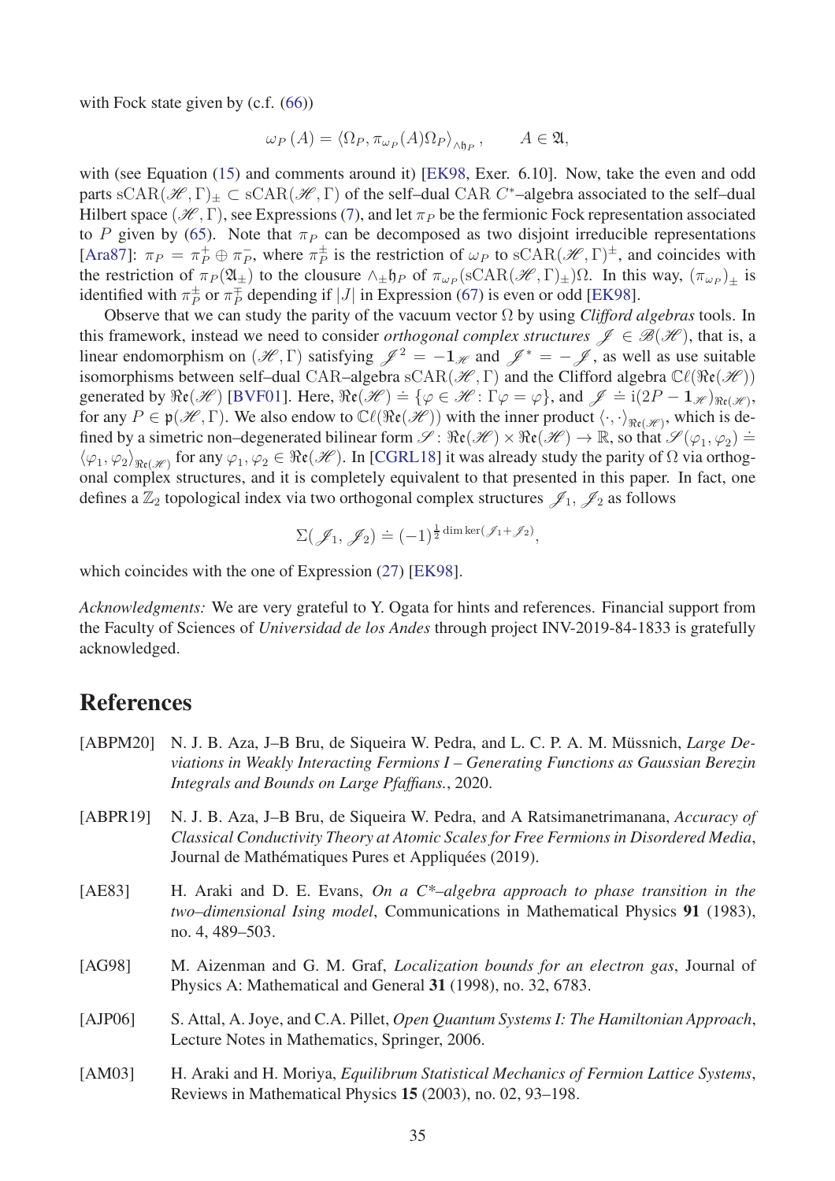with Fock state given by (c.f. (66))

$$\omega_P(A) = \langle \Omega_P, \pi_{\omega_P}(A)\Omega_P\rangle_{\wedge \mathfrak{h}_P}, \qquad A \in \mathfrak{A},$$

with (see Equation (15) and comments around it) [EK98, Exer. 6.10]. Now, take the even and odd parts $\mathrm{sCAR}(\mathscr{H},\Gamma)_\pm \subset \mathrm{sCAR}(\mathscr{H},\Gamma)$ of the self–dual CAR $C^*$–algebra associated to the self–dual Hilbert space $(\mathscr{H},\Gamma)$, see Expressions (7), and let $\pi_P$ be the fermionic Fock representation associated to $P$ given by (65). Note that $\pi_P$ can be decomposed as two disjoint irreducible representations [Ara87]: $\pi_P = \pi_P^+ \oplus \pi_P^-$, where $\pi_P^\pm$ is the restriction of $\omega_P$ to $\mathrm{sCAR}(\mathscr{H},\Gamma)^\pm$, and coincides with the restriction of $\pi_P(\mathfrak{A}_\pm)$ to the clousure $\wedge_\pm \mathfrak{h}_P$ of $\pi_{\omega_P}(\mathrm{sCAR}(\mathscr{H},\Gamma)_\pm)\Omega$. In this way, $(\pi_{\omega_P})_\pm$ is identified with $\pi_P^\pm$ or $\pi_P^\mp$ depending if $|J|$ in Expression (67) is even or odd [EK98].

Observe that we can study the parity of the vacuum vector $\Omega$ by using *Clifford algebras* tools. In this framework, instead we need to consider *orthogonal complex structures* $\mathscr{J} \in \mathscr{B}(\mathscr{H})$, that is, a linear endomorphism on $(\mathscr{H},\Gamma)$ satisfying $\mathscr{J}^2 = -\mathbf{1}_{\mathscr{H}}$ and $\mathscr{J}^* = -\mathscr{J}$, as well as use suitable isomorphisms between self–dual CAR–algebra $\mathrm{sCAR}(\mathscr{H},\Gamma)$ and the Clifford algebra $\mathbb{C}\ell(\mathfrak{Re}(\mathscr{H}))$ generated by $\mathfrak{Re}(\mathscr{H})$ [BVF01]. Here, $\mathfrak{Re}(\mathscr{H}) \doteq \{\varphi \in \mathscr{H} : \Gamma\varphi = \varphi\}$, and $\mathscr{J} \doteq \mathrm{i}(2P - \mathbf{1}_{\mathscr{H}})_{\mathfrak{Re}(\mathscr{H})}$, for any $P \in \mathfrak{p}(\mathscr{H},\Gamma)$. We also endow to $\mathbb{C}\ell(\mathfrak{Re}(\mathscr{H}))$ with the inner product $\langle\cdot,\cdot\rangle_{\mathfrak{Re}(\mathscr{H})}$, which is defined by a simetric non–degenerated bilinear form $\mathscr{S}: \mathfrak{Re}(\mathscr{H}) \times \mathfrak{Re}(\mathscr{H}) \to \mathbb{R}$, so that $\mathscr{S}(\varphi_1,\varphi_2) \doteq \langle\varphi_1,\varphi_2\rangle_{\mathfrak{Re}(\mathscr{H})}$ for any $\varphi_1,\varphi_2 \in \mathfrak{Re}(\mathscr{H})$. In [CGRL18] it was already study the parity of $\Omega$ via orthogonal complex structures, and it is completely equivalent to that presented in this paper. In fact, one defines a $\mathbb{Z}_2$ topological index via two orthogonal complex structures $\mathscr{J}_1$, $\mathscr{J}_2$ as follows

$$\Sigma(\mathscr{J}_1,\mathscr{J}_2) \doteq (-1)^{\frac{1}{2}\dim\ker(\mathscr{J}_1+\mathscr{J}_2)},$$

which coincides with the one of Expression (27) [EK98].

*Acknowledgments:* We are very grateful to Y. Ogata for hints and references. Financial support from the Faculty of Sciences of *Universidad de los Andes* through project INV-2019-84-1833 is gratefully acknowledged.

# References

[ABPM20] N. J. B. Aza, J–B Bru, de Siqueira W. Pedra, and L. C. P. A. M. Müssnich, *Large Deviations in Weakly Interacting Fermions I – Generating Functions as Gaussian Berezin Integrals and Bounds on Large Pfaffians.*, 2020.

[ABPR19] N. J. B. Aza, J–B Bru, de Siqueira W. Pedra, and A Ratsimanetrimanana, *Accuracy of Classical Conductivity Theory at Atomic Scales for Free Fermions in Disordered Media*, Journal de Mathématiques Pures et Appliquées (2019).

[AE83] H. Araki and D. E. Evans, *On a C*–algebra approach to phase transition in the two–dimensional Ising model*, Communications in Mathematical Physics **91** (1983), no. 4, 489–503.

[AG98] M. Aizenman and G. M. Graf, *Localization bounds for an electron gas*, Journal of Physics A: Mathematical and General **31** (1998), no. 32, 6783.

[AJP06] S. Attal, A. Joye, and C.A. Pillet, *Open Quantum Systems I: The Hamiltonian Approach*, Lecture Notes in Mathematics, Springer, 2006.

[AM03] H. Araki and H. Moriya, *Equilibrum Statistical Mechanics of Fermion Lattice Systems*, Reviews in Mathematical Physics **15** (2003), no. 02, 93–198.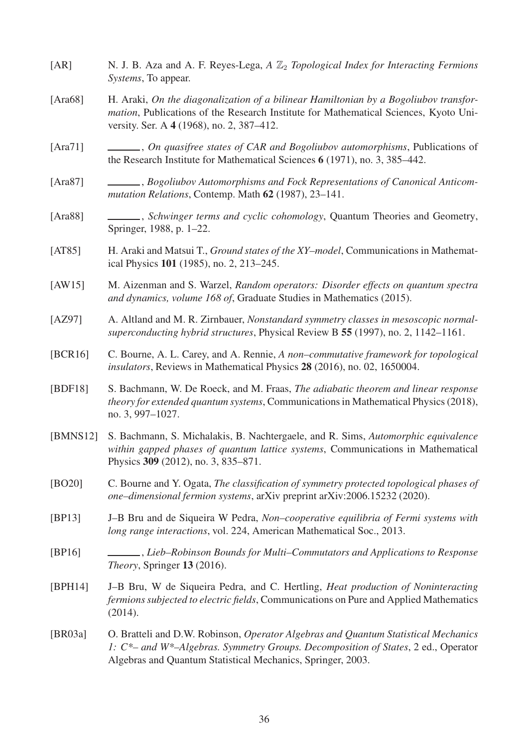[AR] N. J. B. Aza and A. F. Reyes-Lega, *A $\mathbb{Z}_2$ Topological Index for Interacting Fermions Systems*, To appear.

[Ara68] H. Araki, *On the diagonalization of a bilinear Hamiltonian by a Bogoliubov transformation*, Publications of the Research Institute for Mathematical Sciences, Kyoto University. Ser. A **4** (1968), no. 2, 387–412.

[Ara71] ______, *On quasifree states of CAR and Bogoliubov automorphisms*, Publications of the Research Institute for Mathematical Sciences **6** (1971), no. 3, 385–442.

[Ara87] ______, *Bogoliubov Automorphisms and Fock Representations of Canonical Anticommutation Relations*, Contemp. Math **62** (1987), 23–141.

[Ara88] ______, *Schwinger terms and cyclic cohomology*, Quantum Theories and Geometry, Springer, 1988, p. 1–22.

[AT85] H. Araki and Matsui T., *Ground states of the XY–model*, Communications in Mathematical Physics **101** (1985), no. 2, 213–245.

[AW15] M. Aizenman and S. Warzel, *Random operators: Disorder effects on quantum spectra and dynamics, volume 168 of*, Graduate Studies in Mathematics (2015).

[AZ97] A. Altland and M. R. Zirnbauer, *Nonstandard symmetry classes in mesoscopic normal-superconducting hybrid structures*, Physical Review B **55** (1997), no. 2, 1142–1161.

[BCR16] C. Bourne, A. L. Carey, and A. Rennie, *A non–commutative framework for topological insulators*, Reviews in Mathematical Physics **28** (2016), no. 02, 1650004.

[BDF18] S. Bachmann, W. De Roeck, and M. Fraas, *The adiabatic theorem and linear response theory for extended quantum systems*, Communications in Mathematical Physics (2018), no. 3, 997–1027.

[BMNS12] S. Bachmann, S. Michalakis, B. Nachtergaele, and R. Sims, *Automorphic equivalence within gapped phases of quantum lattice systems*, Communications in Mathematical Physics **309** (2012), no. 3, 835–871.

[BO20] C. Bourne and Y. Ogata, *The classification of symmetry protected topological phases of one–dimensional fermion systems*, arXiv preprint arXiv:2006.15232 (2020).

[BP13] J–B Bru and de Siqueira W Pedra, *Non–cooperative equilibria of Fermi systems with long range interactions*, vol. 224, American Mathematical Soc., 2013.

[BP16] ______, *Lieb–Robinson Bounds for Multi–Commutators and Applications to Response Theory*, Springer **13** (2016).

[BPH14] J–B Bru, W de Siqueira Pedra, and C. Hertling, *Heat production of Noninteracting fermions subjected to electric fields*, Communications on Pure and Applied Mathematics (2014).

[BR03a] O. Bratteli and D.W. Robinson, *Operator Algebras and Quantum Statistical Mechanics 1: C*– and W*–Algebras. Symmetry Groups. Decomposition of States*, 2 ed., Operator Algebras and Quantum Statistical Mechanics, Springer, 2003.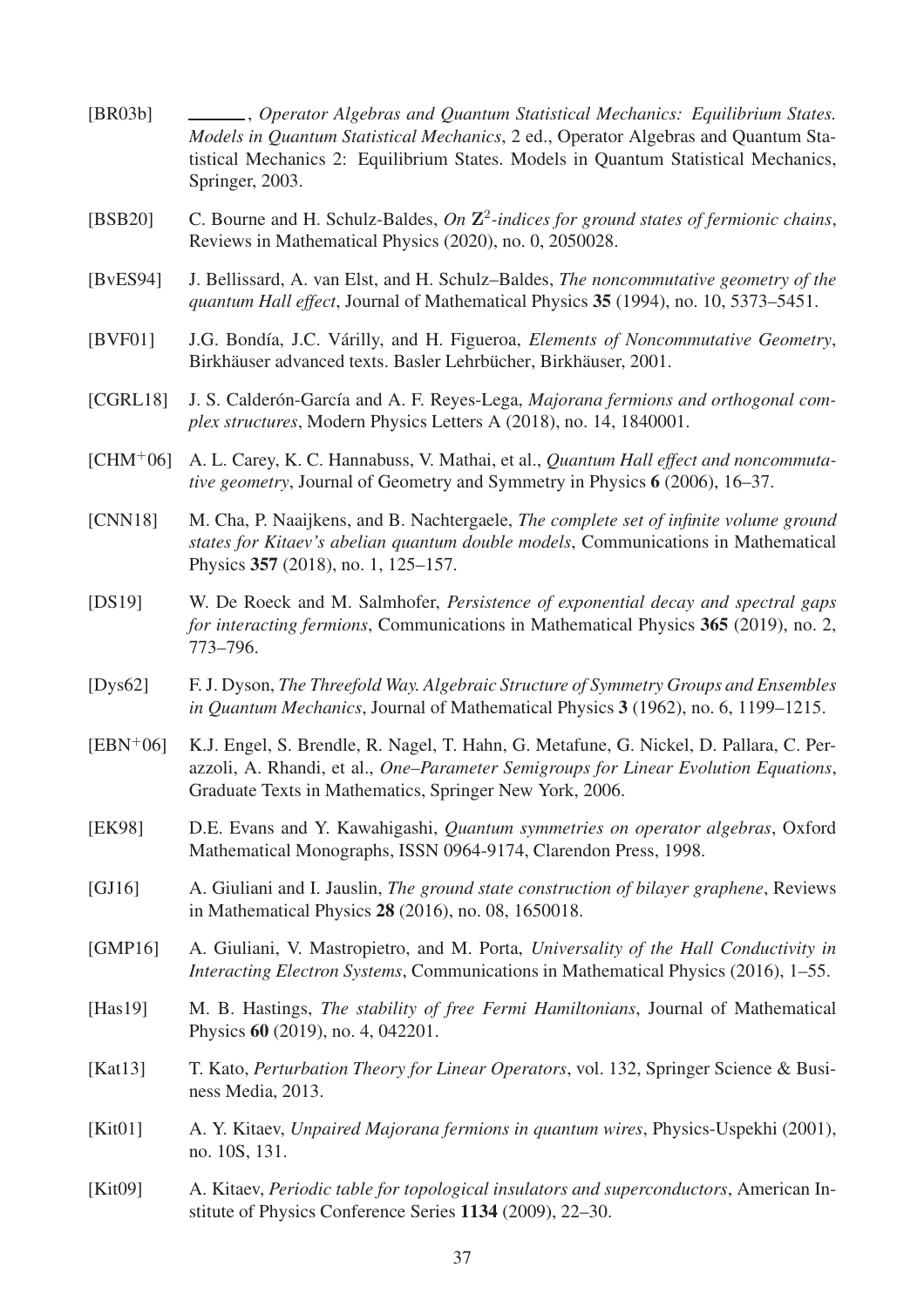[BR03b] ______, *Operator Algebras and Quantum Statistical Mechanics: Equilibrium States. Models in Quantum Statistical Mechanics*, 2 ed., Operator Algebras and Quantum Statistical Mechanics 2: Equilibrium States. Models in Quantum Statistical Mechanics, Springer, 2003.

[BSB20] C. Bourne and H. Schulz-Baldes, *On $\mathbf{Z}^2$-indices for ground states of fermionic chains*, Reviews in Mathematical Physics (2020), no. 0, 2050028.

[BvES94] J. Bellissard, A. van Elst, and H. Schulz–Baldes, *The noncommutative geometry of the quantum Hall effect*, Journal of Mathematical Physics **35** (1994), no. 10, 5373–5451.

[BVF01] J.G. Bondía, J.C. Várilly, and H. Figueroa, *Elements of Noncommutative Geometry*, Birkhäuser advanced texts. Basler Lehrbücher, Birkhäuser, 2001.

[CGRL18] J. S. Calderón-García and A. F. Reyes-Lega, *Majorana fermions and orthogonal complex structures*, Modern Physics Letters A (2018), no. 14, 1840001.

[CHM+06] A. L. Carey, K. C. Hannabuss, V. Mathai, et al., *Quantum Hall effect and noncommutative geometry*, Journal of Geometry and Symmetry in Physics **6** (2006), 16–37.

[CNN18] M. Cha, P. Naaijkens, and B. Nachtergaele, *The complete set of infinite volume ground states for Kitaev's abelian quantum double models*, Communications in Mathematical Physics **357** (2018), no. 1, 125–157.

[DS19] W. De Roeck and M. Salmhofer, *Persistence of exponential decay and spectral gaps for interacting fermions*, Communications in Mathematical Physics **365** (2019), no. 2, 773–796.

[Dys62] F. J. Dyson, *The Threefold Way. Algebraic Structure of Symmetry Groups and Ensembles in Quantum Mechanics*, Journal of Mathematical Physics **3** (1962), no. 6, 1199–1215.

[EBN+06] K.J. Engel, S. Brendle, R. Nagel, T. Hahn, G. Metafune, G. Nickel, D. Pallara, C. Perazzoli, A. Rhandi, et al., *One–Parameter Semigroups for Linear Evolution Equations*, Graduate Texts in Mathematics, Springer New York, 2006.

[EK98] D.E. Evans and Y. Kawahigashi, *Quantum symmetries on operator algebras*, Oxford Mathematical Monographs, ISSN 0964-9174, Clarendon Press, 1998.

[GJ16] A. Giuliani and I. Jauslin, *The ground state construction of bilayer graphene*, Reviews in Mathematical Physics **28** (2016), no. 08, 1650018.

[GMP16] A. Giuliani, V. Mastropietro, and M. Porta, *Universality of the Hall Conductivity in Interacting Electron Systems*, Communications in Mathematical Physics (2016), 1–55.

[Has19] M. B. Hastings, *The stability of free Fermi Hamiltonians*, Journal of Mathematical Physics **60** (2019), no. 4, 042201.

[Kat13] T. Kato, *Perturbation Theory for Linear Operators*, vol. 132, Springer Science & Business Media, 2013.

[Kit01] A. Y. Kitaev, *Unpaired Majorana fermions in quantum wires*, Physics-Uspekhi (2001), no. 10S, 131.

[Kit09] A. Kitaev, *Periodic table for topological insulators and superconductors*, American Institute of Physics Conference Series **1134** (2009), 22–30.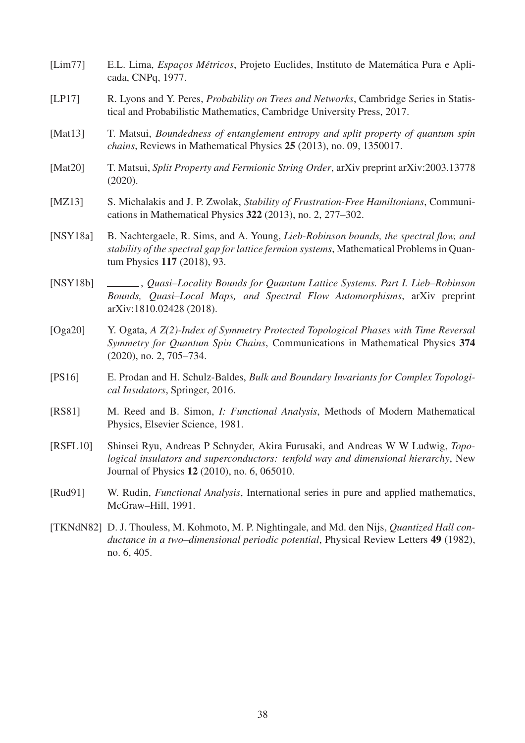[Lim77] E.L. Lima, *Espaços Métricos*, Projeto Euclides, Instituto de Matemática Pura e Aplicada, CNPq, 1977.

[LP17] R. Lyons and Y. Peres, *Probability on Trees and Networks*, Cambridge Series in Statistical and Probabilistic Mathematics, Cambridge University Press, 2017.

[Mat13] T. Matsui, *Boundedness of entanglement entropy and split property of quantum spin chains*, Reviews in Mathematical Physics **25** (2013), no. 09, 1350017.

[Mat20] T. Matsui, *Split Property and Fermionic String Order*, arXiv preprint arXiv:2003.13778 (2020).

[MZ13] S. Michalakis and J. P. Zwolak, *Stability of Frustration-Free Hamiltonians*, Communications in Mathematical Physics **322** (2013), no. 2, 277–302.

[NSY18a] B. Nachtergaele, R. Sims, and A. Young, *Lieb-Robinson bounds, the spectral flow, and stability of the spectral gap for lattice fermion systems*, Mathematical Problems in Quantum Physics **117** (2018), 93.

[NSY18b] ______, *Quasi–Locality Bounds for Quantum Lattice Systems. Part I. Lieb–Robinson Bounds, Quasi–Local Maps, and Spectral Flow Automorphisms*, arXiv preprint arXiv:1810.02428 (2018).

[Oga20] Y. Ogata, *A Z(2)-Index of Symmetry Protected Topological Phases with Time Reversal Symmetry for Quantum Spin Chains*, Communications in Mathematical Physics **374** (2020), no. 2, 705–734.

[PS16] E. Prodan and H. Schulz-Baldes, *Bulk and Boundary Invariants for Complex Topological Insulators*, Springer, 2016.

[RS81] M. Reed and B. Simon, *I: Functional Analysis*, Methods of Modern Mathematical Physics, Elsevier Science, 1981.

[RSFL10] Shinsei Ryu, Andreas P Schnyder, Akira Furusaki, and Andreas W W Ludwig, *Topological insulators and superconductors: tenfold way and dimensional hierarchy*, New Journal of Physics **12** (2010), no. 6, 065010.

[Rud91] W. Rudin, *Functional Analysis*, International series in pure and applied mathematics, McGraw–Hill, 1991.

[TKNdN82] D. J. Thouless, M. Kohmoto, M. P. Nightingale, and Md. den Nijs, *Quantized Hall conductance in a two–dimensional periodic potential*, Physical Review Letters **49** (1982), no. 6, 405.